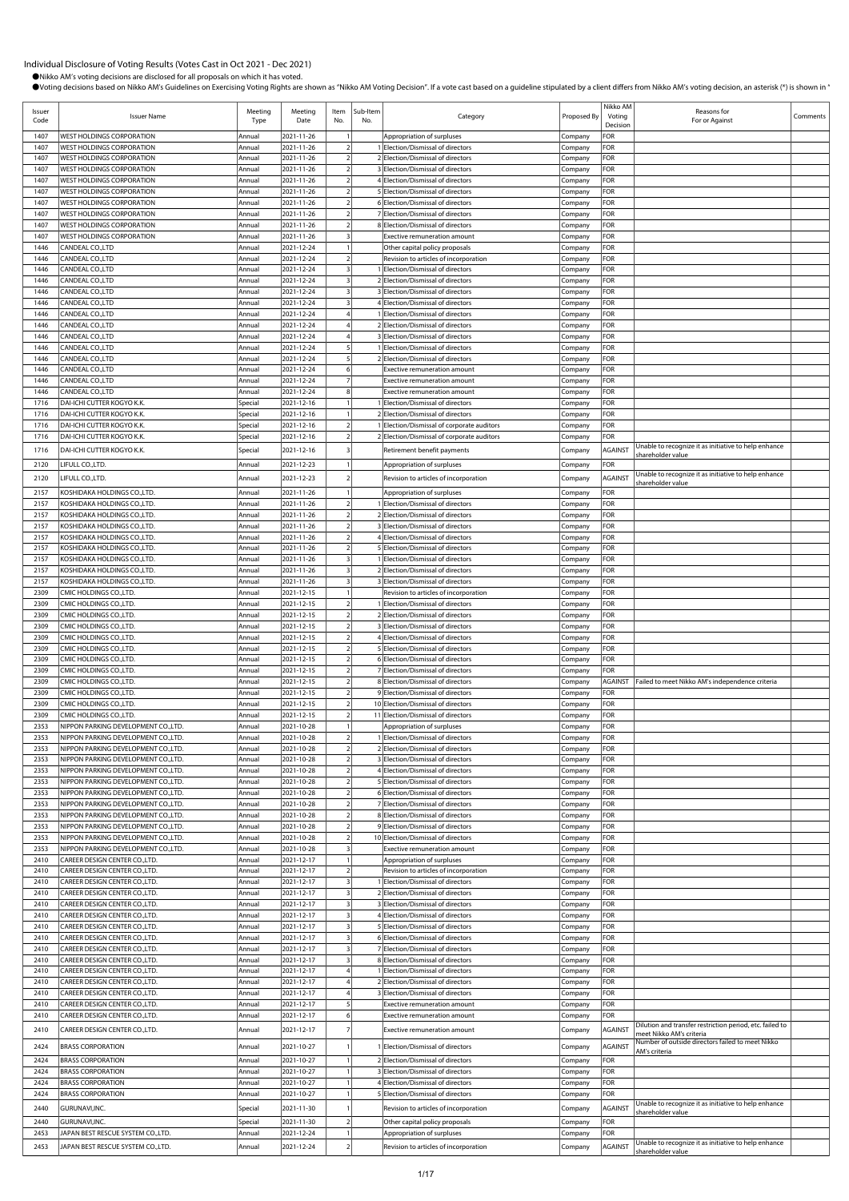# Individual Disclosure of Voting Results (Votes Cast in Oct 2021 - Dec 2021)

●Nikko AM's voting decisions are disclosed for all proposals on which it has voted.

●Voting decisions based on Nikko AM's Guidelines on Exercising Voting Rights are shown as "Nikko AM Voting Decision". If a vote cast based on a guideline stipulated by a client differs from Nikko AM's voting decision, an asterisk (*) is shown in "

| Issuer Code | Issuer Name | Meeting Type | Meeting Date | Item No. | Sub-Item No. | Category | Proposed By | Nikko AM Voting Decision | Reasons for For or Against | Comments |
|---|---|---|---|---|---|---|---|---|---|---|
| 1407 | WEST HOLDINGS CORPORATION | Annual | 2021-11-26 | 1 | | Appropriation of surpluses | Company | FOR | | |
| 1407 | WEST HOLDINGS CORPORATION | Annual | 2021-11-26 | 2 | 1 | Election/Dismissal of directors | Company | FOR | | |
| 1407 | WEST HOLDINGS CORPORATION | Annual | 2021-11-26 | 2 | 2 | Election/Dismissal of directors | Company | FOR | | |
| 1407 | WEST HOLDINGS CORPORATION | Annual | 2021-11-26 | 2 | 3 | Election/Dismissal of directors | Company | FOR | | |
| 1407 | WEST HOLDINGS CORPORATION | Annual | 2021-11-26 | 2 | 4 | Election/Dismissal of directors | Company | FOR | | |
| 1407 | WEST HOLDINGS CORPORATION | Annual | 2021-11-26 | 2 | 5 | Election/Dismissal of directors | Company | FOR | | |
| 1407 | WEST HOLDINGS CORPORATION | Annual | 2021-11-26 | 2 | 6 | Election/Dismissal of directors | Company | FOR | | |
| 1407 | WEST HOLDINGS CORPORATION | Annual | 2021-11-26 | 2 | 7 | Election/Dismissal of directors | Company | FOR | | |
| 1407 | WEST HOLDINGS CORPORATION | Annual | 2021-11-26 | 2 | 8 | Election/Dismissal of directors | Company | FOR | | |
| 1407 | WEST HOLDINGS CORPORATION | Annual | 2021-11-26 | 3 | | Exective remuneration amount | Company | FOR | | |
| 1446 | CANDEAL CO.,LTD | Annual | 2021-12-24 | 1 | | Other capital policy proposals | Company | FOR | | |
| 1446 | CANDEAL CO.,LTD | Annual | 2021-12-24 | 2 | | Revision to articles of incorporation | Company | FOR | | |
| 1446 | CANDEAL CO.,LTD | Annual | 2021-12-24 | 3 | 1 | Election/Dismissal of directors | Company | FOR | | |
| 1446 | CANDEAL CO.,LTD | Annual | 2021-12-24 | 3 | 2 | Election/Dismissal of directors | Company | FOR | | |
| 1446 | CANDEAL CO.,LTD | Annual | 2021-12-24 | 3 | 3 | Election/Dismissal of directors | Company | FOR | | |
| 1446 | CANDEAL CO.,LTD | Annual | 2021-12-24 | 3 | 4 | Election/Dismissal of directors | Company | FOR | | |
| 1446 | CANDEAL CO.,LTD | Annual | 2021-12-24 | 4 | 1 | Election/Dismissal of directors | Company | FOR | | |
| 1446 | CANDEAL CO.,LTD | Annual | 2021-12-24 | 4 | 2 | Election/Dismissal of directors | Company | FOR | | |
| 1446 | CANDEAL CO.,LTD | Annual | 2021-12-24 | 4 | 3 | Election/Dismissal of directors | Company | FOR | | |
| 1446 | CANDEAL CO.,LTD | Annual | 2021-12-24 | 5 | 1 | Election/Dismissal of directors | Company | FOR | | |
| 1446 | CANDEAL CO.,LTD | Annual | 2021-12-24 | 5 | 2 | Election/Dismissal of directors | Company | FOR | | |
| 1446 | CANDEAL CO.,LTD | Annual | 2021-12-24 | 6 | | Exective remuneration amount | Company | FOR | | |
| 1446 | CANDEAL CO.,LTD | Annual | 2021-12-24 | 7 | | Exective remuneration amount | Company | FOR | | |
| 1446 | CANDEAL CO.,LTD | Annual | 2021-12-24 | 8 | | Exective remuneration amount | Company | FOR | | |
| 1716 | DAI-ICHI CUTTER KOGYO K.K. | Special | 2021-12-16 | 1 | 1 | Election/Dismissal of directors | Company | FOR | | |
| 1716 | DAI-ICHI CUTTER KOGYO K.K. | Special | 2021-12-16 | 1 | 2 | Election/Dismissal of directors | Company | FOR | | |
| 1716 | DAI-ICHI CUTTER KOGYO K.K. | Special | 2021-12-16 | 2 | 1 | Election/Dismissal of corporate auditors | Company | FOR | | |
| 1716 | DAI-ICHI CUTTER KOGYO K.K. | Special | 2021-12-16 | 2 | 2 | Election/Dismissal of corporate auditors | Company | FOR | | |
| 1716 | DAI-ICHI CUTTER KOGYO K.K. | Special | 2021-12-16 | 3 | | Retirement benefit payments | Company | AGAINST | Unable to recognize it as initiative to help enhance shareholder value | |
| 2120 | LIFULL CO.,LTD. | Annual | 2021-12-23 | 1 | | Appropriation of surpluses | Company | FOR | | |
| 2120 | LIFULL CO.,LTD. | Annual | 2021-12-23 | 2 | | Revision to articles of incorporation | Company | AGAINST | Unable to recognize it as initiative to help enhance shareholder value | |
| 2157 | KOSHIDAKA HOLDINGS CO.,LTD. | Annual | 2021-11-26 | 1 | | Appropriation of surpluses | Company | FOR | | |
| 2157 | KOSHIDAKA HOLDINGS CO.,LTD. | Annual | 2021-11-26 | 2 | 1 | Election/Dismissal of directors | Company | FOR | | |
| 2157 | KOSHIDAKA HOLDINGS CO.,LTD. | Annual | 2021-11-26 | 2 | 2 | Election/Dismissal of directors | Company | FOR | | |
| 2157 | KOSHIDAKA HOLDINGS CO.,LTD. | Annual | 2021-11-26 | 2 | 3 | Election/Dismissal of directors | Company | FOR | | |
| 2157 | KOSHIDAKA HOLDINGS CO.,LTD. | Annual | 2021-11-26 | 2 | 4 | Election/Dismissal of directors | Company | FOR | | |
| 2157 | KOSHIDAKA HOLDINGS CO.,LTD. | Annual | 2021-11-26 | 2 | 5 | Election/Dismissal of directors | Company | FOR | | |
| 2157 | KOSHIDAKA HOLDINGS CO.,LTD. | Annual | 2021-11-26 | 3 | 1 | Election/Dismissal of directors | Company | FOR | | |
| 2157 | KOSHIDAKA HOLDINGS CO.,LTD. | Annual | 2021-11-26 | 3 | 2 | Election/Dismissal of directors | Company | FOR | | |
| 2157 | KOSHIDAKA HOLDINGS CO.,LTD. | Annual | 2021-11-26 | 3 | 3 | Election/Dismissal of directors | Company | FOR | | |
| 2309 | CMIC HOLDINGS CO.,LTD. | Annual | 2021-12-15 | 1 | | Revision to articles of incorporation | Company | FOR | | |
| 2309 | CMIC HOLDINGS CO.,LTD. | Annual | 2021-12-15 | 2 | 1 | Election/Dismissal of directors | Company | FOR | | |
| 2309 | CMIC HOLDINGS CO.,LTD. | Annual | 2021-12-15 | 2 | 2 | Election/Dismissal of directors | Company | FOR | | |
| 2309 | CMIC HOLDINGS CO.,LTD. | Annual | 2021-12-15 | 2 | 3 | Election/Dismissal of directors | Company | FOR | | |
| 2309 | CMIC HOLDINGS CO.,LTD. | Annual | 2021-12-15 | 2 | 4 | Election/Dismissal of directors | Company | FOR | | |
| 2309 | CMIC HOLDINGS CO.,LTD. | Annual | 2021-12-15 | 2 | 5 | Election/Dismissal of directors | Company | FOR | | |
| 2309 | CMIC HOLDINGS CO.,LTD. | Annual | 2021-12-15 | 2 | 6 | Election/Dismissal of directors | Company | FOR | | |
| 2309 | CMIC HOLDINGS CO.,LTD. | Annual | 2021-12-15 | 2 | 7 | Election/Dismissal of directors | Company | FOR | | |
| 2309 | CMIC HOLDINGS CO.,LTD. | Annual | 2021-12-15 | 2 | 8 | Election/Dismissal of directors | Company | AGAINST | Failed to meet Nikko AM's independence criteria | |
| 2309 | CMIC HOLDINGS CO.,LTD. | Annual | 2021-12-15 | 2 | 9 | Election/Dismissal of directors | Company | FOR | | |
| 2309 | CMIC HOLDINGS CO.,LTD. | Annual | 2021-12-15 | 2 | 10 | Election/Dismissal of directors | Company | FOR | | |
| 2309 | CMIC HOLDINGS CO.,LTD. | Annual | 2021-12-15 | 2 | 11 | Election/Dismissal of directors | Company | FOR | | |
| 2353 | NIPPON PARKING DEVELOPMENT CO.,LTD. | Annual | 2021-10-28 | 1 | | Appropriation of surpluses | Company | FOR | | |
| 2353 | NIPPON PARKING DEVELOPMENT CO.,LTD. | Annual | 2021-10-28 | 2 | 1 | Election/Dismissal of directors | Company | FOR | | |
| 2353 | NIPPON PARKING DEVELOPMENT CO.,LTD. | Annual | 2021-10-28 | 2 | 2 | Election/Dismissal of directors | Company | FOR | | |
| 2353 | NIPPON PARKING DEVELOPMENT CO.,LTD. | Annual | 2021-10-28 | 2 | 3 | Election/Dismissal of directors | Company | FOR | | |
| 2353 | NIPPON PARKING DEVELOPMENT CO.,LTD. | Annual | 2021-10-28 | 2 | 4 | Election/Dismissal of directors | Company | FOR | | |
| 2353 | NIPPON PARKING DEVELOPMENT CO.,LTD. | Annual | 2021-10-28 | 2 | 5 | Election/Dismissal of directors | Company | FOR | | |
| 2353 | NIPPON PARKING DEVELOPMENT CO.,LTD. | Annual | 2021-10-28 | 2 | 6 | Election/Dismissal of directors | Company | FOR | | |
| 2353 | NIPPON PARKING DEVELOPMENT CO.,LTD. | Annual | 2021-10-28 | 2 | 7 | Election/Dismissal of directors | Company | FOR | | |
| 2353 | NIPPON PARKING DEVELOPMENT CO.,LTD. | Annual | 2021-10-28 | 2 | 8 | Election/Dismissal of directors | Company | FOR | | |
| 2353 | NIPPON PARKING DEVELOPMENT CO.,LTD. | Annual | 2021-10-28 | 2 | 9 | Election/Dismissal of directors | Company | FOR | | |
| 2353 | NIPPON PARKING DEVELOPMENT CO.,LTD. | Annual | 2021-10-28 | 2 | 10 | Election/Dismissal of directors | Company | FOR | | |
| 2353 | NIPPON PARKING DEVELOPMENT CO.,LTD. | Annual | 2021-10-28 | 3 | | Exective remuneration amount | Company | FOR | | |
| 2410 | CAREER DESIGN CENTER CO.,LTD. | Annual | 2021-12-17 | 1 | | Appropriation of surpluses | Company | FOR | | |
| 2410 | CAREER DESIGN CENTER CO.,LTD. | Annual | 2021-12-17 | 2 | | Revision to articles of incorporation | Company | FOR | | |
| 2410 | CAREER DESIGN CENTER CO.,LTD. | Annual | 2021-12-17 | 3 | 1 | Election/Dismissal of directors | Company | FOR | | |
| 2410 | CAREER DESIGN CENTER CO.,LTD. | Annual | 2021-12-17 | 3 | 2 | Election/Dismissal of directors | Company | FOR | | |
| 2410 | CAREER DESIGN CENTER CO.,LTD. | Annual | 2021-12-17 | 3 | 3 | Election/Dismissal of directors | Company | FOR | | |
| 2410 | CAREER DESIGN CENTER CO.,LTD. | Annual | 2021-12-17 | 3 | 4 | Election/Dismissal of directors | Company | FOR | | |
| 2410 | CAREER DESIGN CENTER CO.,LTD. | Annual | 2021-12-17 | 3 | 5 | Election/Dismissal of directors | Company | FOR | | |
| 2410 | CAREER DESIGN CENTER CO.,LTD. | Annual | 2021-12-17 | 3 | 6 | Election/Dismissal of directors | Company | FOR | | |
| 2410 | CAREER DESIGN CENTER CO.,LTD. | Annual | 2021-12-17 | 3 | 7 | Election/Dismissal of directors | Company | FOR | | |
| 2410 | CAREER DESIGN CENTER CO.,LTD. | Annual | 2021-12-17 | 3 | 8 | Election/Dismissal of directors | Company | FOR | | |
| 2410 | CAREER DESIGN CENTER CO.,LTD. | Annual | 2021-12-17 | 4 | 1 | Election/Dismissal of directors | Company | FOR | | |
| 2410 | CAREER DESIGN CENTER CO.,LTD. | Annual | 2021-12-17 | 4 | 2 | Election/Dismissal of directors | Company | FOR | | |
| 2410 | CAREER DESIGN CENTER CO.,LTD. | Annual | 2021-12-17 | 4 | 3 | Election/Dismissal of directors | Company | FOR | | |
| 2410 | CAREER DESIGN CENTER CO.,LTD. | Annual | 2021-12-17 | 5 | | Exective remuneration amount | Company | FOR | | |
| 2410 | CAREER DESIGN CENTER CO.,LTD. | Annual | 2021-12-17 | 6 | | Exective remuneration amount | Company | FOR | | |
| 2410 | CAREER DESIGN CENTER CO.,LTD. | Annual | 2021-12-17 | 7 | | Exective remuneration amount | Company | AGAINST | Dilution and transfer restriction period, etc. failed to meet Nikko AM's criteria | |
| 2424 | BRASS CORPORATION | Annual | 2021-10-27 | 1 | 1 | Election/Dismissal of directors | Company | AGAINST | Number of outside directors failed to meet Nikko AM's criteria | |
| 2424 | BRASS CORPORATION | Annual | 2021-10-27 | 1 | 2 | Election/Dismissal of directors | Company | FOR | | |
| 2424 | BRASS CORPORATION | Annual | 2021-10-27 | 1 | 3 | Election/Dismissal of directors | Company | FOR | | |
| 2424 | BRASS CORPORATION | Annual | 2021-10-27 | 1 | 4 | Election/Dismissal of directors | Company | FOR | | |
| 2424 | BRASS CORPORATION | Annual | 2021-10-27 | 1 | 5 | Election/Dismissal of directors | Company | FOR | | |
| 2440 | GURUNAVI,INC. | Special | 2021-11-30 | 1 | | Revision to articles of incorporation | Company | AGAINST | Unable to recognize it as initiative to help enhance shareholder value | |
| 2440 | GURUNAVI,INC. | Special | 2021-11-30 | 2 | | Other capital policy proposals | Company | FOR | | |
| 2453 | JAPAN BEST RESCUE SYSTEM CO.,LTD. | Annual | 2021-12-24 | 1 | | Appropriation of surpluses | Company | FOR | | |
| 2453 | JAPAN BEST RESCUE SYSTEM CO.,LTD. | Annual | 2021-12-24 | 2 | | Revision to articles of incorporation | Company | AGAINST | Unable to recognize it as initiative to help enhance shareholder value | |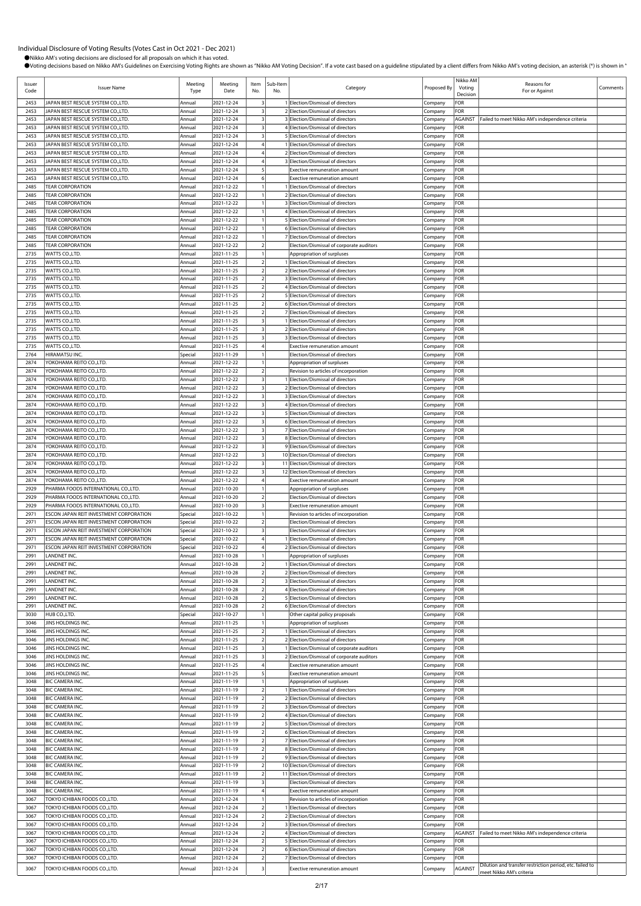# Individual Disclosure of Voting Results (Votes Cast in Oct 2021 - Dec 2021)

●Nikko AM's voting decisions are disclosed for all proposals on which it has voted.

●Voting decisions based on Nikko AM's Guidelines on Exercising Voting Rights are shown as "Nikko AM Voting Decision". If a vote cast based on a guideline stipulated by a client differs from Nikko AM's voting decision, an asterisk (*) is shown in "

| Issuer Code | Issuer Name | Meeting Type | Meeting Date | Item No. | Sub-Item No. | Category | Proposed By | Nikko AM Voting Decision | Reasons for For or Against | Comments |
|---|---|---|---|---|---|---|---|---|---|---|
| 2453 | JAPAN BEST RESCUE SYSTEM CO.,LTD. | Annual | 2021-12-24 | 3 | 1 | Election/Dismissal of directors | Company | FOR | | |
| 2453 | JAPAN BEST RESCUE SYSTEM CO.,LTD. | Annual | 2021-12-24 | 3 | 2 | Election/Dismissal of directors | Company | FOR | | |
| 2453 | JAPAN BEST RESCUE SYSTEM CO.,LTD. | Annual | 2021-12-24 | 3 | 3 | Election/Dismissal of directors | Company | AGAINST | Failed to meet Nikko AM's independence criteria | |
| 2453 | JAPAN BEST RESCUE SYSTEM CO.,LTD. | Annual | 2021-12-24 | 3 | 4 | Election/Dismissal of directors | Company | FOR | | |
| 2453 | JAPAN BEST RESCUE SYSTEM CO.,LTD. | Annual | 2021-12-24 | 3 | 5 | Election/Dismissal of directors | Company | FOR | | |
| 2453 | JAPAN BEST RESCUE SYSTEM CO.,LTD. | Annual | 2021-12-24 | 4 | 1 | Election/Dismissal of directors | Company | FOR | | |
| 2453 | JAPAN BEST RESCUE SYSTEM CO.,LTD. | Annual | 2021-12-24 | 4 | 2 | Election/Dismissal of directors | Company | FOR | | |
| 2453 | JAPAN BEST RESCUE SYSTEM CO.,LTD. | Annual | 2021-12-24 | 4 | 3 | Election/Dismissal of directors | Company | FOR | | |
| 2453 | JAPAN BEST RESCUE SYSTEM CO.,LTD. | Annual | 2021-12-24 | 5 | | Exective remuneration amount | Company | FOR | | |
| 2453 | JAPAN BEST RESCUE SYSTEM CO.,LTD. | Annual | 2021-12-24 | 6 | | Exective remuneration amount | Company | FOR | | |
| 2485 | TEAR CORPORATION | Annual | 2021-12-22 | 1 | 1 | Election/Dismissal of directors | Company | FOR | | |
| 2485 | TEAR CORPORATION | Annual | 2021-12-22 | 1 | 2 | Election/Dismissal of directors | Company | FOR | | |
| 2485 | TEAR CORPORATION | Annual | 2021-12-22 | 1 | 3 | Election/Dismissal of directors | Company | FOR | | |
| 2485 | TEAR CORPORATION | Annual | 2021-12-22 | 1 | 4 | Election/Dismissal of directors | Company | FOR | | |
| 2485 | TEAR CORPORATION | Annual | 2021-12-22 | 1 | 5 | Election/Dismissal of directors | Company | FOR | | |
| 2485 | TEAR CORPORATION | Annual | 2021-12-22 | 1 | 6 | Election/Dismissal of directors | Company | FOR | | |
| 2485 | TEAR CORPORATION | Annual | 2021-12-22 | 1 | 7 | Election/Dismissal of directors | Company | FOR | | |
| 2485 | TEAR CORPORATION | Annual | 2021-12-22 | 2 | | Election/Dismissal of corporate auditors | Company | FOR | | |
| 2735 | WATTS CO.,LTD. | Annual | 2021-11-25 | 1 | | Appropriation of surpluses | Company | FOR | | |
| 2735 | WATTS CO.,LTD. | Annual | 2021-11-25 | 2 | 1 | Election/Dismissal of directors | Company | FOR | | |
| 2735 | WATTS CO.,LTD. | Annual | 2021-11-25 | 2 | 2 | Election/Dismissal of directors | Company | FOR | | |
| 2735 | WATTS CO.,LTD. | Annual | 2021-11-25 | 2 | 3 | Election/Dismissal of directors | Company | FOR | | |
| 2735 | WATTS CO.,LTD. | Annual | 2021-11-25 | 2 | 4 | Election/Dismissal of directors | Company | FOR | | |
| 2735 | WATTS CO.,LTD. | Annual | 2021-11-25 | 2 | 5 | Election/Dismissal of directors | Company | FOR | | |
| 2735 | WATTS CO.,LTD. | Annual | 2021-11-25 | 2 | 6 | Election/Dismissal of directors | Company | FOR | | |
| 2735 | WATTS CO.,LTD. | Annual | 2021-11-25 | 2 | 7 | Election/Dismissal of directors | Company | FOR | | |
| 2735 | WATTS CO.,LTD. | Annual | 2021-11-25 | 3 | 1 | Election/Dismissal of directors | Company | FOR | | |
| 2735 | WATTS CO.,LTD. | Annual | 2021-11-25 | 3 | 2 | Election/Dismissal of directors | Company | FOR | | |
| 2735 | WATTS CO.,LTD. | Annual | 2021-11-25 | 3 | 3 | Election/Dismissal of directors | Company | FOR | | |
| 2735 | WATTS CO.,LTD. | Annual | 2021-11-25 | 4 | | Exective remuneration amount | Company | FOR | | |
| 2764 | HIRAMATSU INC. | Special | 2021-11-29 | 1 | | Election/Dismissal of directors | Company | FOR | | |
| 2874 | YOKOHAMA REITO CO.,LTD. | Annual | 2021-12-22 | 1 | | Appropriation of surpluses | Company | FOR | | |
| 2874 | YOKOHAMA REITO CO.,LTD. | Annual | 2021-12-22 | 2 | | Revision to articles of incorporation | Company | FOR | | |
| 2874 | YOKOHAMA REITO CO.,LTD. | Annual | 2021-12-22 | 3 | 1 | Election/Dismissal of directors | Company | FOR | | |
| 2874 | YOKOHAMA REITO CO.,LTD. | Annual | 2021-12-22 | 3 | 2 | Election/Dismissal of directors | Company | FOR | | |
| 2874 | YOKOHAMA REITO CO.,LTD. | Annual | 2021-12-22 | 3 | 3 | Election/Dismissal of directors | Company | FOR | | |
| 2874 | YOKOHAMA REITO CO.,LTD. | Annual | 2021-12-22 | 3 | 4 | Election/Dismissal of directors | Company | FOR | | |
| 2874 | YOKOHAMA REITO CO.,LTD. | Annual | 2021-12-22 | 3 | 5 | Election/Dismissal of directors | Company | FOR | | |
| 2874 | YOKOHAMA REITO CO.,LTD. | Annual | 2021-12-22 | 3 | 6 | Election/Dismissal of directors | Company | FOR | | |
| 2874 | YOKOHAMA REITO CO.,LTD. | Annual | 2021-12-22 | 3 | 7 | Election/Dismissal of directors | Company | FOR | | |
| 2874 | YOKOHAMA REITO CO.,LTD. | Annual | 2021-12-22 | 3 | 8 | Election/Dismissal of directors | Company | FOR | | |
| 2874 | YOKOHAMA REITO CO.,LTD. | Annual | 2021-12-22 | 3 | 9 | Election/Dismissal of directors | Company | FOR | | |
| 2874 | YOKOHAMA REITO CO.,LTD. | Annual | 2021-12-22 | 3 | 10 | Election/Dismissal of directors | Company | FOR | | |
| 2874 | YOKOHAMA REITO CO.,LTD. | Annual | 2021-12-22 | 3 | 11 | Election/Dismissal of directors | Company | FOR | | |
| 2874 | YOKOHAMA REITO CO.,LTD. | Annual | 2021-12-22 | 3 | 12 | Election/Dismissal of directors | Company | FOR | | |
| 2874 | YOKOHAMA REITO CO.,LTD. | Annual | 2021-12-22 | 4 | | Exective remuneration amount | Company | FOR | | |
| 2929 | PHARMA FOODS INTERNATIONAL CO.,LTD. | Annual | 2021-10-20 | 1 | | Appropriation of surpluses | Company | FOR | | |
| 2929 | PHARMA FOODS INTERNATIONAL CO.,LTD. | Annual | 2021-10-20 | 2 | | Election/Dismissal of directors | Company | FOR | | |
| 2929 | PHARMA FOODS INTERNATIONAL CO.,LTD. | Annual | 2021-10-20 | 3 | | Exective remuneration amount | Company | FOR | | |
| 2971 | ESCON JAPAN REIT INVESTMENT CORPORATION | Special | 2021-10-22 | 1 | | Revision to articles of incorporation | Company | FOR | | |
| 2971 | ESCON JAPAN REIT INVESTMENT CORPORATION | Special | 2021-10-22 | 2 | | Election/Dismissal of directors | Company | FOR | | |
| 2971 | ESCON JAPAN REIT INVESTMENT CORPORATION | Special | 2021-10-22 | 3 | | Election/Dismissal of directors | Company | FOR | | |
| 2971 | ESCON JAPAN REIT INVESTMENT CORPORATION | Special | 2021-10-22 | 4 | 1 | Election/Dismissal of directors | Company | FOR | | |
| 2971 | ESCON JAPAN REIT INVESTMENT CORPORATION | Special | 2021-10-22 | 4 | 2 | Election/Dismissal of directors | Company | FOR | | |
| 2991 | LANDNET INC. | Annual | 2021-10-28 | 1 | | Appropriation of surpluses | Company | FOR | | |
| 2991 | LANDNET INC. | Annual | 2021-10-28 | 2 | 1 | Election/Dismissal of directors | Company | FOR | | |
| 2991 | LANDNET INC. | Annual | 2021-10-28 | 2 | 2 | Election/Dismissal of directors | Company | FOR | | |
| 2991 | LANDNET INC. | Annual | 2021-10-28 | 2 | 3 | Election/Dismissal of directors | Company | FOR | | |
| 2991 | LANDNET INC. | Annual | 2021-10-28 | 2 | 4 | Election/Dismissal of directors | Company | FOR | | |
| 2991 | LANDNET INC. | Annual | 2021-10-28 | 2 | 5 | Election/Dismissal of directors | Company | FOR | | |
| 2991 | LANDNET INC. | Annual | 2021-10-28 | 2 | 6 | Election/Dismissal of directors | Company | FOR | | |
| 3030 | HUB CO.,LTD. | Special | 2021-10-27 | 1 | | Other capital policy proposals | Company | FOR | | |
| 3046 | JINS HOLDINGS INC. | Annual | 2021-11-25 | 1 | | Appropriation of surpluses | Company | FOR | | |
| 3046 | JINS HOLDINGS INC. | Annual | 2021-11-25 | 2 | 1 | Election/Dismissal of directors | Company | FOR | | |
| 3046 | JINS HOLDINGS INC. | Annual | 2021-11-25 | 2 | 2 | Election/Dismissal of directors | Company | FOR | | |
| 3046 | JINS HOLDINGS INC. | Annual | 2021-11-25 | 3 | 1 | Election/Dismissal of corporate auditors | Company | FOR | | |
| 3046 | JINS HOLDINGS INC. | Annual | 2021-11-25 | 3 | 2 | Election/Dismissal of corporate auditors | Company | FOR | | |
| 3046 | JINS HOLDINGS INC. | Annual | 2021-11-25 | 4 | | Exective remuneration amount | Company | FOR | | |
| 3046 | JINS HOLDINGS INC. | Annual | 2021-11-25 | 5 | | Exective remuneration amount | Company | FOR | | |
| 3048 | BIC CAMERA INC. | Annual | 2021-11-19 | 1 | | Appropriation of surpluses | Company | FOR | | |
| 3048 | BIC CAMERA INC. | Annual | 2021-11-19 | 2 | 1 | Election/Dismissal of directors | Company | FOR | | |
| 3048 | BIC CAMERA INC. | Annual | 2021-11-19 | 2 | 2 | Election/Dismissal of directors | Company | FOR | | |
| 3048 | BIC CAMERA INC. | Annual | 2021-11-19 | 2 | 3 | Election/Dismissal of directors | Company | FOR | | |
| 3048 | BIC CAMERA INC. | Annual | 2021-11-19 | 2 | 4 | Election/Dismissal of directors | Company | FOR | | |
| 3048 | BIC CAMERA INC. | Annual | 2021-11-19 | 2 | 5 | Election/Dismissal of directors | Company | FOR | | |
| 3048 | BIC CAMERA INC. | Annual | 2021-11-19 | 2 | 6 | Election/Dismissal of directors | Company | FOR | | |
| 3048 | BIC CAMERA INC. | Annual | 2021-11-19 | 2 | 7 | Election/Dismissal of directors | Company | FOR | | |
| 3048 | BIC CAMERA INC. | Annual | 2021-11-19 | 2 | 8 | Election/Dismissal of directors | Company | FOR | | |
| 3048 | BIC CAMERA INC. | Annual | 2021-11-19 | 2 | 9 | Election/Dismissal of directors | Company | FOR | | |
| 3048 | BIC CAMERA INC. | Annual | 2021-11-19 | 2 | 10 | Election/Dismissal of directors | Company | FOR | | |
| 3048 | BIC CAMERA INC. | Annual | 2021-11-19 | 2 | 11 | Election/Dismissal of directors | Company | FOR | | |
| 3048 | BIC CAMERA INC. | Annual | 2021-11-19 | 3 | | Election/Dismissal of directors | Company | FOR | | |
| 3048 | BIC CAMERA INC. | Annual | 2021-11-19 | 4 | | Exective remuneration amount | Company | FOR | | |
| 3067 | TOKYO ICHIBAN FOODS CO.,LTD. | Annual | 2021-12-24 | 1 | | Revision to articles of incorporation | Company | FOR | | |
| 3067 | TOKYO ICHIBAN FOODS CO.,LTD. | Annual | 2021-12-24 | 2 | 1 | Election/Dismissal of directors | Company | FOR | | |
| 3067 | TOKYO ICHIBAN FOODS CO.,LTD. | Annual | 2021-12-24 | 2 | 2 | Election/Dismissal of directors | Company | FOR | | |
| 3067 | TOKYO ICHIBAN FOODS CO.,LTD. | Annual | 2021-12-24 | 2 | 3 | Election/Dismissal of directors | Company | FOR | | |
| 3067 | TOKYO ICHIBAN FOODS CO.,LTD. | Annual | 2021-12-24 | 2 | 4 | Election/Dismissal of directors | Company | AGAINST | Failed to meet Nikko AM's independence criteria | |
| 3067 | TOKYO ICHIBAN FOODS CO.,LTD. | Annual | 2021-12-24 | 2 | 5 | Election/Dismissal of directors | Company | FOR | | |
| 3067 | TOKYO ICHIBAN FOODS CO.,LTD. | Annual | 2021-12-24 | 2 | 6 | Election/Dismissal of directors | Company | FOR | | |
| 3067 | TOKYO ICHIBAN FOODS CO.,LTD. | Annual | 2021-12-24 | 2 | 7 | Election/Dismissal of directors | Company | FOR | | |
| 3067 | TOKYO ICHIBAN FOODS CO.,LTD. | Annual | 2021-12-24 | 3 | | Exective remuneration amount | Company | AGAINST | Dilution and transfer restriction period, etc. failed to meet Nikko AM's criteria | |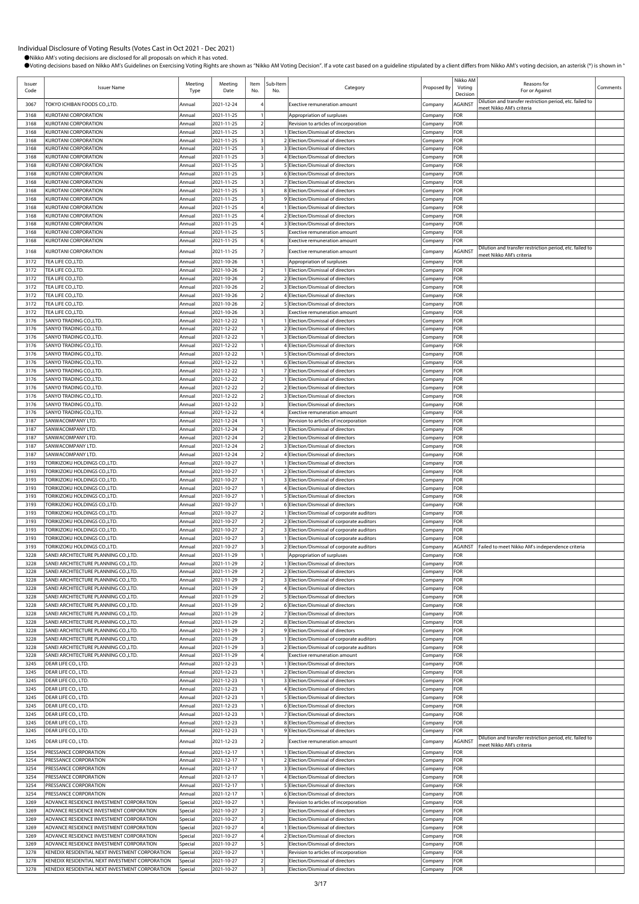Individual Disclosure of Voting Results (Votes Cast in Oct 2021 - Dec 2021)

●Nikko AM's voting decisions are disclosed for all proposals on which it has voted.

●Voting decisions based on Nikko AM's Guidelines on Exercising Voting Rights are shown as "Nikko AM Voting Decision". If a vote cast based on a guideline stipulated by a client differs from Nikko AM's voting decision, an asterisk (*) is shown in "

| Issuer Code | Issuer Name | Meeting Type | Meeting Date | Item No. | Sub-Item No. | Category | Proposed By | Nikko AM Voting Decision | Reasons for For or Against | Comments |
|---|---|---|---|---|---|---|---|---|---|---|
| 3067 | TOKYO ICHIBAN FOODS CO.,LTD. | Annual | 2021-12-24 | 4 | | Exective remuneration amount | Company | AGAINST | Dilution and transfer restriction period, etc. failed to meet Nikko AM's criteria | |
| 3168 | KUROTANI CORPORATION | Annual | 2021-11-25 | 1 | | Appropriation of surpluses | Company | FOR | | |
| 3168 | KUROTANI CORPORATION | Annual | 2021-11-25 | 2 | | Revision to articles of incorporation | Company | FOR | | |
| 3168 | KUROTANI CORPORATION | Annual | 2021-11-25 | 3 | 1 | Election/Dismissal of directors | Company | FOR | | |
| 3168 | KUROTANI CORPORATION | Annual | 2021-11-25 | 3 | 2 | Election/Dismissal of directors | Company | FOR | | |
| 3168 | KUROTANI CORPORATION | Annual | 2021-11-25 | 3 | 3 | Election/Dismissal of directors | Company | FOR | | |
| 3168 | KUROTANI CORPORATION | Annual | 2021-11-25 | 3 | 4 | Election/Dismissal of directors | Company | FOR | | |
| 3168 | KUROTANI CORPORATION | Annual | 2021-11-25 | 3 | 5 | Election/Dismissal of directors | Company | FOR | | |
| 3168 | KUROTANI CORPORATION | Annual | 2021-11-25 | 3 | 6 | Election/Dismissal of directors | Company | FOR | | |
| 3168 | KUROTANI CORPORATION | Annual | 2021-11-25 | 3 | 7 | Election/Dismissal of directors | Company | FOR | | |
| 3168 | KUROTANI CORPORATION | Annual | 2021-11-25 | 3 | 8 | Election/Dismissal of directors | Company | FOR | | |
| 3168 | KUROTANI CORPORATION | Annual | 2021-11-25 | 3 | 9 | Election/Dismissal of directors | Company | FOR | | |
| 3168 | KUROTANI CORPORATION | Annual | 2021-11-25 | 4 | 1 | Election/Dismissal of directors | Company | FOR | | |
| 3168 | KUROTANI CORPORATION | Annual | 2021-11-25 | 4 | 2 | Election/Dismissal of directors | Company | FOR | | |
| 3168 | KUROTANI CORPORATION | Annual | 2021-11-25 | 4 | 3 | Election/Dismissal of directors | Company | FOR | | |
| 3168 | KUROTANI CORPORATION | Annual | 2021-11-25 | 5 | | Exective remuneration amount | Company | FOR | | |
| 3168 | KUROTANI CORPORATION | Annual | 2021-11-25 | 6 | | Exective remuneration amount | Company | FOR | | |
| 3168 | KUROTANI CORPORATION | Annual | 2021-11-25 | 7 | | Exective remuneration amount | Company | AGAINST | Dilution and transfer restriction period, etc. failed to meet Nikko AM's criteria | |
| 3172 | TEA LIFE CO.,LTD. | Annual | 2021-10-26 | 1 | | Appropriation of surpluses | Company | FOR | | |
| 3172 | TEA LIFE CO.,LTD. | Annual | 2021-10-26 | 2 | 1 | Election/Dismissal of directors | Company | FOR | | |
| 3172 | TEA LIFE CO.,LTD. | Annual | 2021-10-26 | 2 | 2 | Election/Dismissal of directors | Company | FOR | | |
| 3172 | TEA LIFE CO.,LTD. | Annual | 2021-10-26 | 2 | 3 | Election/Dismissal of directors | Company | FOR | | |
| 3172 | TEA LIFE CO.,LTD. | Annual | 2021-10-26 | 2 | 4 | Election/Dismissal of directors | Company | FOR | | |
| 3172 | TEA LIFE CO.,LTD. | Annual | 2021-10-26 | 2 | 5 | Election/Dismissal of directors | Company | FOR | | |
| 3172 | TEA LIFE CO.,LTD. | Annual | 2021-10-26 | 3 | | Exective remuneration amount | Company | FOR | | |
| 3176 | SANYO TRADING CO.,LTD. | Annual | 2021-12-22 | 1 | 1 | Election/Dismissal of directors | Company | FOR | | |
| 3176 | SANYO TRADING CO.,LTD. | Annual | 2021-12-22 | 1 | 2 | Election/Dismissal of directors | Company | FOR | | |
| 3176 | SANYO TRADING CO.,LTD. | Annual | 2021-12-22 | 1 | 3 | Election/Dismissal of directors | Company | FOR | | |
| 3176 | SANYO TRADING CO.,LTD. | Annual | 2021-12-22 | 1 | 4 | Election/Dismissal of directors | Company | FOR | | |
| 3176 | SANYO TRADING CO.,LTD. | Annual | 2021-12-22 | 1 | 5 | Election/Dismissal of directors | Company | FOR | | |
| 3176 | SANYO TRADING CO.,LTD. | Annual | 2021-12-22 | 1 | 6 | Election/Dismissal of directors | Company | FOR | | |
| 3176 | SANYO TRADING CO.,LTD. | Annual | 2021-12-22 | 1 | 7 | Election/Dismissal of directors | Company | FOR | | |
| 3176 | SANYO TRADING CO.,LTD. | Annual | 2021-12-22 | 2 | 1 | Election/Dismissal of directors | Company | FOR | | |
| 3176 | SANYO TRADING CO.,LTD. | Annual | 2021-12-22 | 2 | 2 | Election/Dismissal of directors | Company | FOR | | |
| 3176 | SANYO TRADING CO.,LTD. | Annual | 2021-12-22 | 2 | 3 | Election/Dismissal of directors | Company | FOR | | |
| 3176 | SANYO TRADING CO.,LTD. | Annual | 2021-12-22 | 3 | | Election/Dismissal of directors | Company | FOR | | |
| 3176 | SANYO TRADING CO.,LTD. | Annual | 2021-12-22 | 4 | | Exective remuneration amount | Company | FOR | | |
| 3187 | SANWACOMPANY LTD. | Annual | 2021-12-24 | 1 | | Revision to articles of incorporation | Company | FOR | | |
| 3187 | SANWACOMPANY LTD. | Annual | 2021-12-24 | 2 | 1 | Election/Dismissal of directors | Company | FOR | | |
| 3187 | SANWACOMPANY LTD. | Annual | 2021-12-24 | 2 | 2 | Election/Dismissal of directors | Company | FOR | | |
| 3187 | SANWACOMPANY LTD. | Annual | 2021-12-24 | 2 | 3 | Election/Dismissal of directors | Company | FOR | | |
| 3187 | SANWACOMPANY LTD. | Annual | 2021-12-24 | 2 | 4 | Election/Dismissal of directors | Company | FOR | | |
| 3193 | TORIKIZOKU HOLDINGS CO.,LTD. | Annual | 2021-10-27 | 1 | 1 | Election/Dismissal of directors | Company | FOR | | |
| 3193 | TORIKIZOKU HOLDINGS CO.,LTD. | Annual | 2021-10-27 | 1 | 2 | Election/Dismissal of directors | Company | FOR | | |
| 3193 | TORIKIZOKU HOLDINGS CO.,LTD. | Annual | 2021-10-27 | 1 | 3 | Election/Dismissal of directors | Company | FOR | | |
| 3193 | TORIKIZOKU HOLDINGS CO.,LTD. | Annual | 2021-10-27 | 1 | 4 | Election/Dismissal of directors | Company | FOR | | |
| 3193 | TORIKIZOKU HOLDINGS CO.,LTD. | Annual | 2021-10-27 | 1 | 5 | Election/Dismissal of directors | Company | FOR | | |
| 3193 | TORIKIZOKU HOLDINGS CO.,LTD. | Annual | 2021-10-27 | 1 | 6 | Election/Dismissal of directors | Company | FOR | | |
| 3193 | TORIKIZOKU HOLDINGS CO.,LTD. | Annual | 2021-10-27 | 2 | 1 | Election/Dismissal of corporate auditors | Company | FOR | | |
| 3193 | TORIKIZOKU HOLDINGS CO.,LTD. | Annual | 2021-10-27 | 2 | 2 | Election/Dismissal of corporate auditors | Company | FOR | | |
| 3193 | TORIKIZOKU HOLDINGS CO.,LTD. | Annual | 2021-10-27 | 2 | 3 | Election/Dismissal of corporate auditors | Company | FOR | | |
| 3193 | TORIKIZOKU HOLDINGS CO.,LTD. | Annual | 2021-10-27 | 3 | 1 | Election/Dismissal of corporate auditors | Company | FOR | | |
| 3193 | TORIKIZOKU HOLDINGS CO.,LTD. | Annual | 2021-10-27 | 3 | 2 | Election/Dismissal of corporate auditors | Company | AGAINST | Failed to meet Nikko AM's independence criteria | |
| 3228 | SANEI ARCHITECTURE PLANNING CO.,LTD. | Annual | 2021-11-29 | 1 | | Appropriation of surpluses | Company | FOR | | |
| 3228 | SANEI ARCHITECTURE PLANNING CO.,LTD. | Annual | 2021-11-29 | 2 | 1 | Election/Dismissal of directors | Company | FOR | | |
| 3228 | SANEI ARCHITECTURE PLANNING CO.,LTD. | Annual | 2021-11-29 | 2 | 2 | Election/Dismissal of directors | Company | FOR | | |
| 3228 | SANEI ARCHITECTURE PLANNING CO.,LTD. | Annual | 2021-11-29 | 2 | 3 | Election/Dismissal of directors | Company | FOR | | |
| 3228 | SANEI ARCHITECTURE PLANNING CO.,LTD. | Annual | 2021-11-29 | 2 | 4 | Election/Dismissal of directors | Company | FOR | | |
| 3228 | SANEI ARCHITECTURE PLANNING CO.,LTD. | Annual | 2021-11-29 | 2 | 5 | Election/Dismissal of directors | Company | FOR | | |
| 3228 | SANEI ARCHITECTURE PLANNING CO.,LTD. | Annual | 2021-11-29 | 2 | 6 | Election/Dismissal of directors | Company | FOR | | |
| 3228 | SANEI ARCHITECTURE PLANNING CO.,LTD. | Annual | 2021-11-29 | 2 | 7 | Election/Dismissal of directors | Company | FOR | | |
| 3228 | SANEI ARCHITECTURE PLANNING CO.,LTD. | Annual | 2021-11-29 | 2 | 8 | Election/Dismissal of directors | Company | FOR | | |
| 3228 | SANEI ARCHITECTURE PLANNING CO.,LTD. | Annual | 2021-11-29 | 2 | 9 | Election/Dismissal of directors | Company | FOR | | |
| 3228 | SANEI ARCHITECTURE PLANNING CO.,LTD. | Annual | 2021-11-29 | 3 | 1 | Election/Dismissal of corporate auditors | Company | FOR | | |
| 3228 | SANEI ARCHITECTURE PLANNING CO.,LTD. | Annual | 2021-11-29 | 3 | 2 | Election/Dismissal of corporate auditors | Company | FOR | | |
| 3228 | SANEI ARCHITECTURE PLANNING CO.,LTD. | Annual | 2021-11-29 | 4 | | Exective remuneration amount | Company | FOR | | |
| 3245 | DEAR LIFE CO., LTD. | Annual | 2021-12-23 | 1 | 1 | Election/Dismissal of directors | Company | FOR | | |
| 3245 | DEAR LIFE CO., LTD. | Annual | 2021-12-23 | 1 | 2 | Election/Dismissal of directors | Company | FOR | | |
| 3245 | DEAR LIFE CO., LTD. | Annual | 2021-12-23 | 1 | 3 | Election/Dismissal of directors | Company | FOR | | |
| 3245 | DEAR LIFE CO., LTD. | Annual | 2021-12-23 | 1 | 4 | Election/Dismissal of directors | Company | FOR | | |
| 3245 | DEAR LIFE CO., LTD. | Annual | 2021-12-23 | 1 | 5 | Election/Dismissal of directors | Company | FOR | | |
| 3245 | DEAR LIFE CO., LTD. | Annual | 2021-12-23 | 1 | 6 | Election/Dismissal of directors | Company | FOR | | |
| 3245 | DEAR LIFE CO., LTD. | Annual | 2021-12-23 | 1 | 7 | Election/Dismissal of directors | Company | FOR | | |
| 3245 | DEAR LIFE CO., LTD. | Annual | 2021-12-23 | 1 | 8 | Election/Dismissal of directors | Company | FOR | | |
| 3245 | DEAR LIFE CO., LTD. | Annual | 2021-12-23 | 1 | 9 | Election/Dismissal of directors | Company | FOR | | |
| 3245 | DEAR LIFE CO., LTD. | Annual | 2021-12-23 | 2 | | Exective remuneration amount | Company | AGAINST | Dilution and transfer restriction period, etc. failed to meet Nikko AM's criteria | |
| 3254 | PRESSANCE CORPORATION | Annual | 2021-12-17 | 1 | 1 | Election/Dismissal of directors | Company | FOR | | |
| 3254 | PRESSANCE CORPORATION | Annual | 2021-12-17 | 1 | 2 | Election/Dismissal of directors | Company | FOR | | |
| 3254 | PRESSANCE CORPORATION | Annual | 2021-12-17 | 1 | 3 | Election/Dismissal of directors | Company | FOR | | |
| 3254 | PRESSANCE CORPORATION | Annual | 2021-12-17 | 1 | 4 | Election/Dismissal of directors | Company | FOR | | |
| 3254 | PRESSANCE CORPORATION | Annual | 2021-12-17 | 1 | 5 | Election/Dismissal of directors | Company | FOR | | |
| 3254 | PRESSANCE CORPORATION | Annual | 2021-12-17 | 1 | 6 | Election/Dismissal of directors | Company | FOR | | |
| 3269 | ADVANCE RESIDENCE INVESTMENT CORPORATION | Special | 2021-10-27 | 1 | | Revision to articles of incorporation | Company | FOR | | |
| 3269 | ADVANCE RESIDENCE INVESTMENT CORPORATION | Special | 2021-10-27 | 2 | | Election/Dismissal of directors | Company | FOR | | |
| 3269 | ADVANCE RESIDENCE INVESTMENT CORPORATION | Special | 2021-10-27 | 3 | | Election/Dismissal of directors | Company | FOR | | |
| 3269 | ADVANCE RESIDENCE INVESTMENT CORPORATION | Special | 2021-10-27 | 4 | 1 | Election/Dismissal of directors | Company | FOR | | |
| 3269 | ADVANCE RESIDENCE INVESTMENT CORPORATION | Special | 2021-10-27 | 4 | 2 | Election/Dismissal of directors | Company | FOR | | |
| 3269 | ADVANCE RESIDENCE INVESTMENT CORPORATION | Special | 2021-10-27 | 5 | | Election/Dismissal of directors | Company | FOR | | |
| 3278 | KENEDIX RESIDENTIAL NEXT INVESTMENT CORPORATION | Special | 2021-10-27 | 1 | | Revision to articles of incorporation | Company | FOR | | |
| 3278 | KENEDIX RESIDENTIAL NEXT INVESTMENT CORPORATION | Special | 2021-10-27 | 2 | | Election/Dismissal of directors | Company | FOR | | |
| 3278 | KENEDIX RESIDENTIAL NEXT INVESTMENT CORPORATION | Special | 2021-10-27 | 3 | | Election/Dismissal of directors | Company | FOR | | |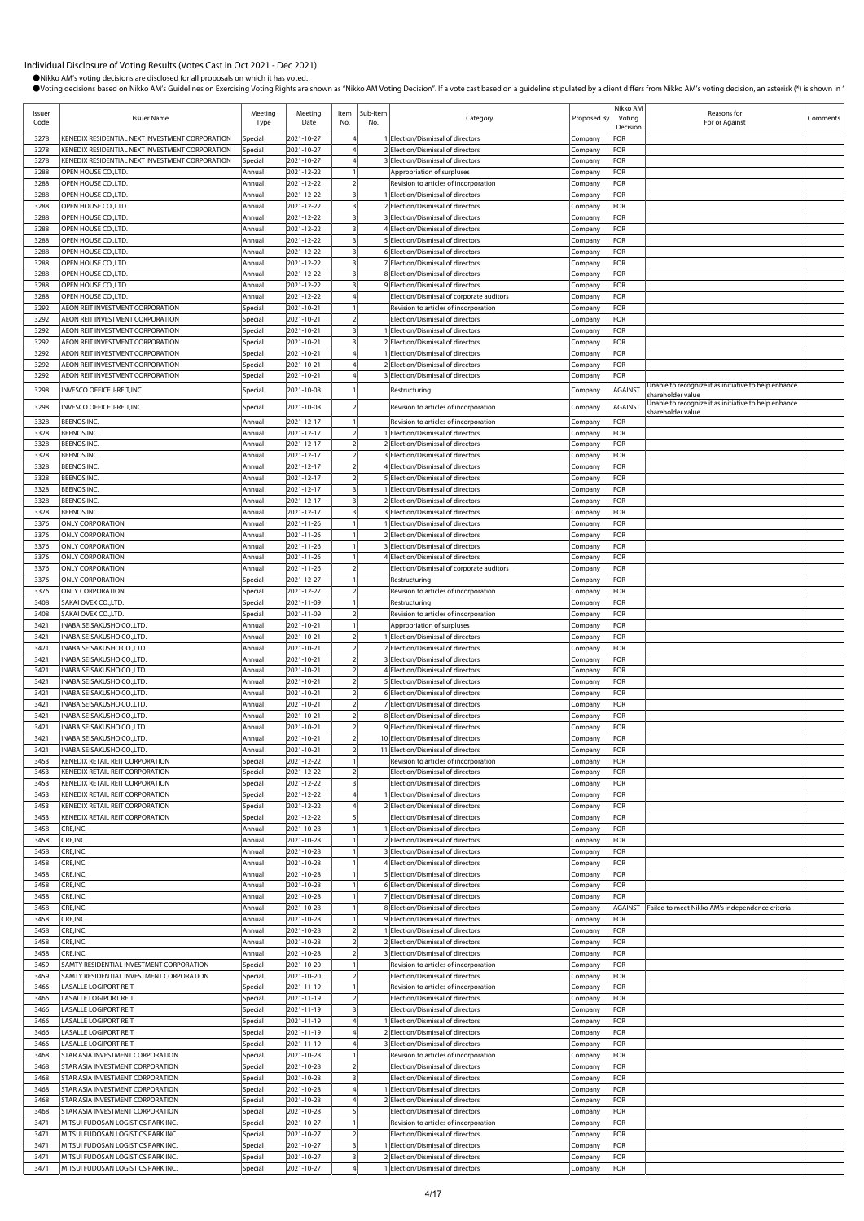# Individual Disclosure of Voting Results (Votes Cast in Oct 2021 - Dec 2021)

●Nikko AM's voting decisions are disclosed for all proposals on which it has voted.

●Voting decisions based on Nikko AM's Guidelines on Exercising Voting Rights are shown as "Nikko AM Voting Decision". If a vote cast based on a guideline stipulated by a client differs from Nikko AM's voting decision, an asterisk (*) is shown in "

| Issuer Code | Issuer Name | Meeting Type | Meeting Date | Item No. | Sub-Item No. | Category | Proposed By | Nikko AM Voting Decision | Reasons for For or Against | Comments |
|---|---|---|---|---|---|---|---|---|---|---|
| 3278 | KENEDIX RESIDENTIAL NEXT INVESTMENT CORPORATION | Special | 2021-10-27 | 4 | 1 | Election/Dismissal of directors | Company | FOR | | |
| 3278 | KENEDIX RESIDENTIAL NEXT INVESTMENT CORPORATION | Special | 2021-10-27 | 4 | 2 | Election/Dismissal of directors | Company | FOR | | |
| 3278 | KENEDIX RESIDENTIAL NEXT INVESTMENT CORPORATION | Special | 2021-10-27 | 4 | 3 | Election/Dismissal of directors | Company | FOR | | |
| 3288 | OPEN HOUSE CO.,LTD. | Annual | 2021-12-22 | 1 | | Appropriation of surpluses | Company | FOR | | |
| 3288 | OPEN HOUSE CO.,LTD. | Annual | 2021-12-22 | 2 | | Revision to articles of incorporation | Company | FOR | | |
| 3288 | OPEN HOUSE CO.,LTD. | Annual | 2021-12-22 | 3 | 1 | Election/Dismissal of directors | Company | FOR | | |
| 3288 | OPEN HOUSE CO.,LTD. | Annual | 2021-12-22 | 3 | 2 | Election/Dismissal of directors | Company | FOR | | |
| 3288 | OPEN HOUSE CO.,LTD. | Annual | 2021-12-22 | 3 | 3 | Election/Dismissal of directors | Company | FOR | | |
| 3288 | OPEN HOUSE CO.,LTD. | Annual | 2021-12-22 | 3 | 4 | Election/Dismissal of directors | Company | FOR | | |
| 3288 | OPEN HOUSE CO.,LTD. | Annual | 2021-12-22 | 3 | 5 | Election/Dismissal of directors | Company | FOR | | |
| 3288 | OPEN HOUSE CO.,LTD. | Annual | 2021-12-22 | 3 | 6 | Election/Dismissal of directors | Company | FOR | | |
| 3288 | OPEN HOUSE CO.,LTD. | Annual | 2021-12-22 | 3 | 7 | Election/Dismissal of directors | Company | FOR | | |
| 3288 | OPEN HOUSE CO.,LTD. | Annual | 2021-12-22 | 3 | 8 | Election/Dismissal of directors | Company | FOR | | |
| 3288 | OPEN HOUSE CO.,LTD. | Annual | 2021-12-22 | 3 | 9 | Election/Dismissal of directors | Company | FOR | | |
| 3288 | OPEN HOUSE CO.,LTD. | Annual | 2021-12-22 | 4 | | Election/Dismissal of corporate auditors | Company | FOR | | |
| 3292 | AEON REIT INVESTMENT CORPORATION | Special | 2021-10-21 | 1 | | Revision to articles of incorporation | Company | FOR | | |
| 3292 | AEON REIT INVESTMENT CORPORATION | Special | 2021-10-21 | 2 | | Election/Dismissal of directors | Company | FOR | | |
| 3292 | AEON REIT INVESTMENT CORPORATION | Special | 2021-10-21 | 3 | 1 | Election/Dismissal of directors | Company | FOR | | |
| 3292 | AEON REIT INVESTMENT CORPORATION | Special | 2021-10-21 | 3 | 2 | Election/Dismissal of directors | Company | FOR | | |
| 3292 | AEON REIT INVESTMENT CORPORATION | Special | 2021-10-21 | 4 | 1 | Election/Dismissal of directors | Company | FOR | | |
| 3292 | AEON REIT INVESTMENT CORPORATION | Special | 2021-10-21 | 4 | 2 | Election/Dismissal of directors | Company | FOR | | |
| 3292 | AEON REIT INVESTMENT CORPORATION | Special | 2021-10-21 | 4 | 3 | Election/Dismissal of directors | Company | FOR | | |
| 3298 | INVESCO OFFICE J-REIT,INC. | Special | 2021-10-08 | 1 | | Restructuring | Company | AGAINST | Unable to recognize it as initiative to help enhance shareholder value | |
| 3298 | INVESCO OFFICE J-REIT,INC. | Special | 2021-10-08 | 2 | | Revision to articles of incorporation | Company | AGAINST | Unable to recognize it as initiative to help enhance shareholder value | |
| 3328 | BEENOS INC. | Annual | 2021-12-17 | 1 | | Revision to articles of incorporation | Company | FOR | | |
| 3328 | BEENOS INC. | Annual | 2021-12-17 | 2 | 1 | Election/Dismissal of directors | Company | FOR | | |
| 3328 | BEENOS INC. | Annual | 2021-12-17 | 2 | 2 | Election/Dismissal of directors | Company | FOR | | |
| 3328 | BEENOS INC. | Annual | 2021-12-17 | 2 | 3 | Election/Dismissal of directors | Company | FOR | | |
| 3328 | BEENOS INC. | Annual | 2021-12-17 | 2 | 4 | Election/Dismissal of directors | Company | FOR | | |
| 3328 | BEENOS INC. | Annual | 2021-12-17 | 2 | 5 | Election/Dismissal of directors | Company | FOR | | |
| 3328 | BEENOS INC. | Annual | 2021-12-17 | 3 | 1 | Election/Dismissal of directors | Company | FOR | | |
| 3328 | BEENOS INC. | Annual | 2021-12-17 | 3 | 2 | Election/Dismissal of directors | Company | FOR | | |
| 3328 | BEENOS INC. | Annual | 2021-12-17 | 3 | 3 | Election/Dismissal of directors | Company | FOR | | |
| 3376 | ONLY CORPORATION | Annual | 2021-11-26 | 1 | 1 | Election/Dismissal of directors | Company | FOR | | |
| 3376 | ONLY CORPORATION | Annual | 2021-11-26 | 1 | 2 | Election/Dismissal of directors | Company | FOR | | |
| 3376 | ONLY CORPORATION | Annual | 2021-11-26 | 1 | 3 | Election/Dismissal of directors | Company | FOR | | |
| 3376 | ONLY CORPORATION | Annual | 2021-11-26 | 1 | 4 | Election/Dismissal of directors | Company | FOR | | |
| 3376 | ONLY CORPORATION | Annual | 2021-11-26 | 2 | | Election/Dismissal of corporate auditors | Company | FOR | | |
| 3376 | ONLY CORPORATION | Special | 2021-12-27 | 1 | | Restructuring | Company | FOR | | |
| 3376 | ONLY CORPORATION | Special | 2021-12-27 | 2 | | Revision to articles of incorporation | Company | FOR | | |
| 3408 | SAKAI OVEX CO.,LTD. | Special | 2021-11-09 | 1 | | Restructuring | Company | FOR | | |
| 3408 | SAKAI OVEX CO.,LTD. | Special | 2021-11-09 | 2 | | Revision to articles of incorporation | Company | FOR | | |
| 3421 | INABA SEISAKUSHO CO.,LTD. | Annual | 2021-10-21 | 1 | | Appropriation of surpluses | Company | FOR | | |
| 3421 | INABA SEISAKUSHO CO.,LTD. | Annual | 2021-10-21 | 2 | 1 | Election/Dismissal of directors | Company | FOR | | |
| 3421 | INABA SEISAKUSHO CO.,LTD. | Annual | 2021-10-21 | 2 | 2 | Election/Dismissal of directors | Company | FOR | | |
| 3421 | INABA SEISAKUSHO CO.,LTD. | Annual | 2021-10-21 | 2 | 3 | Election/Dismissal of directors | Company | FOR | | |
| 3421 | INABA SEISAKUSHO CO.,LTD. | Annual | 2021-10-21 | 2 | 4 | Election/Dismissal of directors | Company | FOR | | |
| 3421 | INABA SEISAKUSHO CO.,LTD. | Annual | 2021-10-21 | 2 | 5 | Election/Dismissal of directors | Company | FOR | | |
| 3421 | INABA SEISAKUSHO CO.,LTD. | Annual | 2021-10-21 | 2 | 6 | Election/Dismissal of directors | Company | FOR | | |
| 3421 | INABA SEISAKUSHO CO.,LTD. | Annual | 2021-10-21 | 2 | 7 | Election/Dismissal of directors | Company | FOR | | |
| 3421 | INABA SEISAKUSHO CO.,LTD. | Annual | 2021-10-21 | 2 | 8 | Election/Dismissal of directors | Company | FOR | | |
| 3421 | INABA SEISAKUSHO CO.,LTD. | Annual | 2021-10-21 | 2 | 9 | Election/Dismissal of directors | Company | FOR | | |
| 3421 | INABA SEISAKUSHO CO.,LTD. | Annual | 2021-10-21 | 2 | 10 | Election/Dismissal of directors | Company | FOR | | |
| 3421 | INABA SEISAKUSHO CO.,LTD. | Annual | 2021-10-21 | 2 | 11 | Election/Dismissal of directors | Company | FOR | | |
| 3453 | KENEDIX RETAIL REIT CORPORATION | Special | 2021-12-22 | 1 | | Revision to articles of incorporation | Company | FOR | | |
| 3453 | KENEDIX RETAIL REIT CORPORATION | Special | 2021-12-22 | 2 | | Election/Dismissal of directors | Company | FOR | | |
| 3453 | KENEDIX RETAIL REIT CORPORATION | Special | 2021-12-22 | 3 | | Election/Dismissal of directors | Company | FOR | | |
| 3453 | KENEDIX RETAIL REIT CORPORATION | Special | 2021-12-22 | 4 | 1 | Election/Dismissal of directors | Company | FOR | | |
| 3453 | KENEDIX RETAIL REIT CORPORATION | Special | 2021-12-22 | 4 | 2 | Election/Dismissal of directors | Company | FOR | | |
| 3453 | KENEDIX RETAIL REIT CORPORATION | Special | 2021-12-22 | 5 | | Election/Dismissal of directors | Company | FOR | | |
| 3458 | CRE,INC. | Annual | 2021-10-28 | 1 | 1 | Election/Dismissal of directors | Company | FOR | | |
| 3458 | CRE,INC. | Annual | 2021-10-28 | 1 | 2 | Election/Dismissal of directors | Company | FOR | | |
| 3458 | CRE,INC. | Annual | 2021-10-28 | 1 | 3 | Election/Dismissal of directors | Company | FOR | | |
| 3458 | CRE,INC. | Annual | 2021-10-28 | 1 | 4 | Election/Dismissal of directors | Company | FOR | | |
| 3458 | CRE,INC. | Annual | 2021-10-28 | 1 | 5 | Election/Dismissal of directors | Company | FOR | | |
| 3458 | CRE,INC. | Annual | 2021-10-28 | 1 | 6 | Election/Dismissal of directors | Company | FOR | | |
| 3458 | CRE,INC. | Annual | 2021-10-28 | 1 | 7 | Election/Dismissal of directors | Company | FOR | | |
| 3458 | CRE,INC. | Annual | 2021-10-28 | 1 | 8 | Election/Dismissal of directors | Company | AGAINST | Failed to meet Nikko AM's independence criteria | |
| 3458 | CRE,INC. | Annual | 2021-10-28 | 1 | 9 | Election/Dismissal of directors | Company | FOR | | |
| 3458 | CRE,INC. | Annual | 2021-10-28 | 2 | 1 | Election/Dismissal of directors | Company | FOR | | |
| 3458 | CRE,INC. | Annual | 2021-10-28 | 2 | 2 | Election/Dismissal of directors | Company | FOR | | |
| 3458 | CRE,INC. | Annual | 2021-10-28 | 2 | 3 | Election/Dismissal of directors | Company | FOR | | |
| 3459 | SAMTY RESIDENTIAL INVESTMENT CORPORATION | Special | 2021-10-20 | 1 | | Revision to articles of incorporation | Company | FOR | | |
| 3459 | SAMTY RESIDENTIAL INVESTMENT CORPORATION | Special | 2021-10-20 | 2 | | Election/Dismissal of directors | Company | FOR | | |
| 3466 | LASALLE LOGIPORT REIT | Special | 2021-11-19 | 1 | | Revision to articles of incorporation | Company | FOR | | |
| 3466 | LASALLE LOGIPORT REIT | Special | 2021-11-19 | 2 | | Election/Dismissal of directors | Company | FOR | | |
| 3466 | LASALLE LOGIPORT REIT | Special | 2021-11-19 | 3 | | Election/Dismissal of directors | Company | FOR | | |
| 3466 | LASALLE LOGIPORT REIT | Special | 2021-11-19 | 4 | 1 | Election/Dismissal of directors | Company | FOR | | |
| 3466 | LASALLE LOGIPORT REIT | Special | 2021-11-19 | 4 | 2 | Election/Dismissal of directors | Company | FOR | | |
| 3466 | LASALLE LOGIPORT REIT | Special | 2021-11-19 | 4 | 3 | Election/Dismissal of directors | Company | FOR | | |
| 3468 | STAR ASIA INVESTMENT CORPORATION | Special | 2021-10-28 | 1 | | Revision to articles of incorporation | Company | FOR | | |
| 3468 | STAR ASIA INVESTMENT CORPORATION | Special | 2021-10-28 | 2 | | Election/Dismissal of directors | Company | FOR | | |
| 3468 | STAR ASIA INVESTMENT CORPORATION | Special | 2021-10-28 | 3 | | Election/Dismissal of directors | Company | FOR | | |
| 3468 | STAR ASIA INVESTMENT CORPORATION | Special | 2021-10-28 | 4 | 1 | Election/Dismissal of directors | Company | FOR | | |
| 3468 | STAR ASIA INVESTMENT CORPORATION | Special | 2021-10-28 | 4 | 2 | Election/Dismissal of directors | Company | FOR | | |
| 3468 | STAR ASIA INVESTMENT CORPORATION | Special | 2021-10-28 | 5 | | Election/Dismissal of directors | Company | FOR | | |
| 3471 | MITSUI FUDOSAN LOGISTICS PARK INC. | Special | 2021-10-27 | 1 | | Revision to articles of incorporation | Company | FOR | | |
| 3471 | MITSUI FUDOSAN LOGISTICS PARK INC. | Special | 2021-10-27 | 2 | | Election/Dismissal of directors | Company | FOR | | |
| 3471 | MITSUI FUDOSAN LOGISTICS PARK INC. | Special | 2021-10-27 | 3 | 1 | Election/Dismissal of directors | Company | FOR | | |
| 3471 | MITSUI FUDOSAN LOGISTICS PARK INC. | Special | 2021-10-27 | 3 | 2 | Election/Dismissal of directors | Company | FOR | | |
| 3471 | MITSUI FUDOSAN LOGISTICS PARK INC. | Special | 2021-10-27 | 4 | 1 | Election/Dismissal of directors | Company | FOR | | |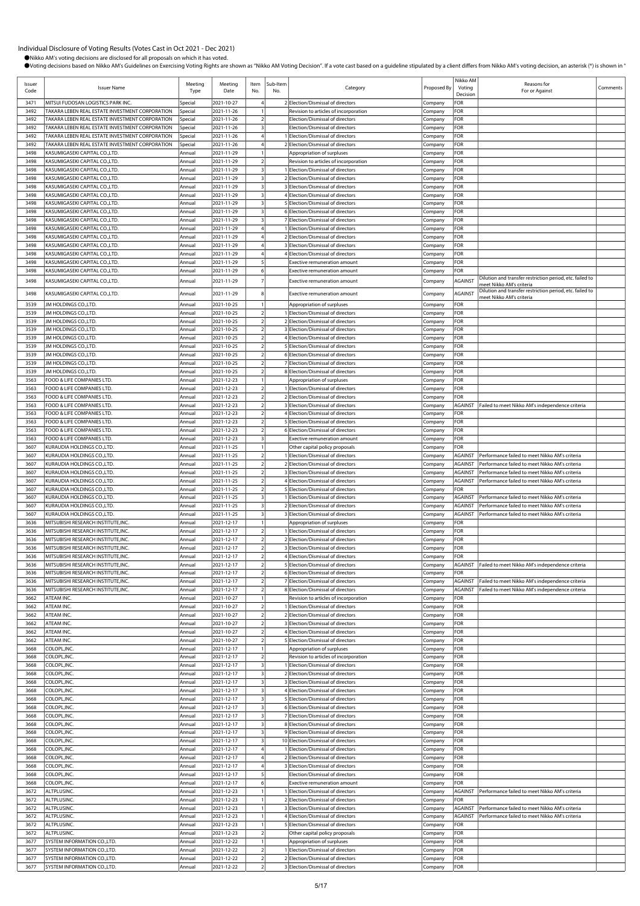Individual Disclosure of Voting Results (Votes Cast in Oct 2021 - Dec 2021)

●Nikko AM's voting decisions are disclosed for all proposals on which it has voted.

●Voting decisions based on Nikko AM's Guidelines on Exercising Voting Rights are shown as "Nikko AM Voting Decision". If a vote cast based on a guideline stipulated by a client differs from Nikko AM's voting decision, an asterisk (*) is shown in "

| Issuer Code | Issuer Name | Meeting Type | Meeting Date | Item No. | Sub-Item No. | Category | Proposed By | Nikko AM Voting Decision | Reasons for For or Against | Comments |
|---|---|---|---|---|---|---|---|---|---|---|
| 3471 | MITSUI FUDOSAN LOGISTICS PARK INC. | Special | 2021-10-27 | 4 | 2 | Election/Dismissal of directors | Company | FOR | | |
| 3492 | TAKARA LEBEN REAL ESTATE INVESTMENT CORPORATION | Special | 2021-11-26 | 1 | | Revision to articles of incorporation | Company | FOR | | |
| 3492 | TAKARA LEBEN REAL ESTATE INVESTMENT CORPORATION | Special | 2021-11-26 | 2 | | Election/Dismissal of directors | Company | FOR | | |
| 3492 | TAKARA LEBEN REAL ESTATE INVESTMENT CORPORATION | Special | 2021-11-26 | 3 | | Election/Dismissal of directors | Company | FOR | | |
| 3492 | TAKARA LEBEN REAL ESTATE INVESTMENT CORPORATION | Special | 2021-11-26 | 4 | 1 | Election/Dismissal of directors | Company | FOR | | |
| 3492 | TAKARA LEBEN REAL ESTATE INVESTMENT CORPORATION | Special | 2021-11-26 | 4 | 2 | Election/Dismissal of directors | Company | FOR | | |
| 3498 | KASUMIGASEKI CAPITAL CO.,LTD. | Annual | 2021-11-29 | 1 | | Appropriation of surpluses | Company | FOR | | |
| 3498 | KASUMIGASEKI CAPITAL CO.,LTD. | Annual | 2021-11-29 | 2 | | Revision to articles of incorporation | Company | FOR | | |
| 3498 | KASUMIGASEKI CAPITAL CO.,LTD. | Annual | 2021-11-29 | 3 | 1 | Election/Dismissal of directors | Company | FOR | | |
| 3498 | KASUMIGASEKI CAPITAL CO.,LTD. | Annual | 2021-11-29 | 3 | 2 | Election/Dismissal of directors | Company | FOR | | |
| 3498 | KASUMIGASEKI CAPITAL CO.,LTD. | Annual | 2021-11-29 | 3 | 3 | Election/Dismissal of directors | Company | FOR | | |
| 3498 | KASUMIGASEKI CAPITAL CO.,LTD. | Annual | 2021-11-29 | 3 | 4 | Election/Dismissal of directors | Company | FOR | | |
| 3498 | KASUMIGASEKI CAPITAL CO.,LTD. | Annual | 2021-11-29 | 3 | 5 | Election/Dismissal of directors | Company | FOR | | |
| 3498 | KASUMIGASEKI CAPITAL CO.,LTD. | Annual | 2021-11-29 | 3 | 6 | Election/Dismissal of directors | Company | FOR | | |
| 3498 | KASUMIGASEKI CAPITAL CO.,LTD. | Annual | 2021-11-29 | 3 | 7 | Election/Dismissal of directors | Company | FOR | | |
| 3498 | KASUMIGASEKI CAPITAL CO.,LTD. | Annual | 2021-11-29 | 4 | 1 | Election/Dismissal of directors | Company | FOR | | |
| 3498 | KASUMIGASEKI CAPITAL CO.,LTD. | Annual | 2021-11-29 | 4 | 2 | Election/Dismissal of directors | Company | FOR | | |
| 3498 | KASUMIGASEKI CAPITAL CO.,LTD. | Annual | 2021-11-29 | 4 | 3 | Election/Dismissal of directors | Company | FOR | | |
| 3498 | KASUMIGASEKI CAPITAL CO.,LTD. | Annual | 2021-11-29 | 4 | 4 | Election/Dismissal of directors | Company | FOR | | |
| 3498 | KASUMIGASEKI CAPITAL CO.,LTD. | Annual | 2021-11-29 | 5 | | Exective remuneration amount | Company | FOR | | |
| 3498 | KASUMIGASEKI CAPITAL CO.,LTD. | Annual | 2021-11-29 | 6 | | Exective remuneration amount | Company | FOR | | |
| 3498 | KASUMIGASEKI CAPITAL CO.,LTD. | Annual | 2021-11-29 | 7 | | Exective remuneration amount | Company | AGAINST | Dilution and transfer restriction period, etc. failed to meet Nikko AM's criteria | |
| 3498 | KASUMIGASEKI CAPITAL CO.,LTD. | Annual | 2021-11-29 | 8 | | Exective remuneration amount | Company | AGAINST | Dilution and transfer restriction period, etc. failed to meet Nikko AM's criteria | |
| 3539 | JM HOLDINGS CO.,LTD. | Annual | 2021-10-25 | 1 | | Appropriation of surpluses | Company | FOR | | |
| 3539 | JM HOLDINGS CO.,LTD. | Annual | 2021-10-25 | 2 | 1 | Election/Dismissal of directors | Company | FOR | | |
| 3539 | JM HOLDINGS CO.,LTD. | Annual | 2021-10-25 | 2 | 2 | Election/Dismissal of directors | Company | FOR | | |
| 3539 | JM HOLDINGS CO.,LTD. | Annual | 2021-10-25 | 2 | 3 | Election/Dismissal of directors | Company | FOR | | |
| 3539 | JM HOLDINGS CO.,LTD. | Annual | 2021-10-25 | 2 | 4 | Election/Dismissal of directors | Company | FOR | | |
| 3539 | JM HOLDINGS CO.,LTD. | Annual | 2021-10-25 | 2 | 5 | Election/Dismissal of directors | Company | FOR | | |
| 3539 | JM HOLDINGS CO.,LTD. | Annual | 2021-10-25 | 2 | 6 | Election/Dismissal of directors | Company | FOR | | |
| 3539 | JM HOLDINGS CO.,LTD. | Annual | 2021-10-25 | 2 | 7 | Election/Dismissal of directors | Company | FOR | | |
| 3539 | JM HOLDINGS CO.,LTD. | Annual | 2021-10-25 | 2 | 8 | Election/Dismissal of directors | Company | FOR | | |
| 3563 | FOOD & LIFE COMPANIES LTD. | Annual | 2021-12-23 | 1 | | Appropriation of surpluses | Company | FOR | | |
| 3563 | FOOD & LIFE COMPANIES LTD. | Annual | 2021-12-23 | 2 | 1 | Election/Dismissal of directors | Company | FOR | | |
| 3563 | FOOD & LIFE COMPANIES LTD. | Annual | 2021-12-23 | 2 | 2 | Election/Dismissal of directors | Company | FOR | | |
| 3563 | FOOD & LIFE COMPANIES LTD. | Annual | 2021-12-23 | 2 | 3 | Election/Dismissal of directors | Company | AGAINST | Failed to meet Nikko AM's independence criteria | |
| 3563 | FOOD & LIFE COMPANIES LTD. | Annual | 2021-12-23 | 2 | 4 | Election/Dismissal of directors | Company | FOR | | |
| 3563 | FOOD & LIFE COMPANIES LTD. | Annual | 2021-12-23 | 2 | 5 | Election/Dismissal of directors | Company | FOR | | |
| 3563 | FOOD & LIFE COMPANIES LTD. | Annual | 2021-12-23 | 2 | 6 | Election/Dismissal of directors | Company | FOR | | |
| 3563 | FOOD & LIFE COMPANIES LTD. | Annual | 2021-12-23 | 3 | | Exective remuneration amount | Company | FOR | | |
| 3607 | KURAUDIA HOLDINGS CO.,LTD. | Annual | 2021-11-25 | 1 | | Other capital policy proposals | Company | FOR | | |
| 3607 | KURAUDIA HOLDINGS CO.,LTD. | Annual | 2021-11-25 | 2 | 1 | Election/Dismissal of directors | Company | AGAINST | Performance failed to meet Nikko AM's criteria | |
| 3607 | KURAUDIA HOLDINGS CO.,LTD. | Annual | 2021-11-25 | 2 | 2 | Election/Dismissal of directors | Company | AGAINST | Performance failed to meet Nikko AM's criteria | |
| 3607 | KURAUDIA HOLDINGS CO.,LTD. | Annual | 2021-11-25 | 2 | 3 | Election/Dismissal of directors | Company | AGAINST | Performance failed to meet Nikko AM's criteria | |
| 3607 | KURAUDIA HOLDINGS CO.,LTD. | Annual | 2021-11-25 | 2 | 4 | Election/Dismissal of directors | Company | AGAINST | Performance failed to meet Nikko AM's criteria | |
| 3607 | KURAUDIA HOLDINGS CO.,LTD. | Annual | 2021-11-25 | 2 | 5 | Election/Dismissal of directors | Company | FOR | | |
| 3607 | KURAUDIA HOLDINGS CO.,LTD. | Annual | 2021-11-25 | 3 | 1 | Election/Dismissal of directors | Company | AGAINST | Performance failed to meet Nikko AM's criteria | |
| 3607 | KURAUDIA HOLDINGS CO.,LTD. | Annual | 2021-11-25 | 3 | 2 | Election/Dismissal of directors | Company | AGAINST | Performance failed to meet Nikko AM's criteria | |
| 3607 | KURAUDIA HOLDINGS CO.,LTD. | Annual | 2021-11-25 | 3 | 3 | Election/Dismissal of directors | Company | AGAINST | Performance failed to meet Nikko AM's criteria | |
| 3636 | MITSUBISHI RESEARCH INSTITUTE,INC. | Annual | 2021-12-17 | 1 | | Appropriation of surpluses | Company | FOR | | |
| 3636 | MITSUBISHI RESEARCH INSTITUTE,INC. | Annual | 2021-12-17 | 2 | 1 | Election/Dismissal of directors | Company | FOR | | |
| 3636 | MITSUBISHI RESEARCH INSTITUTE,INC. | Annual | 2021-12-17 | 2 | 2 | Election/Dismissal of directors | Company | FOR | | |
| 3636 | MITSUBISHI RESEARCH INSTITUTE,INC. | Annual | 2021-12-17 | 2 | 3 | Election/Dismissal of directors | Company | FOR | | |
| 3636 | MITSUBISHI RESEARCH INSTITUTE,INC. | Annual | 2021-12-17 | 2 | 4 | Election/Dismissal of directors | Company | FOR | | |
| 3636 | MITSUBISHI RESEARCH INSTITUTE,INC. | Annual | 2021-12-17 | 2 | 5 | Election/Dismissal of directors | Company | AGAINST | Failed to meet Nikko AM's independence criteria | |
| 3636 | MITSUBISHI RESEARCH INSTITUTE,INC. | Annual | 2021-12-17 | 2 | 6 | Election/Dismissal of directors | Company | FOR | | |
| 3636 | MITSUBISHI RESEARCH INSTITUTE,INC. | Annual | 2021-12-17 | 2 | 7 | Election/Dismissal of directors | Company | AGAINST | Failed to meet Nikko AM's independence criteria | |
| 3636 | MITSUBISHI RESEARCH INSTITUTE,INC. | Annual | 2021-12-17 | 2 | 8 | Election/Dismissal of directors | Company | AGAINST | Failed to meet Nikko AM's independence criteria | |
| 3662 | ATEAM INC. | Annual | 2021-10-27 | 1 | | Revision to articles of incorporation | Company | FOR | | |
| 3662 | ATEAM INC. | Annual | 2021-10-27 | 2 | 1 | Election/Dismissal of directors | Company | FOR | | |
| 3662 | ATEAM INC. | Annual | 2021-10-27 | 2 | 2 | Election/Dismissal of directors | Company | FOR | | |
| 3662 | ATEAM INC. | Annual | 2021-10-27 | 2 | 3 | Election/Dismissal of directors | Company | FOR | | |
| 3662 | ATEAM INC. | Annual | 2021-10-27 | 2 | 4 | Election/Dismissal of directors | Company | FOR | | |
| 3662 | ATEAM INC. | Annual | 2021-10-27 | 2 | 5 | Election/Dismissal of directors | Company | FOR | | |
| 3668 | COLOPL,INC. | Annual | 2021-12-17 | 1 | | Appropriation of surpluses | Company | FOR | | |
| 3668 | COLOPL,INC. | Annual | 2021-12-17 | 2 | | Revision to articles of incorporation | Company | FOR | | |
| 3668 | COLOPL,INC. | Annual | 2021-12-17 | 3 | 1 | Election/Dismissal of directors | Company | FOR | | |
| 3668 | COLOPL,INC. | Annual | 2021-12-17 | 3 | 2 | Election/Dismissal of directors | Company | FOR | | |
| 3668 | COLOPL,INC. | Annual | 2021-12-17 | 3 | 3 | Election/Dismissal of directors | Company | FOR | | |
| 3668 | COLOPL,INC. | Annual | 2021-12-17 | 3 | 4 | Election/Dismissal of directors | Company | FOR | | |
| 3668 | COLOPL,INC. | Annual | 2021-12-17 | 3 | 5 | Election/Dismissal of directors | Company | FOR | | |
| 3668 | COLOPL,INC. | Annual | 2021-12-17 | 3 | 6 | Election/Dismissal of directors | Company | FOR | | |
| 3668 | COLOPL,INC. | Annual | 2021-12-17 | 3 | 7 | Election/Dismissal of directors | Company | FOR | | |
| 3668 | COLOPL,INC. | Annual | 2021-12-17 | 3 | 8 | Election/Dismissal of directors | Company | FOR | | |
| 3668 | COLOPL,INC. | Annual | 2021-12-17 | 3 | 9 | Election/Dismissal of directors | Company | FOR | | |
| 3668 | COLOPL,INC. | Annual | 2021-12-17 | 3 | 10 | Election/Dismissal of directors | Company | FOR | | |
| 3668 | COLOPL,INC. | Annual | 2021-12-17 | 4 | 1 | Election/Dismissal of directors | Company | FOR | | |
| 3668 | COLOPL,INC. | Annual | 2021-12-17 | 4 | 2 | Election/Dismissal of directors | Company | FOR | | |
| 3668 | COLOPL,INC. | Annual | 2021-12-17 | 4 | 3 | Election/Dismissal of directors | Company | FOR | | |
| 3668 | COLOPL,INC. | Annual | 2021-12-17 | 5 | | Election/Dismissal of directors | Company | FOR | | |
| 3668 | COLOPL,INC. | Annual | 2021-12-17 | 6 | | Exective remuneration amount | Company | FOR | | |
| 3672 | ALTPLUSINC. | Annual | 2021-12-23 | 1 | 1 | Election/Dismissal of directors | Company | AGAINST | Performance failed to meet Nikko AM's criteria | |
| 3672 | ALTPLUSINC. | Annual | 2021-12-23 | 1 | 2 | Election/Dismissal of directors | Company | FOR | | |
| 3672 | ALTPLUSINC. | Annual | 2021-12-23 | 1 | 3 | Election/Dismissal of directors | Company | AGAINST | Performance failed to meet Nikko AM's criteria | |
| 3672 | ALTPLUSINC. | Annual | 2021-12-23 | 1 | 4 | Election/Dismissal of directors | Company | AGAINST | Performance failed to meet Nikko AM's criteria | |
| 3672 | ALTPLUSINC. | Annual | 2021-12-23 | 1 | 5 | Election/Dismissal of directors | Company | FOR | | |
| 3672 | ALTPLUSINC. | Annual | 2021-12-23 | 2 | | Other capital policy proposals | Company | FOR | | |
| 3677 | SYSTEM INFORMATION CO.,LTD. | Annual | 2021-12-22 | 1 | | Appropriation of surpluses | Company | FOR | | |
| 3677 | SYSTEM INFORMATION CO.,LTD. | Annual | 2021-12-22 | 2 | 1 | Election/Dismissal of directors | Company | FOR | | |
| 3677 | SYSTEM INFORMATION CO.,LTD. | Annual | 2021-12-22 | 2 | 2 | Election/Dismissal of directors | Company | FOR | | |
| 3677 | SYSTEM INFORMATION CO.,LTD. | Annual | 2021-12-22 | 2 | 3 | Election/Dismissal of directors | Company | FOR | | |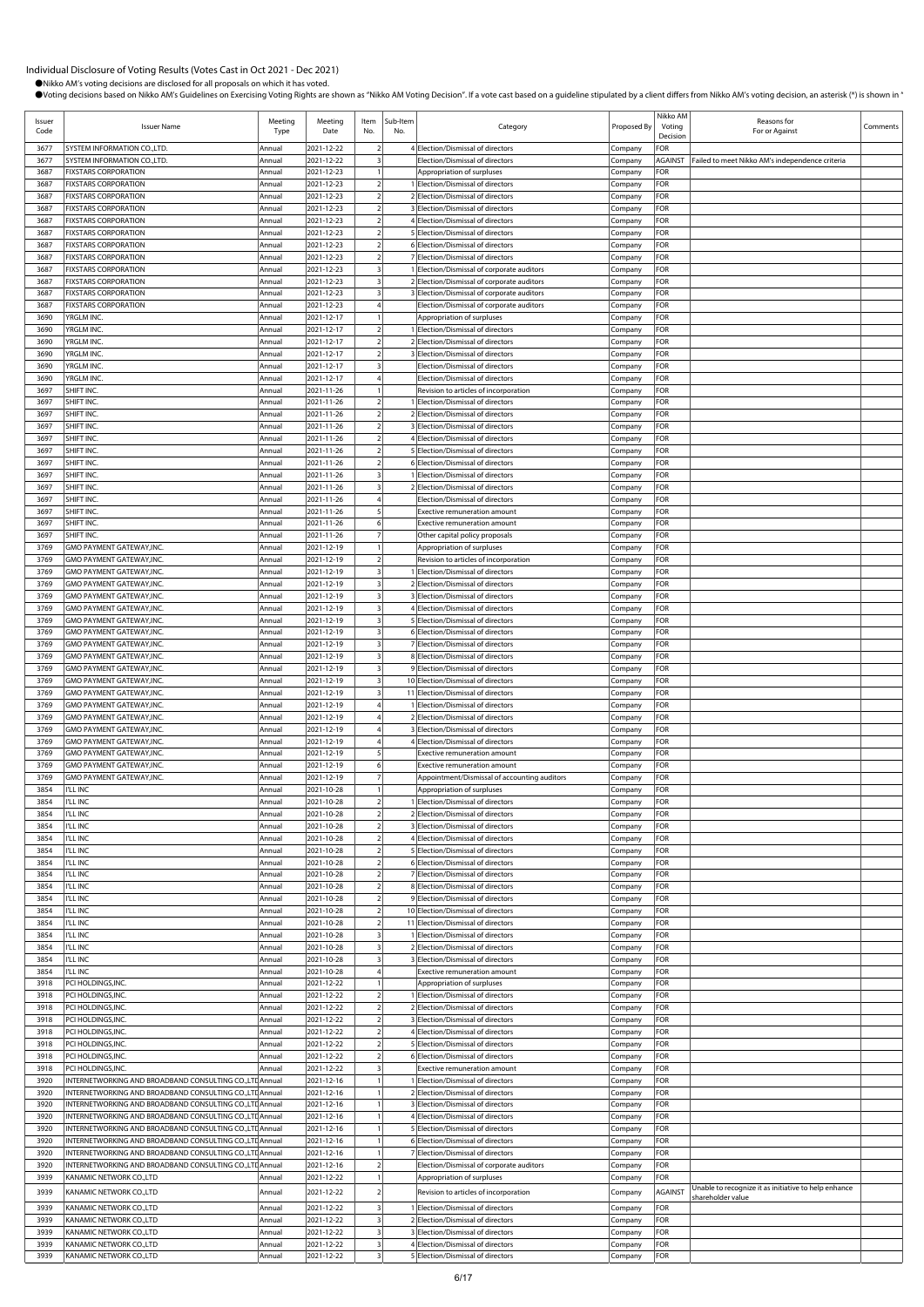Individual Disclosure of Voting Results (Votes Cast in Oct 2021 - Dec 2021)

●Nikko AM's voting decisions are disclosed for all proposals on which it has voted.

●Voting decisions based on Nikko AM's Guidelines on Exercising Voting Rights are shown as "Nikko AM Voting Decision". If a vote cast based on a guideline stipulated by a client differs from Nikko AM's voting decision, an asterisk (*) is shown in "

| Issuer Code | Issuer Name | Meeting Type | Meeting Date | Item No. | Sub-Item No. | Category | Proposed By | Nikko AM Voting Decision | Reasons for For or Against | Comments |
|---|---|---|---|---|---|---|---|---|---|---|
| 3677 | SYSTEM INFORMATION CO.,LTD. | Annual | 2021-12-22 | 2 | 4 | Election/Dismissal of directors | Company | FOR | | |
| 3677 | SYSTEM INFORMATION CO.,LTD. | Annual | 2021-12-22 | 3 | | Election/Dismissal of directors | Company | AGAINST | Failed to meet Nikko AM's independence criteria | |
| 3687 | FIXSTARS CORPORATION | Annual | 2021-12-23 | 1 | | Appropriation of surpluses | Company | FOR | | |
| 3687 | FIXSTARS CORPORATION | Annual | 2021-12-23 | 2 | 1 | Election/Dismissal of directors | Company | FOR | | |
| 3687 | FIXSTARS CORPORATION | Annual | 2021-12-23 | 2 | 2 | Election/Dismissal of directors | Company | FOR | | |
| 3687 | FIXSTARS CORPORATION | Annual | 2021-12-23 | 2 | 3 | Election/Dismissal of directors | Company | FOR | | |
| 3687 | FIXSTARS CORPORATION | Annual | 2021-12-23 | 2 | 4 | Election/Dismissal of directors | Company | FOR | | |
| 3687 | FIXSTARS CORPORATION | Annual | 2021-12-23 | 2 | 5 | Election/Dismissal of directors | Company | FOR | | |
| 3687 | FIXSTARS CORPORATION | Annual | 2021-12-23 | 2 | 6 | Election/Dismissal of directors | Company | FOR | | |
| 3687 | FIXSTARS CORPORATION | Annual | 2021-12-23 | 2 | 7 | Election/Dismissal of directors | Company | FOR | | |
| 3687 | FIXSTARS CORPORATION | Annual | 2021-12-23 | 3 | 1 | Election/Dismissal of corporate auditors | Company | FOR | | |
| 3687 | FIXSTARS CORPORATION | Annual | 2021-12-23 | 3 | 2 | Election/Dismissal of corporate auditors | Company | FOR | | |
| 3687 | FIXSTARS CORPORATION | Annual | 2021-12-23 | 3 | 3 | Election/Dismissal of corporate auditors | Company | FOR | | |
| 3687 | FIXSTARS CORPORATION | Annual | 2021-12-23 | 4 | | Election/Dismissal of corporate auditors | Company | FOR | | |
| 3690 | YRGLM INC. | Annual | 2021-12-17 | 1 | | Appropriation of surpluses | Company | FOR | | |
| 3690 | YRGLM INC. | Annual | 2021-12-17 | 2 | 1 | Election/Dismissal of directors | Company | FOR | | |
| 3690 | YRGLM INC. | Annual | 2021-12-17 | 2 | 2 | Election/Dismissal of directors | Company | FOR | | |
| 3690 | YRGLM INC. | Annual | 2021-12-17 | 2 | 3 | Election/Dismissal of directors | Company | FOR | | |
| 3690 | YRGLM INC. | Annual | 2021-12-17 | 3 | | Election/Dismissal of directors | Company | FOR | | |
| 3690 | YRGLM INC. | Annual | 2021-12-17 | 4 | | Election/Dismissal of directors | Company | FOR | | |
| 3697 | SHIFT INC. | Annual | 2021-11-26 | 1 | | Revision to articles of incorporation | Company | FOR | | |
| 3697 | SHIFT INC. | Annual | 2021-11-26 | 2 | 1 | Election/Dismissal of directors | Company | FOR | | |
| 3697 | SHIFT INC. | Annual | 2021-11-26 | 2 | 2 | Election/Dismissal of directors | Company | FOR | | |
| 3697 | SHIFT INC. | Annual | 2021-11-26 | 2 | 3 | Election/Dismissal of directors | Company | FOR | | |
| 3697 | SHIFT INC. | Annual | 2021-11-26 | 2 | 4 | Election/Dismissal of directors | Company | FOR | | |
| 3697 | SHIFT INC. | Annual | 2021-11-26 | 2 | 5 | Election/Dismissal of directors | Company | FOR | | |
| 3697 | SHIFT INC. | Annual | 2021-11-26 | 2 | 6 | Election/Dismissal of directors | Company | FOR | | |
| 3697 | SHIFT INC. | Annual | 2021-11-26 | 3 | 1 | Election/Dismissal of directors | Company | FOR | | |
| 3697 | SHIFT INC. | Annual | 2021-11-26 | 3 | 2 | Election/Dismissal of directors | Company | FOR | | |
| 3697 | SHIFT INC. | Annual | 2021-11-26 | 4 | | Election/Dismissal of directors | Company | FOR | | |
| 3697 | SHIFT INC. | Annual | 2021-11-26 | 5 | | Exective remuneration amount | Company | FOR | | |
| 3697 | SHIFT INC. | Annual | 2021-11-26 | 6 | | Exective remuneration amount | Company | FOR | | |
| 3697 | SHIFT INC. | Annual | 2021-11-26 | 7 | | Other capital policy proposals | Company | FOR | | |
| 3769 | GMO PAYMENT GATEWAY,INC. | Annual | 2021-12-19 | 1 | | Appropriation of surpluses | Company | FOR | | |
| 3769 | GMO PAYMENT GATEWAY,INC. | Annual | 2021-12-19 | 2 | | Revision to articles of incorporation | Company | FOR | | |
| 3769 | GMO PAYMENT GATEWAY,INC. | Annual | 2021-12-19 | 3 | 1 | Election/Dismissal of directors | Company | FOR | | |
| 3769 | GMO PAYMENT GATEWAY,INC. | Annual | 2021-12-19 | 3 | 2 | Election/Dismissal of directors | Company | FOR | | |
| 3769 | GMO PAYMENT GATEWAY,INC. | Annual | 2021-12-19 | 3 | 3 | Election/Dismissal of directors | Company | FOR | | |
| 3769 | GMO PAYMENT GATEWAY,INC. | Annual | 2021-12-19 | 3 | 4 | Election/Dismissal of directors | Company | FOR | | |
| 3769 | GMO PAYMENT GATEWAY,INC. | Annual | 2021-12-19 | 3 | 5 | Election/Dismissal of directors | Company | FOR | | |
| 3769 | GMO PAYMENT GATEWAY,INC. | Annual | 2021-12-19 | 3 | 6 | Election/Dismissal of directors | Company | FOR | | |
| 3769 | GMO PAYMENT GATEWAY,INC. | Annual | 2021-12-19 | 3 | 7 | Election/Dismissal of directors | Company | FOR | | |
| 3769 | GMO PAYMENT GATEWAY,INC. | Annual | 2021-12-19 | 3 | 8 | Election/Dismissal of directors | Company | FOR | | |
| 3769 | GMO PAYMENT GATEWAY,INC. | Annual | 2021-12-19 | 3 | 9 | Election/Dismissal of directors | Company | FOR | | |
| 3769 | GMO PAYMENT GATEWAY,INC. | Annual | 2021-12-19 | 3 | 10 | Election/Dismissal of directors | Company | FOR | | |
| 3769 | GMO PAYMENT GATEWAY,INC. | Annual | 2021-12-19 | 3 | 11 | Election/Dismissal of directors | Company | FOR | | |
| 3769 | GMO PAYMENT GATEWAY,INC. | Annual | 2021-12-19 | 4 | 1 | Election/Dismissal of directors | Company | FOR | | |
| 3769 | GMO PAYMENT GATEWAY,INC. | Annual | 2021-12-19 | 4 | 2 | Election/Dismissal of directors | Company | FOR | | |
| 3769 | GMO PAYMENT GATEWAY,INC. | Annual | 2021-12-19 | 4 | 3 | Election/Dismissal of directors | Company | FOR | | |
| 3769 | GMO PAYMENT GATEWAY,INC. | Annual | 2021-12-19 | 4 | 4 | Election/Dismissal of directors | Company | FOR | | |
| 3769 | GMO PAYMENT GATEWAY,INC. | Annual | 2021-12-19 | 5 | | Exective remuneration amount | Company | FOR | | |
| 3769 | GMO PAYMENT GATEWAY,INC. | Annual | 2021-12-19 | 6 | | Exective remuneration amount | Company | FOR | | |
| 3769 | GMO PAYMENT GATEWAY,INC. | Annual | 2021-12-19 | 7 | | Appointment/Dismissal of accounting auditors | Company | FOR | | |
| 3854 | I'LL INC | Annual | 2021-10-28 | 1 | | Appropriation of surpluses | Company | FOR | | |
| 3854 | I'LL INC | Annual | 2021-10-28 | 2 | 1 | Election/Dismissal of directors | Company | FOR | | |
| 3854 | I'LL INC | Annual | 2021-10-28 | 2 | 2 | Election/Dismissal of directors | Company | FOR | | |
| 3854 | I'LL INC | Annual | 2021-10-28 | 2 | 3 | Election/Dismissal of directors | Company | FOR | | |
| 3854 | I'LL INC | Annual | 2021-10-28 | 2 | 4 | Election/Dismissal of directors | Company | FOR | | |
| 3854 | I'LL INC | Annual | 2021-10-28 | 2 | 5 | Election/Dismissal of directors | Company | FOR | | |
| 3854 | I'LL INC | Annual | 2021-10-28 | 2 | 6 | Election/Dismissal of directors | Company | FOR | | |
| 3854 | I'LL INC | Annual | 2021-10-28 | 2 | 7 | Election/Dismissal of directors | Company | FOR | | |
| 3854 | I'LL INC | Annual | 2021-10-28 | 2 | 8 | Election/Dismissal of directors | Company | FOR | | |
| 3854 | I'LL INC | Annual | 2021-10-28 | 2 | 9 | Election/Dismissal of directors | Company | FOR | | |
| 3854 | I'LL INC | Annual | 2021-10-28 | 2 | 10 | Election/Dismissal of directors | Company | FOR | | |
| 3854 | I'LL INC | Annual | 2021-10-28 | 2 | 11 | Election/Dismissal of directors | Company | FOR | | |
| 3854 | I'LL INC | Annual | 2021-10-28 | 3 | 1 | Election/Dismissal of directors | Company | FOR | | |
| 3854 | I'LL INC | Annual | 2021-10-28 | 3 | 2 | Election/Dismissal of directors | Company | FOR | | |
| 3854 | I'LL INC | Annual | 2021-10-28 | 3 | 3 | Election/Dismissal of directors | Company | FOR | | |
| 3854 | I'LL INC | Annual | 2021-10-28 | 4 | | Exective remuneration amount | Company | FOR | | |
| 3918 | PCI HOLDINGS,INC. | Annual | 2021-12-22 | 1 | | Appropriation of surpluses | Company | FOR | | |
| 3918 | PCI HOLDINGS,INC. | Annual | 2021-12-22 | 2 | 1 | Election/Dismissal of directors | Company | FOR | | |
| 3918 | PCI HOLDINGS,INC. | Annual | 2021-12-22 | 2 | 2 | Election/Dismissal of directors | Company | FOR | | |
| 3918 | PCI HOLDINGS,INC. | Annual | 2021-12-22 | 2 | 3 | Election/Dismissal of directors | Company | FOR | | |
| 3918 | PCI HOLDINGS,INC. | Annual | 2021-12-22 | 2 | 4 | Election/Dismissal of directors | Company | FOR | | |
| 3918 | PCI HOLDINGS,INC. | Annual | 2021-12-22 | 2 | 5 | Election/Dismissal of directors | Company | FOR | | |
| 3918 | PCI HOLDINGS,INC. | Annual | 2021-12-22 | 2 | 6 | Election/Dismissal of directors | Company | FOR | | |
| 3918 | PCI HOLDINGS,INC. | Annual | 2021-12-22 | 3 | | Exective remuneration amount | Company | FOR | | |
| 3920 | INTERNETWORKING AND BROADBAND CONSULTING CO.,LTD. | Annual | 2021-12-16 | 1 | 1 | Election/Dismissal of directors | Company | FOR | | |
| 3920 | INTERNETWORKING AND BROADBAND CONSULTING CO.,LTD. | Annual | 2021-12-16 | 1 | 2 | Election/Dismissal of directors | Company | FOR | | |
| 3920 | INTERNETWORKING AND BROADBAND CONSULTING CO.,LTD. | Annual | 2021-12-16 | 1 | 3 | Election/Dismissal of directors | Company | FOR | | |
| 3920 | INTERNETWORKING AND BROADBAND CONSULTING CO.,LTD. | Annual | 2021-12-16 | 1 | 4 | Election/Dismissal of directors | Company | FOR | | |
| 3920 | INTERNETWORKING AND BROADBAND CONSULTING CO.,LTD. | Annual | 2021-12-16 | 1 | 5 | Election/Dismissal of directors | Company | FOR | | |
| 3920 | INTERNETWORKING AND BROADBAND CONSULTING CO.,LTD. | Annual | 2021-12-16 | 1 | 6 | Election/Dismissal of directors | Company | FOR | | |
| 3920 | INTERNETWORKING AND BROADBAND CONSULTING CO.,LTD. | Annual | 2021-12-16 | 1 | 7 | Election/Dismissal of directors | Company | FOR | | |
| 3920 | INTERNETWORKING AND BROADBAND CONSULTING CO.,LTD. | Annual | 2021-12-16 | 2 | | Election/Dismissal of corporate auditors | Company | FOR | | |
| 3939 | KANAMIC NETWORK CO.,LTD | Annual | 2021-12-22 | 1 | | Appropriation of surpluses | Company | FOR | | |
| 3939 | KANAMIC NETWORK CO.,LTD | Annual | 2021-12-22 | 2 | | Revision to articles of incorporation | Company | AGAINST | Unable to recognize it as initiative to help enhance shareholder value | |
| 3939 | KANAMIC NETWORK CO.,LTD | Annual | 2021-12-22 | 3 | 1 | Election/Dismissal of directors | Company | FOR | | |
| 3939 | KANAMIC NETWORK CO.,LTD | Annual | 2021-12-22 | 3 | 2 | Election/Dismissal of directors | Company | FOR | | |
| 3939 | KANAMIC NETWORK CO.,LTD | Annual | 2021-12-22 | 3 | 3 | Election/Dismissal of directors | Company | FOR | | |
| 3939 | KANAMIC NETWORK CO.,LTD | Annual | 2021-12-22 | 3 | 4 | Election/Dismissal of directors | Company | FOR | | |
| 3939 | KANAMIC NETWORK CO.,LTD | Annual | 2021-12-22 | 3 | 5 | Election/Dismissal of directors | Company | FOR | | |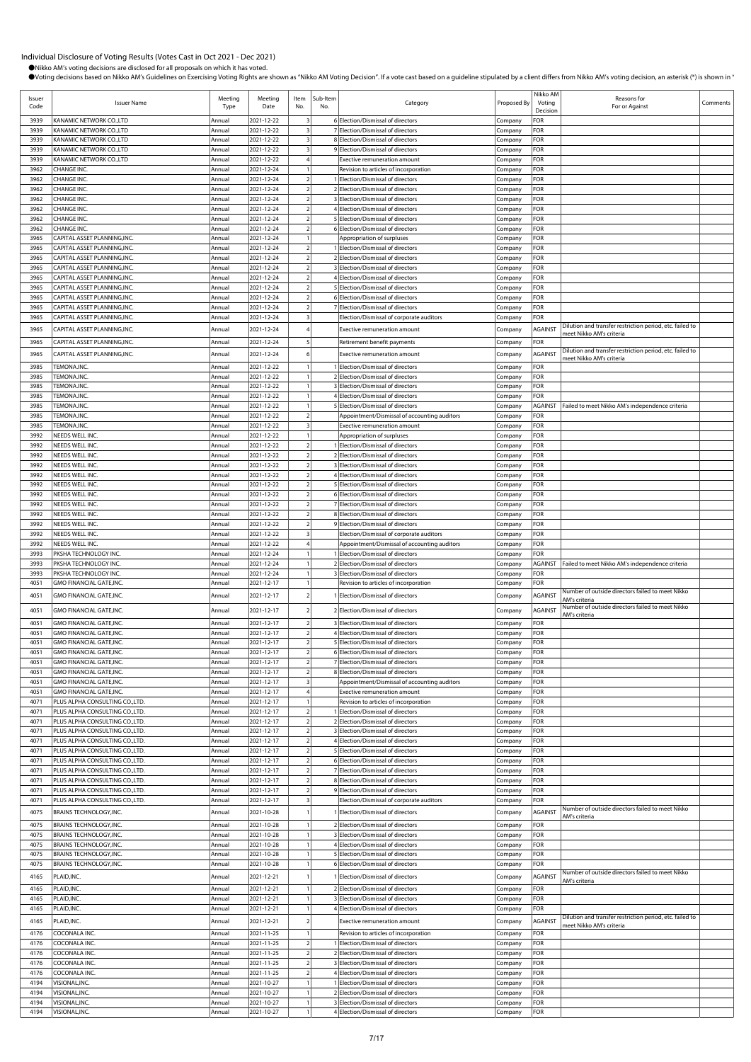Individual Disclosure of Voting Results (Votes Cast in Oct 2021 - Dec 2021)

●Nikko AM's voting decisions are disclosed for all proposals on which it has voted.

●Voting decisions based on Nikko AM's Guidelines on Exercising Voting Rights are shown as "Nikko AM Voting Decision". If a vote cast based on a guideline stipulated by a client differs from Nikko AM's voting decision, an asterisk (*) is shown in "

| Issuer Code | Issuer Name | Meeting Type | Meeting Date | Item No. | Sub-Item No. | Category | Proposed By | Nikko AM Voting Decision | Reasons for For or Against | Comments |
|---|---|---|---|---|---|---|---|---|---|---|
| 3939 | KANAMIC NETWORK CO.,LTD | Annual | 2021-12-22 | 3 | 6 | Election/Dismissal of directors | Company | FOR | | |
| 3939 | KANAMIC NETWORK CO.,LTD | Annual | 2021-12-22 | 3 | 7 | Election/Dismissal of directors | Company | FOR | | |
| 3939 | KANAMIC NETWORK CO.,LTD | Annual | 2021-12-22 | 3 | 8 | Election/Dismissal of directors | Company | FOR | | |
| 3939 | KANAMIC NETWORK CO.,LTD | Annual | 2021-12-22 | 3 | 9 | Election/Dismissal of directors | Company | FOR | | |
| 3939 | KANAMIC NETWORK CO.,LTD | Annual | 2021-12-22 | 4 | | Exective remuneration amount | Company | FOR | | |
| 3962 | CHANGE INC. | Annual | 2021-12-24 | 1 | | Revision to articles of incorporation | Company | FOR | | |
| 3962 | CHANGE INC. | Annual | 2021-12-24 | 2 | 1 | Election/Dismissal of directors | Company | FOR | | |
| 3962 | CHANGE INC. | Annual | 2021-12-24 | 2 | 2 | Election/Dismissal of directors | Company | FOR | | |
| 3962 | CHANGE INC. | Annual | 2021-12-24 | 2 | 3 | Election/Dismissal of directors | Company | FOR | | |
| 3962 | CHANGE INC. | Annual | 2021-12-24 | 2 | 4 | Election/Dismissal of directors | Company | FOR | | |
| 3962 | CHANGE INC. | Annual | 2021-12-24 | 2 | 5 | Election/Dismissal of directors | Company | FOR | | |
| 3962 | CHANGE INC. | Annual | 2021-12-24 | 2 | 6 | Election/Dismissal of directors | Company | FOR | | |
| 3965 | CAPITAL ASSET PLANNING,INC. | Annual | 2021-12-24 | 1 | | Appropriation of surpluses | Company | FOR | | |
| 3965 | CAPITAL ASSET PLANNING,INC. | Annual | 2021-12-24 | 2 | 1 | Election/Dismissal of directors | Company | FOR | | |
| 3965 | CAPITAL ASSET PLANNING,INC. | Annual | 2021-12-24 | 2 | 2 | Election/Dismissal of directors | Company | FOR | | |
| 3965 | CAPITAL ASSET PLANNING,INC. | Annual | 2021-12-24 | 2 | 3 | Election/Dismissal of directors | Company | FOR | | |
| 3965 | CAPITAL ASSET PLANNING,INC. | Annual | 2021-12-24 | 2 | 4 | Election/Dismissal of directors | Company | FOR | | |
| 3965 | CAPITAL ASSET PLANNING,INC. | Annual | 2021-12-24 | 2 | 5 | Election/Dismissal of directors | Company | FOR | | |
| 3965 | CAPITAL ASSET PLANNING,INC. | Annual | 2021-12-24 | 2 | 6 | Election/Dismissal of directors | Company | FOR | | |
| 3965 | CAPITAL ASSET PLANNING,INC. | Annual | 2021-12-24 | 2 | 7 | Election/Dismissal of directors | Company | FOR | | |
| 3965 | CAPITAL ASSET PLANNING,INC. | Annual | 2021-12-24 | 3 | | Election/Dismissal of corporate auditors | Company | FOR | | |
| 3965 | CAPITAL ASSET PLANNING,INC. | Annual | 2021-12-24 | 4 | | Exective remuneration amount | Company | AGAINST | Dilution and transfer restriction period, etc. failed to meet Nikko AM's criteria | |
| 3965 | CAPITAL ASSET PLANNING,INC. | Annual | 2021-12-24 | 5 | | Retirement benefit payments | Company | FOR | | |
| 3965 | CAPITAL ASSET PLANNING,INC. | Annual | 2021-12-24 | 6 | | Exective remuneration amount | Company | AGAINST | Dilution and transfer restriction period, etc. failed to meet Nikko AM's criteria | |
| 3985 | TEMONA.INC. | Annual | 2021-12-22 | 1 | 1 | Election/Dismissal of directors | Company | FOR | | |
| 3985 | TEMONA.INC. | Annual | 2021-12-22 | 1 | 2 | Election/Dismissal of directors | Company | FOR | | |
| 3985 | TEMONA.INC. | Annual | 2021-12-22 | 1 | 3 | Election/Dismissal of directors | Company | FOR | | |
| 3985 | TEMONA.INC. | Annual | 2021-12-22 | 1 | 4 | Election/Dismissal of directors | Company | FOR | | |
| 3985 | TEMONA.INC. | Annual | 2021-12-22 | 1 | 5 | Election/Dismissal of directors | Company | AGAINST | Failed to meet Nikko AM's independence criteria | |
| 3985 | TEMONA.INC. | Annual | 2021-12-22 | 2 | | Appointment/Dismissal of accounting auditors | Company | FOR | | |
| 3985 | TEMONA.INC. | Annual | 2021-12-22 | 3 | | Exective remuneration amount | Company | FOR | | |
| 3992 | NEEDS WELL INC. | Annual | 2021-12-22 | 1 | | Appropriation of surpluses | Company | FOR | | |
| 3992 | NEEDS WELL INC. | Annual | 2021-12-22 | 2 | 1 | Election/Dismissal of directors | Company | FOR | | |
| 3992 | NEEDS WELL INC. | Annual | 2021-12-22 | 2 | 2 | Election/Dismissal of directors | Company | FOR | | |
| 3992 | NEEDS WELL INC. | Annual | 2021-12-22 | 2 | 3 | Election/Dismissal of directors | Company | FOR | | |
| 3992 | NEEDS WELL INC. | Annual | 2021-12-22 | 2 | 4 | Election/Dismissal of directors | Company | FOR | | |
| 3992 | NEEDS WELL INC. | Annual | 2021-12-22 | 2 | 5 | Election/Dismissal of directors | Company | FOR | | |
| 3992 | NEEDS WELL INC. | Annual | 2021-12-22 | 2 | 6 | Election/Dismissal of directors | Company | FOR | | |
| 3992 | NEEDS WELL INC. | Annual | 2021-12-22 | 2 | 7 | Election/Dismissal of directors | Company | FOR | | |
| 3992 | NEEDS WELL INC. | Annual | 2021-12-22 | 2 | 8 | Election/Dismissal of directors | Company | FOR | | |
| 3992 | NEEDS WELL INC. | Annual | 2021-12-22 | 2 | 9 | Election/Dismissal of directors | Company | FOR | | |
| 3992 | NEEDS WELL INC. | Annual | 2021-12-22 | 3 | | Election/Dismissal of corporate auditors | Company | FOR | | |
| 3992 | NEEDS WELL INC. | Annual | 2021-12-22 | 4 | | Appointment/Dismissal of accounting auditors | Company | FOR | | |
| 3993 | PKSHA TECHNOLOGY INC. | Annual | 2021-12-24 | 1 | 1 | Election/Dismissal of directors | Company | FOR | | |
| 3993 | PKSHA TECHNOLOGY INC. | Annual | 2021-12-24 | 1 | 2 | Election/Dismissal of directors | Company | AGAINST | Failed to meet Nikko AM's independence criteria | |
| 3993 | PKSHA TECHNOLOGY INC. | Annual | 2021-12-24 | 1 | 3 | Election/Dismissal of directors | Company | FOR | | |
| 4051 | GMO FINANCIAL GATE,INC. | Annual | 2021-12-17 | 1 | | Revision to articles of incorporation | Company | FOR | | |
| 4051 | GMO FINANCIAL GATE,INC. | Annual | 2021-12-17 | 2 | 1 | Election/Dismissal of directors | Company | AGAINST | Number of outside directors failed to meet Nikko AM's criteria | |
| 4051 | GMO FINANCIAL GATE,INC. | Annual | 2021-12-17 | 2 | 2 | Election/Dismissal of directors | Company | AGAINST | Number of outside directors failed to meet Nikko AM's criteria | |
| 4051 | GMO FINANCIAL GATE,INC. | Annual | 2021-12-17 | 2 | 3 | Election/Dismissal of directors | Company | FOR | | |
| 4051 | GMO FINANCIAL GATE,INC. | Annual | 2021-12-17 | 2 | 4 | Election/Dismissal of directors | Company | FOR | | |
| 4051 | GMO FINANCIAL GATE,INC. | Annual | 2021-12-17 | 2 | 5 | Election/Dismissal of directors | Company | FOR | | |
| 4051 | GMO FINANCIAL GATE,INC. | Annual | 2021-12-17 | 2 | 6 | Election/Dismissal of directors | Company | FOR | | |
| 4051 | GMO FINANCIAL GATE,INC. | Annual | 2021-12-17 | 2 | 7 | Election/Dismissal of directors | Company | FOR | | |
| 4051 | GMO FINANCIAL GATE,INC. | Annual | 2021-12-17 | 2 | 8 | Election/Dismissal of directors | Company | FOR | | |
| 4051 | GMO FINANCIAL GATE,INC. | Annual | 2021-12-17 | 3 | | Appointment/Dismissal of accounting auditors | Company | FOR | | |
| 4051 | GMO FINANCIAL GATE,INC. | Annual | 2021-12-17 | 4 | | Exective remuneration amount | Company | FOR | | |
| 4071 | PLUS ALPHA CONSULTING CO.,LTD. | Annual | 2021-12-17 | 1 | | Revision to articles of incorporation | Company | FOR | | |
| 4071 | PLUS ALPHA CONSULTING CO.,LTD. | Annual | 2021-12-17 | 2 | 1 | Election/Dismissal of directors | Company | FOR | | |
| 4071 | PLUS ALPHA CONSULTING CO.,LTD. | Annual | 2021-12-17 | 2 | 2 | Election/Dismissal of directors | Company | FOR | | |
| 4071 | PLUS ALPHA CONSULTING CO.,LTD. | Annual | 2021-12-17 | 2 | 3 | Election/Dismissal of directors | Company | FOR | | |
| 4071 | PLUS ALPHA CONSULTING CO.,LTD. | Annual | 2021-12-17 | 2 | 4 | Election/Dismissal of directors | Company | FOR | | |
| 4071 | PLUS ALPHA CONSULTING CO.,LTD. | Annual | 2021-12-17 | 2 | 5 | Election/Dismissal of directors | Company | FOR | | |
| 4071 | PLUS ALPHA CONSULTING CO.,LTD. | Annual | 2021-12-17 | 2 | 6 | Election/Dismissal of directors | Company | FOR | | |
| 4071 | PLUS ALPHA CONSULTING CO.,LTD. | Annual | 2021-12-17 | 2 | 7 | Election/Dismissal of directors | Company | FOR | | |
| 4071 | PLUS ALPHA CONSULTING CO.,LTD. | Annual | 2021-12-17 | 2 | 8 | Election/Dismissal of directors | Company | FOR | | |
| 4071 | PLUS ALPHA CONSULTING CO.,LTD. | Annual | 2021-12-17 | 2 | 9 | Election/Dismissal of directors | Company | FOR | | |
| 4071 | PLUS ALPHA CONSULTING CO.,LTD. | Annual | 2021-12-17 | 3 | | Election/Dismissal of corporate auditors | Company | FOR | | |
| 4075 | BRAINS TECHNOLOGY,INC. | Annual | 2021-10-28 | 1 | 1 | Election/Dismissal of directors | Company | AGAINST | Number of outside directors failed to meet Nikko AM's criteria | |
| 4075 | BRAINS TECHNOLOGY,INC. | Annual | 2021-10-28 | 1 | 2 | Election/Dismissal of directors | Company | FOR | | |
| 4075 | BRAINS TECHNOLOGY,INC. | Annual | 2021-10-28 | 1 | 3 | Election/Dismissal of directors | Company | FOR | | |
| 4075 | BRAINS TECHNOLOGY,INC. | Annual | 2021-10-28 | 1 | 4 | Election/Dismissal of directors | Company | FOR | | |
| 4075 | BRAINS TECHNOLOGY,INC. | Annual | 2021-10-28 | 1 | 5 | Election/Dismissal of directors | Company | FOR | | |
| 4075 | BRAINS TECHNOLOGY,INC. | Annual | 2021-10-28 | 1 | 6 | Election/Dismissal of directors | Company | FOR | | |
| 4165 | PLAID,INC. | Annual | 2021-12-21 | 1 | 1 | Election/Dismissal of directors | Company | AGAINST | Number of outside directors failed to meet Nikko AM's criteria | |
| 4165 | PLAID,INC. | Annual | 2021-12-21 | 1 | 2 | Election/Dismissal of directors | Company | FOR | | |
| 4165 | PLAID,INC. | Annual | 2021-12-21 | 1 | 3 | Election/Dismissal of directors | Company | FOR | | |
| 4165 | PLAID,INC. | Annual | 2021-12-21 | 1 | 4 | Election/Dismissal of directors | Company | FOR | | |
| 4165 | PLAID,INC. | Annual | 2021-12-21 | 2 | | Exective remuneration amount | Company | AGAINST | Dilution and transfer restriction period, etc. failed to meet Nikko AM's criteria | |
| 4176 | COCONALA INC. | Annual | 2021-11-25 | 1 | | Revision to articles of incorporation | Company | FOR | | |
| 4176 | COCONALA INC. | Annual | 2021-11-25 | 2 | 1 | Election/Dismissal of directors | Company | FOR | | |
| 4176 | COCONALA INC. | Annual | 2021-11-25 | 2 | 2 | Election/Dismissal of directors | Company | FOR | | |
| 4176 | COCONALA INC. | Annual | 2021-11-25 | 2 | 3 | Election/Dismissal of directors | Company | FOR | | |
| 4176 | COCONALA INC. | Annual | 2021-11-25 | 2 | 4 | Election/Dismissal of directors | Company | FOR | | |
| 4194 | VISIONAL,INC. | Annual | 2021-10-27 | 1 | 1 | Election/Dismissal of directors | Company | FOR | | |
| 4194 | VISIONAL,INC. | Annual | 2021-10-27 | 1 | 2 | Election/Dismissal of directors | Company | FOR | | |
| 4194 | VISIONAL,INC. | Annual | 2021-10-27 | 1 | 3 | Election/Dismissal of directors | Company | FOR | | |
| 4194 | VISIONAL,INC. | Annual | 2021-10-27 | 1 | 4 | Election/Dismissal of directors | Company | FOR | | |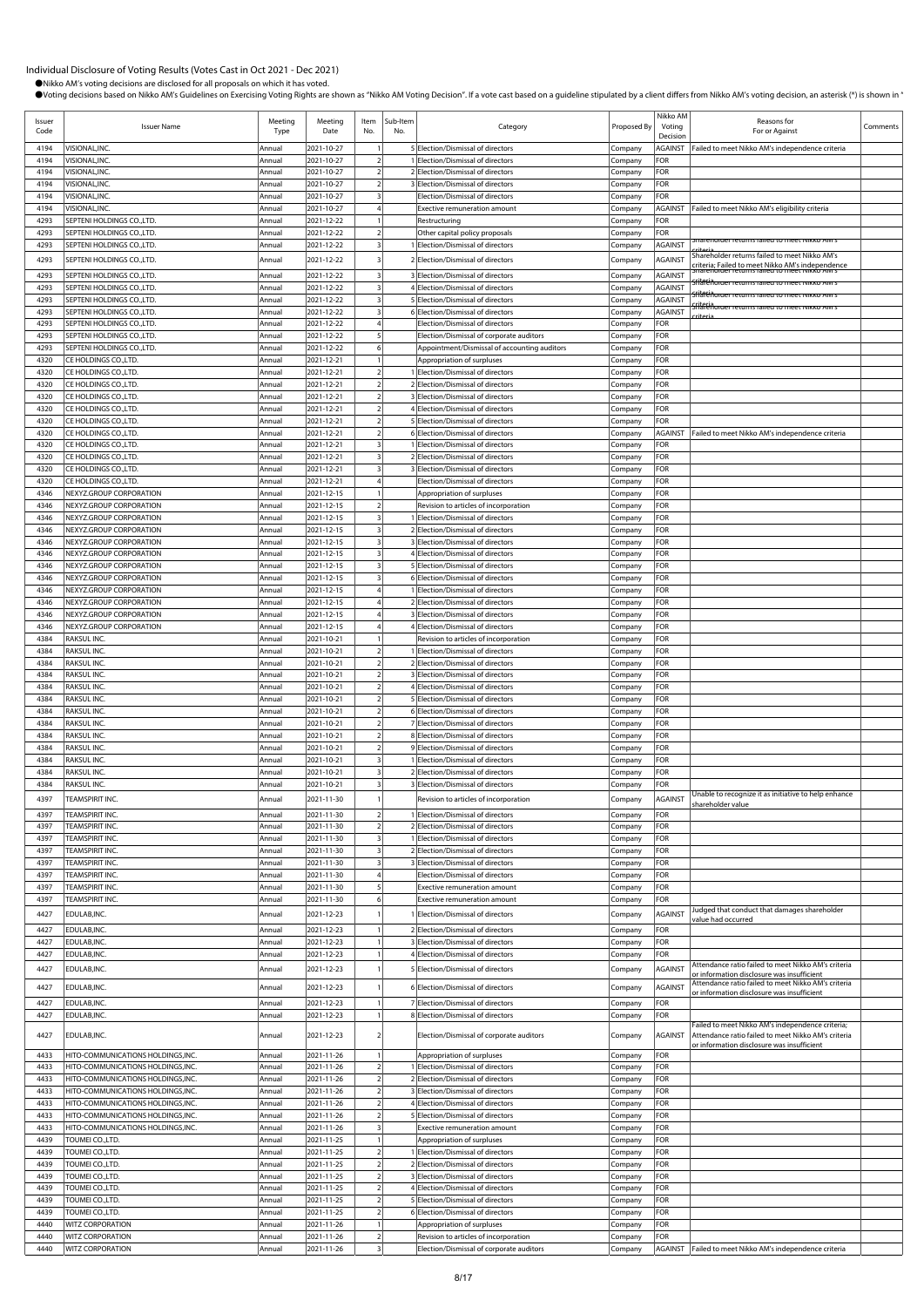# Individual Disclosure of Voting Results (Votes Cast in Oct 2021 - Dec 2021)

●Nikko AM's voting decisions are disclosed for all proposals on which it has voted.

●Voting decisions based on Nikko AM's Guidelines on Exercising Voting Rights are shown as "Nikko AM Voting Decision". If a vote cast based on a guideline stipulated by a client differs from Nikko AM's voting decision, an asterisk (*) is shown in "

| Issuer Code | Issuer Name | Meeting Type | Meeting Date | Item No. | Sub-Item No. | Category | Proposed By | Nikko AM Voting Decision | Reasons for For or Against | Comments |
|---|---|---|---|---|---|---|---|---|---|---|
| 4194 | VISIONAL,INC. | Annual | 2021-10-27 | 1 | 5 | Election/Dismissal of directors | Company | AGAINST | Failed to meet Nikko AM's independence criteria | |
| 4194 | VISIONAL,INC. | Annual | 2021-10-27 | 2 | 1 | Election/Dismissal of directors | Company | FOR | | |
| 4194 | VISIONAL,INC. | Annual | 2021-10-27 | 2 | 2 | Election/Dismissal of directors | Company | FOR | | |
| 4194 | VISIONAL,INC. | Annual | 2021-10-27 | 2 | 3 | Election/Dismissal of directors | Company | FOR | | |
| 4194 | VISIONAL,INC. | Annual | 2021-10-27 | 3 | | Election/Dismissal of directors | Company | FOR | | |
| 4194 | VISIONAL,INC. | Annual | 2021-10-27 | 4 | | Exective remuneration amount | Company | AGAINST | Failed to meet Nikko AM's eligibility criteria | |
| 4293 | SEPTENI HOLDINGS CO.,LTD. | Annual | 2021-12-22 | 1 | | Restructuring | Company | FOR | | |
| 4293 | SEPTENI HOLDINGS CO.,LTD. | Annual | 2021-12-22 | 2 | | Other capital policy proposals | Company | FOR | | |
| 4293 | SEPTENI HOLDINGS CO.,LTD. | Annual | 2021-12-22 | 3 | 1 | Election/Dismissal of directors | Company | AGAINST | Shareholder returns failed to meet Nikko AM's criteria | |
| 4293 | SEPTENI HOLDINGS CO.,LTD. | Annual | 2021-12-22 | 3 | 2 | Election/Dismissal of directors | Company | AGAINST | Shareholder returns failed to meet Nikko AM's criteria; Failed to meet Nikko AM's independence | |
| 4293 | SEPTENI HOLDINGS CO.,LTD. | Annual | 2021-12-22 | 3 | 3 | Election/Dismissal of directors | Company | AGAINST | Shareholder returns failed to meet Nikko AM's criteria | |
| 4293 | SEPTENI HOLDINGS CO.,LTD. | Annual | 2021-12-22 | 3 | 4 | Election/Dismissal of directors | Company | AGAINST | Shareholder returns failed to meet Nikko AM's criteria | |
| 4293 | SEPTENI HOLDINGS CO.,LTD. | Annual | 2021-12-22 | 3 | 5 | Election/Dismissal of directors | Company | AGAINST | Shareholder returns failed to meet Nikko AM's criteria | |
| 4293 | SEPTENI HOLDINGS CO.,LTD. | Annual | 2021-12-22 | 3 | 6 | Election/Dismissal of directors | Company | AGAINST | Shareholder returns failed to meet Nikko AM's criteria | |
| 4293 | SEPTENI HOLDINGS CO.,LTD. | Annual | 2021-12-22 | 4 | | Election/Dismissal of directors | Company | FOR | | |
| 4293 | SEPTENI HOLDINGS CO.,LTD. | Annual | 2021-12-22 | 5 | | Election/Dismissal of corporate auditors | Company | FOR | | |
| 4293 | SEPTENI HOLDINGS CO.,LTD. | Annual | 2021-12-22 | 6 | | Appointment/Dismissal of accounting auditors | Company | FOR | | |
| 4320 | CE HOLDINGS CO.,LTD. | Annual | 2021-12-21 | 1 | | Appropriation of surpluses | Company | FOR | | |
| 4320 | CE HOLDINGS CO.,LTD. | Annual | 2021-12-21 | 2 | 1 | Election/Dismissal of directors | Company | FOR | | |
| 4320 | CE HOLDINGS CO.,LTD. | Annual | 2021-12-21 | 2 | 2 | Election/Dismissal of directors | Company | FOR | | |
| 4320 | CE HOLDINGS CO.,LTD. | Annual | 2021-12-21 | 2 | 3 | Election/Dismissal of directors | Company | FOR | | |
| 4320 | CE HOLDINGS CO.,LTD. | Annual | 2021-12-21 | 2 | 4 | Election/Dismissal of directors | Company | FOR | | |
| 4320 | CE HOLDINGS CO.,LTD. | Annual | 2021-12-21 | 2 | 5 | Election/Dismissal of directors | Company | FOR | | |
| 4320 | CE HOLDINGS CO.,LTD. | Annual | 2021-12-21 | 2 | 6 | Election/Dismissal of directors | Company | AGAINST | Failed to meet Nikko AM's independence criteria | |
| 4320 | CE HOLDINGS CO.,LTD. | Annual | 2021-12-21 | 3 | 1 | Election/Dismissal of directors | Company | FOR | | |
| 4320 | CE HOLDINGS CO.,LTD. | Annual | 2021-12-21 | 3 | 2 | Election/Dismissal of directors | Company | FOR | | |
| 4320 | CE HOLDINGS CO.,LTD. | Annual | 2021-12-21 | 3 | 3 | Election/Dismissal of directors | Company | FOR | | |
| 4320 | CE HOLDINGS CO.,LTD. | Annual | 2021-12-21 | 4 | | Election/Dismissal of directors | Company | FOR | | |
| 4346 | NEXYZ.GROUP CORPORATION | Annual | 2021-12-15 | 1 | | Appropriation of surpluses | Company | FOR | | |
| 4346 | NEXYZ.GROUP CORPORATION | Annual | 2021-12-15 | 2 | | Revision to articles of incorporation | Company | FOR | | |
| 4346 | NEXYZ.GROUP CORPORATION | Annual | 2021-12-15 | 3 | 1 | Election/Dismissal of directors | Company | FOR | | |
| 4346 | NEXYZ.GROUP CORPORATION | Annual | 2021-12-15 | 3 | 2 | Election/Dismissal of directors | Company | FOR | | |
| 4346 | NEXYZ.GROUP CORPORATION | Annual | 2021-12-15 | 3 | 3 | Election/Dismissal of directors | Company | FOR | | |
| 4346 | NEXYZ.GROUP CORPORATION | Annual | 2021-12-15 | 3 | 4 | Election/Dismissal of directors | Company | FOR | | |
| 4346 | NEXYZ.GROUP CORPORATION | Annual | 2021-12-15 | 3 | 5 | Election/Dismissal of directors | Company | FOR | | |
| 4346 | NEXYZ.GROUP CORPORATION | Annual | 2021-12-15 | 3 | 6 | Election/Dismissal of directors | Company | FOR | | |
| 4346 | NEXYZ.GROUP CORPORATION | Annual | 2021-12-15 | 4 | 1 | Election/Dismissal of directors | Company | FOR | | |
| 4346 | NEXYZ.GROUP CORPORATION | Annual | 2021-12-15 | 4 | 2 | Election/Dismissal of directors | Company | FOR | | |
| 4346 | NEXYZ.GROUP CORPORATION | Annual | 2021-12-15 | 4 | 3 | Election/Dismissal of directors | Company | FOR | | |
| 4346 | NEXYZ.GROUP CORPORATION | Annual | 2021-12-15 | 4 | 4 | Election/Dismissal of directors | Company | FOR | | |
| 4384 | RAKSUL INC. | Annual | 2021-10-21 | 1 | | Revision to articles of incorporation | Company | FOR | | |
| 4384 | RAKSUL INC. | Annual | 2021-10-21 | 2 | 1 | Election/Dismissal of directors | Company | FOR | | |
| 4384 | RAKSUL INC. | Annual | 2021-10-21 | 2 | 2 | Election/Dismissal of directors | Company | FOR | | |
| 4384 | RAKSUL INC. | Annual | 2021-10-21 | 2 | 3 | Election/Dismissal of directors | Company | FOR | | |
| 4384 | RAKSUL INC. | Annual | 2021-10-21 | 2 | 4 | Election/Dismissal of directors | Company | FOR | | |
| 4384 | RAKSUL INC. | Annual | 2021-10-21 | 2 | 5 | Election/Dismissal of directors | Company | FOR | | |
| 4384 | RAKSUL INC. | Annual | 2021-10-21 | 2 | 6 | Election/Dismissal of directors | Company | FOR | | |
| 4384 | RAKSUL INC. | Annual | 2021-10-21 | 2 | 7 | Election/Dismissal of directors | Company | FOR | | |
| 4384 | RAKSUL INC. | Annual | 2021-10-21 | 2 | 8 | Election/Dismissal of directors | Company | FOR | | |
| 4384 | RAKSUL INC. | Annual | 2021-10-21 | 2 | 9 | Election/Dismissal of directors | Company | FOR | | |
| 4384 | RAKSUL INC. | Annual | 2021-10-21 | 3 | 1 | Election/Dismissal of directors | Company | FOR | | |
| 4384 | RAKSUL INC. | Annual | 2021-10-21 | 3 | 2 | Election/Dismissal of directors | Company | FOR | | |
| 4384 | RAKSUL INC. | Annual | 2021-10-21 | 3 | 3 | Election/Dismissal of directors | Company | FOR | | |
| 4397 | TEAMSPIRIT INC. | Annual | 2021-11-30 | 1 | | Revision to articles of incorporation | Company | AGAINST | Unable to recognize it as initiative to help enhance shareholder value | |
| 4397 | TEAMSPIRIT INC. | Annual | 2021-11-30 | 2 | 1 | Election/Dismissal of directors | Company | FOR | | |
| 4397 | TEAMSPIRIT INC. | Annual | 2021-11-30 | 2 | 2 | Election/Dismissal of directors | Company | FOR | | |
| 4397 | TEAMSPIRIT INC. | Annual | 2021-11-30 | 3 | 1 | Election/Dismissal of directors | Company | FOR | | |
| 4397 | TEAMSPIRIT INC. | Annual | 2021-11-30 | 3 | 2 | Election/Dismissal of directors | Company | FOR | | |
| 4397 | TEAMSPIRIT INC. | Annual | 2021-11-30 | 3 | 3 | Election/Dismissal of directors | Company | FOR | | |
| 4397 | TEAMSPIRIT INC. | Annual | 2021-11-30 | 4 | | Election/Dismissal of directors | Company | FOR | | |
| 4397 | TEAMSPIRIT INC. | Annual | 2021-11-30 | 5 | | Exective remuneration amount | Company | FOR | | |
| 4397 | TEAMSPIRIT INC. | Annual | 2021-11-30 | 6 | | Exective remuneration amount | Company | FOR | | |
| 4427 | EDULAB,INC. | Annual | 2021-12-23 | 1 | 1 | Election/Dismissal of directors | Company | AGAINST | Judged that conduct that damages shareholder value had occurred | |
| 4427 | EDULAB,INC. | Annual | 2021-12-23 | 1 | 2 | Election/Dismissal of directors | Company | FOR | | |
| 4427 | EDULAB,INC. | Annual | 2021-12-23 | 1 | 3 | Election/Dismissal of directors | Company | FOR | | |
| 4427 | EDULAB,INC. | Annual | 2021-12-23 | 1 | 4 | Election/Dismissal of directors | Company | FOR | | |
| 4427 | EDULAB,INC. | Annual | 2021-12-23 | 1 | 5 | Election/Dismissal of directors | Company | AGAINST | Attendance ratio failed to meet Nikko AM's criteria or information disclosure was insufficient | |
| 4427 | EDULAB,INC. | Annual | 2021-12-23 | 1 | 6 | Election/Dismissal of directors | Company | AGAINST | Attendance ratio failed to meet Nikko AM's criteria or information disclosure was insufficient | |
| 4427 | EDULAB,INC. | Annual | 2021-12-23 | 1 | 7 | Election/Dismissal of directors | Company | FOR | | |
| 4427 | EDULAB,INC. | Annual | 2021-12-23 | 1 | 8 | Election/Dismissal of directors | Company | FOR | | |
| 4427 | EDULAB,INC. | Annual | 2021-12-23 | 2 | | Election/Dismissal of corporate auditors | Company | AGAINST | Failed to meet Nikko AM's independence criteria; Attendance ratio failed to meet Nikko AM's criteria or information disclosure was insufficient | |
| 4433 | HITO-COMMUNICATIONS HOLDINGS,INC. | Annual | 2021-11-26 | 1 | | Appropriation of surpluses | Company | FOR | | |
| 4433 | HITO-COMMUNICATIONS HOLDINGS,INC. | Annual | 2021-11-26 | 2 | 1 | Election/Dismissal of directors | Company | FOR | | |
| 4433 | HITO-COMMUNICATIONS HOLDINGS,INC. | Annual | 2021-11-26 | 2 | 2 | Election/Dismissal of directors | Company | FOR | | |
| 4433 | HITO-COMMUNICATIONS HOLDINGS,INC. | Annual | 2021-11-26 | 2 | 3 | Election/Dismissal of directors | Company | FOR | | |
| 4433 | HITO-COMMUNICATIONS HOLDINGS,INC. | Annual | 2021-11-26 | 2 | 4 | Election/Dismissal of directors | Company | FOR | | |
| 4433 | HITO-COMMUNICATIONS HOLDINGS,INC. | Annual | 2021-11-26 | 2 | 5 | Election/Dismissal of directors | Company | FOR | | |
| 4433 | HITO-COMMUNICATIONS HOLDINGS,INC. | Annual | 2021-11-26 | 3 | | Exective remuneration amount | Company | FOR | | |
| 4439 | TOUMEI CO.,LTD. | Annual | 2021-11-25 | 1 | | Appropriation of surpluses | Company | FOR | | |
| 4439 | TOUMEI CO.,LTD. | Annual | 2021-11-25 | 2 | 1 | Election/Dismissal of directors | Company | FOR | | |
| 4439 | TOUMEI CO.,LTD. | Annual | 2021-11-25 | 2 | 2 | Election/Dismissal of directors | Company | FOR | | |
| 4439 | TOUMEI CO.,LTD. | Annual | 2021-11-25 | 2 | 3 | Election/Dismissal of directors | Company | FOR | | |
| 4439 | TOUMEI CO.,LTD. | Annual | 2021-11-25 | 2 | 4 | Election/Dismissal of directors | Company | FOR | | |
| 4439 | TOUMEI CO.,LTD. | Annual | 2021-11-25 | 2 | 5 | Election/Dismissal of directors | Company | FOR | | |
| 4439 | TOUMEI CO.,LTD. | Annual | 2021-11-25 | 2 | 6 | Election/Dismissal of directors | Company | FOR | | |
| 4440 | WITZ CORPORATION | Annual | 2021-11-26 | 1 | | Appropriation of surpluses | Company | FOR | | |
| 4440 | WITZ CORPORATION | Annual | 2021-11-26 | 2 | | Revision to articles of incorporation | Company | FOR | | |
| 4440 | WITZ CORPORATION | Annual | 2021-11-26 | 3 | | Election/Dismissal of corporate auditors | Company | AGAINST | Failed to meet Nikko AM's independence criteria | |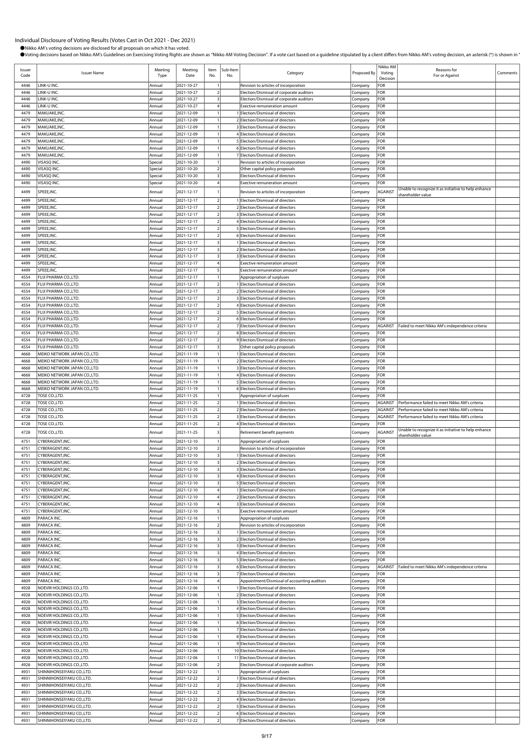Individual Disclosure of Voting Results (Votes Cast in Oct 2021 - Dec 2021)

●Nikko AM's voting decisions are disclosed for all proposals on which it has voted.

●Voting decisions based on Nikko AM's Guidelines on Exercising Voting Rights are shown as "Nikko AM Voting Decision". If a vote cast based on a guideline stipulated by a client differs from Nikko AM's voting decision, an asterisk (*) is shown in "

| Issuer Code | Issuer Name | Meeting Type | Meeting Date | Item No. | Sub-Item No. | Category | Proposed By | Nikko AM Voting Decision | Reasons for For or Against | Comments |
|---|---|---|---|---|---|---|---|---|---|---|
| 4446 | LINK-U INC. | Annual | 2021-10-27 | 1 | | Revision to articles of incorporation | Company | FOR | | |
| 4446 | LINK-U INC. | Annual | 2021-10-27 | 2 | | Election/Dismissal of corporate auditors | Company | FOR | | |
| 4446 | LINK-U INC. | Annual | 2021-10-27 | 3 | | Election/Dismissal of corporate auditors | Company | FOR | | |
| 4446 | LINK-U INC. | Annual | 2021-10-27 | 4 | | Exective remuneration amount | Company | FOR | | |
| 4479 | MAKUAKE,INC. | Annual | 2021-12-09 | 1 | 1 | Election/Dismissal of directors | Company | FOR | | |
| 4479 | MAKUAKE,INC. | Annual | 2021-12-09 | 1 | 2 | Election/Dismissal of directors | Company | FOR | | |
| 4479 | MAKUAKE,INC. | Annual | 2021-12-09 | 1 | 3 | Election/Dismissal of directors | Company | FOR | | |
| 4479 | MAKUAKE,INC. | Annual | 2021-12-09 | 1 | 4 | Election/Dismissal of directors | Company | FOR | | |
| 4479 | MAKUAKE,INC. | Annual | 2021-12-09 | 1 | 5 | Election/Dismissal of directors | Company | FOR | | |
| 4479 | MAKUAKE,INC. | Annual | 2021-12-09 | 1 | 6 | Election/Dismissal of directors | Company | FOR | | |
| 4479 | MAKUAKE,INC. | Annual | 2021-12-09 | 1 | 7 | Election/Dismissal of directors | Company | FOR | | |
| 4490 | VISASQ INC. | Special | 2021-10-20 | 1 | | Revision to articles of incorporation | Company | FOR | | |
| 4490 | VISASQ INC. | Special | 2021-10-20 | 2 | | Other capital policy proposals | Company | FOR | | |
| 4490 | VISASQ INC. | Special | 2021-10-20 | 3 | | Election/Dismissal of directors | Company | FOR | | |
| 4490 | VISASQ INC. | Special | 2021-10-20 | 4 | | Exective remuneration amount | Company | FOR | | |
| 4499 | SPEEE,INC. | Annual | 2021-12-17 | 1 | | Revision to articles of incorporation | Company | AGAINST | Unable to recognize it as initiative to help enhance shareholder value | |
| 4499 | SPEEE,INC. | Annual | 2021-12-17 | 2 | 1 | Election/Dismissal of directors | Company | FOR | | |
| 4499 | SPEEE,INC. | Annual | 2021-12-17 | 2 | 2 | Election/Dismissal of directors | Company | FOR | | |
| 4499 | SPEEE,INC. | Annual | 2021-12-17 | 2 | 3 | Election/Dismissal of directors | Company | FOR | | |
| 4499 | SPEEE,INC. | Annual | 2021-12-17 | 2 | 4 | Election/Dismissal of directors | Company | FOR | | |
| 4499 | SPEEE,INC. | Annual | 2021-12-17 | 2 | 5 | Election/Dismissal of directors | Company | FOR | | |
| 4499 | SPEEE,INC. | Annual | 2021-12-17 | 2 | 6 | Election/Dismissal of directors | Company | FOR | | |
| 4499 | SPEEE,INC. | Annual | 2021-12-17 | 3 | 1 | Election/Dismissal of directors | Company | FOR | | |
| 4499 | SPEEE,INC. | Annual | 2021-12-17 | 3 | 2 | Election/Dismissal of directors | Company | FOR | | |
| 4499 | SPEEE,INC. | Annual | 2021-12-17 | 3 | 3 | Election/Dismissal of directors | Company | FOR | | |
| 4499 | SPEEE,INC. | Annual | 2021-12-17 | 4 | | Exective remuneration amount | Company | FOR | | |
| 4499 | SPEEE,INC. | Annual | 2021-12-17 | 5 | | Exective remuneration amount | Company | FOR | | |
| 4554 | FUJI PHARMA CO.,LTD. | Annual | 2021-12-17 | 1 | | Appropriation of surpluses | Company | FOR | | |
| 4554 | FUJI PHARMA CO.,LTD. | Annual | 2021-12-17 | 2 | 1 | Election/Dismissal of directors | Company | FOR | | |
| 4554 | FUJI PHARMA CO.,LTD. | Annual | 2021-12-17 | 2 | 2 | Election/Dismissal of directors | Company | FOR | | |
| 4554 | FUJI PHARMA CO.,LTD. | Annual | 2021-12-17 | 2 | 3 | Election/Dismissal of directors | Company | FOR | | |
| 4554 | FUJI PHARMA CO.,LTD. | Annual | 2021-12-17 | 2 | 4 | Election/Dismissal of directors | Company | FOR | | |
| 4554 | FUJI PHARMA CO.,LTD. | Annual | 2021-12-17 | 2 | 5 | Election/Dismissal of directors | Company | FOR | | |
| 4554 | FUJI PHARMA CO.,LTD. | Annual | 2021-12-17 | 2 | 6 | Election/Dismissal of directors | Company | FOR | | |
| 4554 | FUJI PHARMA CO.,LTD. | Annual | 2021-12-17 | 2 | 7 | Election/Dismissal of directors | Company | AGAINST | Failed to meet Nikko AM's independence criteria | |
| 4554 | FUJI PHARMA CO.,LTD. | Annual | 2021-12-17 | 2 | 8 | Election/Dismissal of directors | Company | FOR | | |
| 4554 | FUJI PHARMA CO.,LTD. | Annual | 2021-12-17 | 2 | 9 | Election/Dismissal of directors | Company | FOR | | |
| 4554 | FUJI PHARMA CO.,LTD. | Annual | 2021-12-17 | 3 | | Other capital policy proposals | Company | FOR | | |
| 4668 | MEIKO NETWORK JAPAN CO.,LTD. | Annual | 2021-11-19 | 1 | 1 | Election/Dismissal of directors | Company | FOR | | |
| 4668 | MEIKO NETWORK JAPAN CO.,LTD. | Annual | 2021-11-19 | 1 | 2 | Election/Dismissal of directors | Company | FOR | | |
| 4668 | MEIKO NETWORK JAPAN CO.,LTD. | Annual | 2021-11-19 | 1 | 3 | Election/Dismissal of directors | Company | FOR | | |
| 4668 | MEIKO NETWORK JAPAN CO.,LTD. | Annual | 2021-11-19 | 1 | 4 | Election/Dismissal of directors | Company | FOR | | |
| 4668 | MEIKO NETWORK JAPAN CO.,LTD. | Annual | 2021-11-19 | 1 | 5 | Election/Dismissal of directors | Company | FOR | | |
| 4668 | MEIKO NETWORK JAPAN CO.,LTD. | Annual | 2021-11-19 | 1 | 6 | Election/Dismissal of directors | Company | FOR | | |
| 4728 | TOSE CO.,LTD. | Annual | 2021-11-25 | 1 | | Appropriation of surpluses | Company | FOR | | |
| 4728 | TOSE CO.,LTD. | Annual | 2021-11-25 | 2 | 1 | Election/Dismissal of directors | Company | AGAINST | Performance failed to meet Nikko AM's criteria | |
| 4728 | TOSE CO.,LTD. | Annual | 2021-11-25 | 2 | 2 | Election/Dismissal of directors | Company | AGAINST | Performance failed to meet Nikko AM's criteria | |
| 4728 | TOSE CO.,LTD. | Annual | 2021-11-25 | 2 | 3 | Election/Dismissal of directors | Company | AGAINST | Performance failed to meet Nikko AM's criteria | |
| 4728 | TOSE CO.,LTD. | Annual | 2021-11-25 | 2 | 4 | Election/Dismissal of directors | Company | FOR | | |
| 4728 | TOSE CO.,LTD. | Annual | 2021-11-25 | 3 | | Retirement benefit payments | Company | AGAINST | Unable to recognize it as initiative to help enhance shareholder value | |
| 4751 | CYBERAGENT,INC. | Annual | 2021-12-10 | 1 | | Appropriation of surpluses | Company | FOR | | |
| 4751 | CYBERAGENT,INC. | Annual | 2021-12-10 | 2 | | Revision to articles of incorporation | Company | FOR | | |
| 4751 | CYBERAGENT,INC. | Annual | 2021-12-10 | 3 | 1 | Election/Dismissal of directors | Company | FOR | | |
| 4751 | CYBERAGENT,INC. | Annual | 2021-12-10 | 3 | 2 | Election/Dismissal of directors | Company | FOR | | |
| 4751 | CYBERAGENT,INC. | Annual | 2021-12-10 | 3 | 3 | Election/Dismissal of directors | Company | FOR | | |
| 4751 | CYBERAGENT,INC. | Annual | 2021-12-10 | 3 | 4 | Election/Dismissal of directors | Company | FOR | | |
| 4751 | CYBERAGENT,INC. | Annual | 2021-12-10 | 3 | 5 | Election/Dismissal of directors | Company | FOR | | |
| 4751 | CYBERAGENT,INC. | Annual | 2021-12-10 | 4 | 1 | Election/Dismissal of directors | Company | FOR | | |
| 4751 | CYBERAGENT,INC. | Annual | 2021-12-10 | 4 | 2 | Election/Dismissal of directors | Company | FOR | | |
| 4751 | CYBERAGENT,INC. | Annual | 2021-12-10 | 4 | 3 | Election/Dismissal of directors | Company | FOR | | |
| 4751 | CYBERAGENT,INC. | Annual | 2021-12-10 | 5 | | Exective remuneration amount | Company | FOR | | |
| 4809 | PARACA INC. | Annual | 2021-12-16 | 1 | | Appropriation of surpluses | Company | FOR | | |
| 4809 | PARACA INC. | Annual | 2021-12-16 | 2 | | Revision to articles of incorporation | Company | FOR | | |
| 4809 | PARACA INC. | Annual | 2021-12-16 | 3 | 1 | Election/Dismissal of directors | Company | FOR | | |
| 4809 | PARACA INC. | Annual | 2021-12-16 | 3 | 2 | Election/Dismissal of directors | Company | FOR | | |
| 4809 | PARACA INC. | Annual | 2021-12-16 | 3 | 3 | Election/Dismissal of directors | Company | FOR | | |
| 4809 | PARACA INC. | Annual | 2021-12-16 | 3 | 4 | Election/Dismissal of directors | Company | FOR | | |
| 4809 | PARACA INC. | Annual | 2021-12-16 | 3 | 5 | Election/Dismissal of directors | Company | FOR | | |
| 4809 | PARACA INC. | Annual | 2021-12-16 | 3 | 6 | Election/Dismissal of directors | Company | AGAINST | Failed to meet Nikko AM's independence criteria | |
| 4809 | PARACA INC. | Annual | 2021-12-16 | 3 | 7 | Election/Dismissal of directors | Company | FOR | | |
| 4809 | PARACA INC. | Annual | 2021-12-16 | 4 | | Appointment/Dismissal of accounting auditors | Company | FOR | | |
| 4928 | NOEVIR HOLDINGS CO.,LTD. | Annual | 2021-12-06 | 1 | 1 | Election/Dismissal of directors | Company | FOR | | |
| 4928 | NOEVIR HOLDINGS CO.,LTD. | Annual | 2021-12-06 | 1 | 2 | Election/Dismissal of directors | Company | FOR | | |
| 4928 | NOEVIR HOLDINGS CO.,LTD. | Annual | 2021-12-06 | 1 | 3 | Election/Dismissal of directors | Company | FOR | | |
| 4928 | NOEVIR HOLDINGS CO.,LTD. | Annual | 2021-12-06 | 1 | 4 | Election/Dismissal of directors | Company | FOR | | |
| 4928 | NOEVIR HOLDINGS CO.,LTD. | Annual | 2021-12-06 | 1 | 5 | Election/Dismissal of directors | Company | FOR | | |
| 4928 | NOEVIR HOLDINGS CO.,LTD. | Annual | 2021-12-06 | 1 | 6 | Election/Dismissal of directors | Company | FOR | | |
| 4928 | NOEVIR HOLDINGS CO.,LTD. | Annual | 2021-12-06 | 1 | 7 | Election/Dismissal of directors | Company | FOR | | |
| 4928 | NOEVIR HOLDINGS CO.,LTD. | Annual | 2021-12-06 | 1 | 8 | Election/Dismissal of directors | Company | FOR | | |
| 4928 | NOEVIR HOLDINGS CO.,LTD. | Annual | 2021-12-06 | 1 | 9 | Election/Dismissal of directors | Company | FOR | | |
| 4928 | NOEVIR HOLDINGS CO.,LTD. | Annual | 2021-12-06 | 1 | 10 | Election/Dismissal of directors | Company | FOR | | |
| 4928 | NOEVIR HOLDINGS CO.,LTD. | Annual | 2021-12-06 | 1 | 11 | Election/Dismissal of directors | Company | FOR | | |
| 4928 | NOEVIR HOLDINGS CO.,LTD. | Annual | 2021-12-06 | 2 | | Election/Dismissal of corporate auditors | Company | FOR | | |
| 4931 | SHINNIHONSEIYAKU CO.,LTD. | Annual | 2021-12-22 | 1 | | Appropriation of surpluses | Company | FOR | | |
| 4931 | SHINNIHONSEIYAKU CO.,LTD. | Annual | 2021-12-22 | 2 | 1 | Election/Dismissal of directors | Company | FOR | | |
| 4931 | SHINNIHONSEIYAKU CO.,LTD. | Annual | 2021-12-22 | 2 | 2 | Election/Dismissal of directors | Company | FOR | | |
| 4931 | SHINNIHONSEIYAKU CO.,LTD. | Annual | 2021-12-22 | 2 | 3 | Election/Dismissal of directors | Company | FOR | | |
| 4931 | SHINNIHONSEIYAKU CO.,LTD. | Annual | 2021-12-22 | 2 | 4 | Election/Dismissal of directors | Company | FOR | | |
| 4931 | SHINNIHONSEIYAKU CO.,LTD. | Annual | 2021-12-22 | 2 | 5 | Election/Dismissal of directors | Company | FOR | | |
| 4931 | SHINNIHONSEIYAKU CO.,LTD. | Annual | 2021-12-22 | 2 | 6 | Election/Dismissal of directors | Company | FOR | | |
| 4931 | SHINNIHONSEIYAKU CO.,LTD. | Annual | 2021-12-22 | 2 | 7 | Election/Dismissal of directors | Company | FOR | | |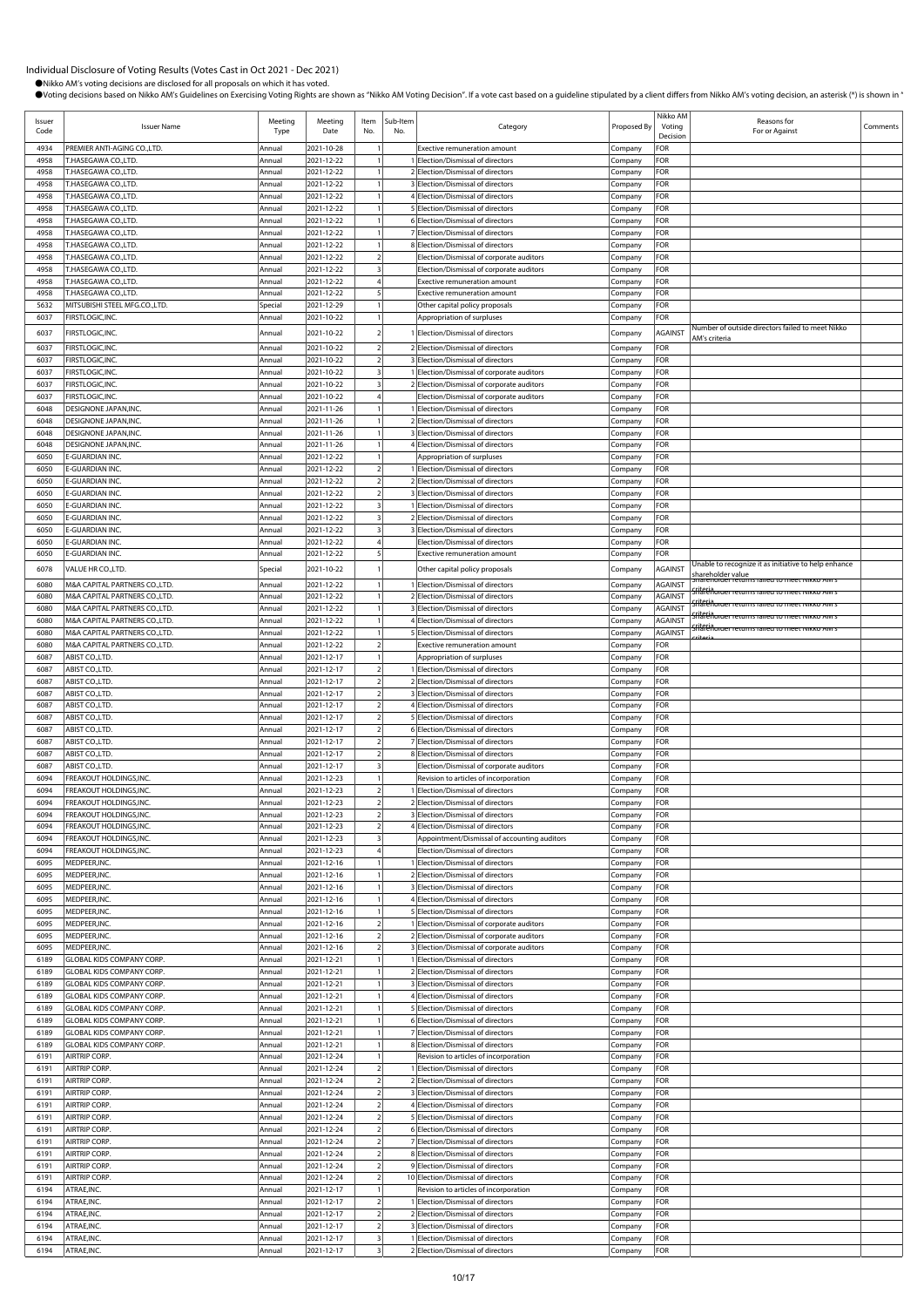Individual Disclosure of Voting Results (Votes Cast in Oct 2021 - Dec 2021)

●Nikko AM's voting decisions are disclosed for all proposals on which it has voted.

●Voting decisions based on Nikko AM's Guidelines on Exercising Voting Rights are shown as "Nikko AM Voting Decision". If a vote cast based on a guideline stipulated by a client differs from Nikko AM's voting decision, an asterisk (*) is shown in "

| Issuer Code | Issuer Name | Meeting Type | Meeting Date | Item No. | Sub-Item No. | Category | Proposed By | Nikko AM Voting Decision | Reasons for For or Against | Comments |
|---|---|---|---|---|---|---|---|---|---|---|
| 4934 | PREMIER ANTI-AGING CO.,LTD. | Annual | 2021-10-28 | 1 | | Exective remuneration amount | Company | FOR | | |
| 4958 | T.HASEGAWA CO.,LTD. | Annual | 2021-12-22 | 1 | 1 | Election/Dismissal of directors | Company | FOR | | |
| 4958 | T.HASEGAWA CO.,LTD. | Annual | 2021-12-22 | 1 | 2 | Election/Dismissal of directors | Company | FOR | | |
| 4958 | T.HASEGAWA CO.,LTD. | Annual | 2021-12-22 | 1 | 3 | Election/Dismissal of directors | Company | FOR | | |
| 4958 | T.HASEGAWA CO.,LTD. | Annual | 2021-12-22 | 1 | 4 | Election/Dismissal of directors | Company | FOR | | |
| 4958 | T.HASEGAWA CO.,LTD. | Annual | 2021-12-22 | 1 | 5 | Election/Dismissal of directors | Company | FOR | | |
| 4958 | T.HASEGAWA CO.,LTD. | Annual | 2021-12-22 | 1 | 6 | Election/Dismissal of directors | Company | FOR | | |
| 4958 | T.HASEGAWA CO.,LTD. | Annual | 2021-12-22 | 1 | 7 | Election/Dismissal of directors | Company | FOR | | |
| 4958 | T.HASEGAWA CO.,LTD. | Annual | 2021-12-22 | 1 | 8 | Election/Dismissal of directors | Company | FOR | | |
| 4958 | T.HASEGAWA CO.,LTD. | Annual | 2021-12-22 | 2 | | Election/Dismissal of corporate auditors | Company | FOR | | |
| 4958 | T.HASEGAWA CO.,LTD. | Annual | 2021-12-22 | 3 | | Election/Dismissal of corporate auditors | Company | FOR | | |
| 4958 | T.HASEGAWA CO.,LTD. | Annual | 2021-12-22 | 4 | | Exective remuneration amount | Company | FOR | | |
| 4958 | T.HASEGAWA CO.,LTD. | Annual | 2021-12-22 | 5 | | Exective remuneration amount | Company | FOR | | |
| 5632 | MITSUBISHI STEEL MFG.CO.,LTD. | Special | 2021-12-29 | 1 | | Other capital policy proposals | Company | FOR | | |
| 6037 | FIRSTLOGIC,INC. | Annual | 2021-10-22 | 1 | | Appropriation of surpluses | Company | FOR | | |
| 6037 | FIRSTLOGIC,INC. | Annual | 2021-10-22 | 2 | 1 | Election/Dismissal of directors | Company | AGAINST | Number of outside directors failed to meet Nikko AM's criteria | |
| 6037 | FIRSTLOGIC,INC. | Annual | 2021-10-22 | 2 | 2 | Election/Dismissal of directors | Company | FOR | | |
| 6037 | FIRSTLOGIC,INC. | Annual | 2021-10-22 | 2 | 3 | Election/Dismissal of directors | Company | FOR | | |
| 6037 | FIRSTLOGIC,INC. | Annual | 2021-10-22 | 3 | 1 | Election/Dismissal of corporate auditors | Company | FOR | | |
| 6037 | FIRSTLOGIC,INC. | Annual | 2021-10-22 | 3 | 2 | Election/Dismissal of corporate auditors | Company | FOR | | |
| 6037 | FIRSTLOGIC,INC. | Annual | 2021-10-22 | 4 | | Election/Dismissal of corporate auditors | Company | FOR | | |
| 6048 | DESIGNONE JAPAN,INC. | Annual | 2021-11-26 | 1 | 1 | Election/Dismissal of directors | Company | FOR | | |
| 6048 | DESIGNONE JAPAN,INC. | Annual | 2021-11-26 | 1 | 2 | Election/Dismissal of directors | Company | FOR | | |
| 6048 | DESIGNONE JAPAN,INC. | Annual | 2021-11-26 | 1 | 3 | Election/Dismissal of directors | Company | FOR | | |
| 6048 | DESIGNONE JAPAN,INC. | Annual | 2021-11-26 | 1 | 4 | Election/Dismissal of directors | Company | FOR | | |
| 6050 | E-GUARDIAN INC. | Annual | 2021-12-22 | 1 | | Appropriation of surpluses | Company | FOR | | |
| 6050 | E-GUARDIAN INC. | Annual | 2021-12-22 | 2 | 1 | Election/Dismissal of directors | Company | FOR | | |
| 6050 | E-GUARDIAN INC. | Annual | 2021-12-22 | 2 | 2 | Election/Dismissal of directors | Company | FOR | | |
| 6050 | E-GUARDIAN INC. | Annual | 2021-12-22 | 2 | 3 | Election/Dismissal of directors | Company | FOR | | |
| 6050 | E-GUARDIAN INC. | Annual | 2021-12-22 | 3 | 1 | Election/Dismissal of directors | Company | FOR | | |
| 6050 | E-GUARDIAN INC. | Annual | 2021-12-22 | 3 | 2 | Election/Dismissal of directors | Company | FOR | | |
| 6050 | E-GUARDIAN INC. | Annual | 2021-12-22 | 3 | 3 | Election/Dismissal of directors | Company | FOR | | |
| 6050 | E-GUARDIAN INC. | Annual | 2021-12-22 | 4 | | Election/Dismissal of directors | Company | FOR | | |
| 6050 | E-GUARDIAN INC. | Annual | 2021-12-22 | 5 | | Exective remuneration amount | Company | FOR | | |
| 6078 | VALUE HR CO.,LTD. | Special | 2021-10-22 | 1 | | Other capital policy proposals | Company | AGAINST | Unable to recognize it as initiative to help enhance shareholder value | |
| 6080 | M&A CAPITAL PARTNERS CO.,LTD. | Annual | 2021-12-22 | 1 | 1 | Election/Dismissal of directors | Company | AGAINST | Shareholder returns failed to meet Nikko AM's criteria | |
| 6080 | M&A CAPITAL PARTNERS CO.,LTD. | Annual | 2021-12-22 | 1 | 2 | Election/Dismissal of directors | Company | AGAINST | Shareholder returns failed to meet Nikko AM's criteria | |
| 6080 | M&A CAPITAL PARTNERS CO.,LTD. | Annual | 2021-12-22 | 1 | 3 | Election/Dismissal of directors | Company | AGAINST | Shareholder returns failed to meet Nikko AM's criteria | |
| 6080 | M&A CAPITAL PARTNERS CO.,LTD. | Annual | 2021-12-22 | 1 | 4 | Election/Dismissal of directors | Company | AGAINST | Shareholder returns failed to meet Nikko AM's criteria | |
| 6080 | M&A CAPITAL PARTNERS CO.,LTD. | Annual | 2021-12-22 | 1 | 5 | Election/Dismissal of directors | Company | AGAINST | Shareholder returns failed to meet Nikko AM's criteria | |
| 6080 | M&A CAPITAL PARTNERS CO.,LTD. | Annual | 2021-12-22 | 2 | | Exective remuneration amount | Company | FOR | | |
| 6087 | ABIST CO.,LTD. | Annual | 2021-12-17 | 1 | | Appropriation of surpluses | Company | FOR | | |
| 6087 | ABIST CO.,LTD. | Annual | 2021-12-17 | 2 | 1 | Election/Dismissal of directors | Company | FOR | | |
| 6087 | ABIST CO.,LTD. | Annual | 2021-12-17 | 2 | 2 | Election/Dismissal of directors | Company | FOR | | |
| 6087 | ABIST CO.,LTD. | Annual | 2021-12-17 | 2 | 3 | Election/Dismissal of directors | Company | FOR | | |
| 6087 | ABIST CO.,LTD. | Annual | 2021-12-17 | 2 | 4 | Election/Dismissal of directors | Company | FOR | | |
| 6087 | ABIST CO.,LTD. | Annual | 2021-12-17 | 2 | 5 | Election/Dismissal of directors | Company | FOR | | |
| 6087 | ABIST CO.,LTD. | Annual | 2021-12-17 | 2 | 6 | Election/Dismissal of directors | Company | FOR | | |
| 6087 | ABIST CO.,LTD. | Annual | 2021-12-17 | 2 | 7 | Election/Dismissal of directors | Company | FOR | | |
| 6087 | ABIST CO.,LTD. | Annual | 2021-12-17 | 2 | 8 | Election/Dismissal of directors | Company | FOR | | |
| 6087 | ABIST CO.,LTD. | Annual | 2021-12-17 | 3 | | Election/Dismissal of corporate auditors | Company | FOR | | |
| 6094 | FREAKOUT HOLDINGS,INC. | Annual | 2021-12-23 | 1 | | Revision to articles of incorporation | Company | FOR | | |
| 6094 | FREAKOUT HOLDINGS,INC. | Annual | 2021-12-23 | 2 | 1 | Election/Dismissal of directors | Company | FOR | | |
| 6094 | FREAKOUT HOLDINGS,INC. | Annual | 2021-12-23 | 2 | 2 | Election/Dismissal of directors | Company | FOR | | |
| 6094 | FREAKOUT HOLDINGS,INC. | Annual | 2021-12-23 | 2 | 3 | Election/Dismissal of directors | Company | FOR | | |
| 6094 | FREAKOUT HOLDINGS,INC. | Annual | 2021-12-23 | 2 | 4 | Election/Dismissal of directors | Company | FOR | | |
| 6094 | FREAKOUT HOLDINGS,INC. | Annual | 2021-12-23 | 3 | | Appointment/Dismissal of accounting auditors | Company | FOR | | |
| 6094 | FREAKOUT HOLDINGS,INC. | Annual | 2021-12-23 | 4 | | Election/Dismissal of directors | Company | FOR | | |
| 6095 | MEDPEER,INC. | Annual | 2021-12-16 | 1 | 1 | Election/Dismissal of directors | Company | FOR | | |
| 6095 | MEDPEER,INC. | Annual | 2021-12-16 | 1 | 2 | Election/Dismissal of directors | Company | FOR | | |
| 6095 | MEDPEER,INC. | Annual | 2021-12-16 | 1 | 3 | Election/Dismissal of directors | Company | FOR | | |
| 6095 | MEDPEER,INC. | Annual | 2021-12-16 | 1 | 4 | Election/Dismissal of directors | Company | FOR | | |
| 6095 | MEDPEER,INC. | Annual | 2021-12-16 | 1 | 5 | Election/Dismissal of directors | Company | FOR | | |
| 6095 | MEDPEER,INC. | Annual | 2021-12-16 | 2 | 1 | Election/Dismissal of corporate auditors | Company | FOR | | |
| 6095 | MEDPEER,INC. | Annual | 2021-12-16 | 2 | 2 | Election/Dismissal of corporate auditors | Company | FOR | | |
| 6095 | MEDPEER,INC. | Annual | 2021-12-16 | 2 | 3 | Election/Dismissal of corporate auditors | Company | FOR | | |
| 6189 | GLOBAL KIDS COMPANY CORP. | Annual | 2021-12-21 | 1 | 1 | Election/Dismissal of directors | Company | FOR | | |
| 6189 | GLOBAL KIDS COMPANY CORP. | Annual | 2021-12-21 | 1 | 2 | Election/Dismissal of directors | Company | FOR | | |
| 6189 | GLOBAL KIDS COMPANY CORP. | Annual | 2021-12-21 | 1 | 3 | Election/Dismissal of directors | Company | FOR | | |
| 6189 | GLOBAL KIDS COMPANY CORP. | Annual | 2021-12-21 | 1 | 4 | Election/Dismissal of directors | Company | FOR | | |
| 6189 | GLOBAL KIDS COMPANY CORP. | Annual | 2021-12-21 | 1 | 5 | Election/Dismissal of directors | Company | FOR | | |
| 6189 | GLOBAL KIDS COMPANY CORP. | Annual | 2021-12-21 | 1 | 6 | Election/Dismissal of directors | Company | FOR | | |
| 6189 | GLOBAL KIDS COMPANY CORP. | Annual | 2021-12-21 | 1 | 7 | Election/Dismissal of directors | Company | FOR | | |
| 6189 | GLOBAL KIDS COMPANY CORP. | Annual | 2021-12-21 | 1 | 8 | Election/Dismissal of directors | Company | FOR | | |
| 6191 | AIRTRIP CORP. | Annual | 2021-12-24 | 1 | | Revision to articles of incorporation | Company | FOR | | |
| 6191 | AIRTRIP CORP. | Annual | 2021-12-24 | 2 | 1 | Election/Dismissal of directors | Company | FOR | | |
| 6191 | AIRTRIP CORP. | Annual | 2021-12-24 | 2 | 2 | Election/Dismissal of directors | Company | FOR | | |
| 6191 | AIRTRIP CORP. | Annual | 2021-12-24 | 2 | 3 | Election/Dismissal of directors | Company | FOR | | |
| 6191 | AIRTRIP CORP. | Annual | 2021-12-24 | 2 | 4 | Election/Dismissal of directors | Company | FOR | | |
| 6191 | AIRTRIP CORP. | Annual | 2021-12-24 | 2 | 5 | Election/Dismissal of directors | Company | FOR | | |
| 6191 | AIRTRIP CORP. | Annual | 2021-12-24 | 2 | 6 | Election/Dismissal of directors | Company | FOR | | |
| 6191 | AIRTRIP CORP. | Annual | 2021-12-24 | 2 | 7 | Election/Dismissal of directors | Company | FOR | | |
| 6191 | AIRTRIP CORP. | Annual | 2021-12-24 | 2 | 8 | Election/Dismissal of directors | Company | FOR | | |
| 6191 | AIRTRIP CORP. | Annual | 2021-12-24 | 2 | 9 | Election/Dismissal of directors | Company | FOR | | |
| 6191 | AIRTRIP CORP. | Annual | 2021-12-24 | 2 | 10 | Election/Dismissal of directors | Company | FOR | | |
| 6194 | ATRAE,INC. | Annual | 2021-12-17 | 1 | | Revision to articles of incorporation | Company | FOR | | |
| 6194 | ATRAE,INC. | Annual | 2021-12-17 | 2 | 1 | Election/Dismissal of directors | Company | FOR | | |
| 6194 | ATRAE,INC. | Annual | 2021-12-17 | 2 | 2 | Election/Dismissal of directors | Company | FOR | | |
| 6194 | ATRAE,INC. | Annual | 2021-12-17 | 2 | 3 | Election/Dismissal of directors | Company | FOR | | |
| 6194 | ATRAE,INC. | Annual | 2021-12-17 | 3 | 1 | Election/Dismissal of directors | Company | FOR | | |
| 6194 | ATRAE,INC. | Annual | 2021-12-17 | 3 | 2 | Election/Dismissal of directors | Company | FOR | | |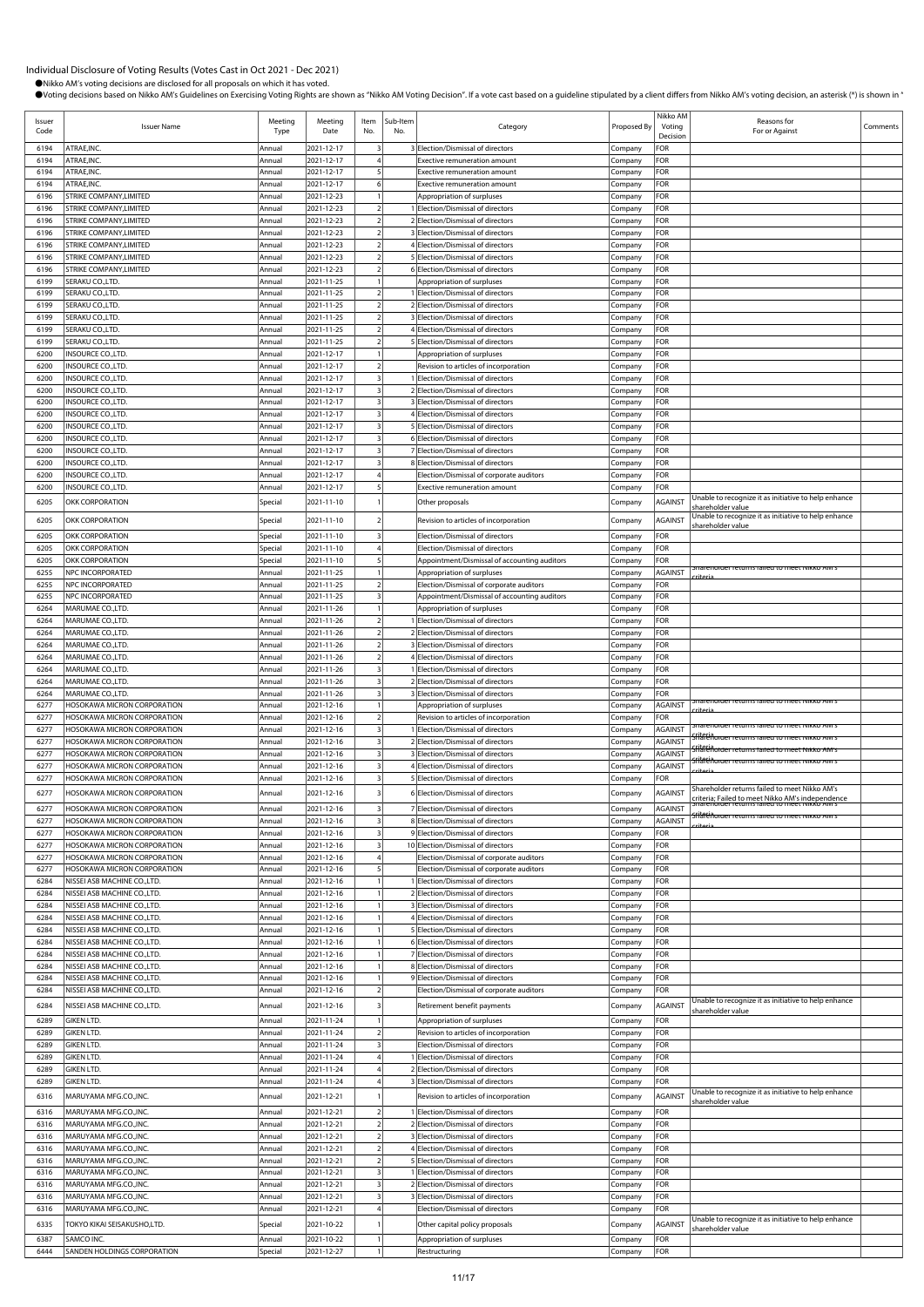Individual Disclosure of Voting Results (Votes Cast in Oct 2021 - Dec 2021)

●Nikko AM's voting decisions are disclosed for all proposals on which it has voted.

●Voting decisions based on Nikko AM's Guidelines on Exercising Voting Rights are shown as "Nikko AM Voting Decision". If a vote cast based on a guideline stipulated by a client differs from Nikko AM's voting decision, an asterisk (*) is shown in "

| Issuer Code | Issuer Name | Meeting Type | Meeting Date | Item No. | Sub-Item No. | Category | Proposed By | Nikko AM Voting Decision | Reasons for For or Against | Comments |
|---|---|---|---|---|---|---|---|---|---|---|
| 6194 | ATRAE,INC. | Annual | 2021-12-17 | 3 | 3 | Election/Dismissal of directors | Company | FOR | | |
| 6194 | ATRAE,INC. | Annual | 2021-12-17 | 4 | | Exective remuneration amount | Company | FOR | | |
| 6194 | ATRAE,INC. | Annual | 2021-12-17 | 5 | | Exective remuneration amount | Company | FOR | | |
| 6194 | ATRAE,INC. | Annual | 2021-12-17 | 6 | | Exective remuneration amount | Company | FOR | | |
| 6196 | STRIKE COMPANY,LIMITED | Annual | 2021-12-23 | 1 | | Appropriation of surpluses | Company | FOR | | |
| 6196 | STRIKE COMPANY,LIMITED | Annual | 2021-12-23 | 2 | 1 | Election/Dismissal of directors | Company | FOR | | |
| 6196 | STRIKE COMPANY,LIMITED | Annual | 2021-12-23 | 2 | 2 | Election/Dismissal of directors | Company | FOR | | |
| 6196 | STRIKE COMPANY,LIMITED | Annual | 2021-12-23 | 2 | 3 | Election/Dismissal of directors | Company | FOR | | |
| 6196 | STRIKE COMPANY,LIMITED | Annual | 2021-12-23 | 2 | 4 | Election/Dismissal of directors | Company | FOR | | |
| 6196 | STRIKE COMPANY,LIMITED | Annual | 2021-12-23 | 2 | 5 | Election/Dismissal of directors | Company | FOR | | |
| 6196 | STRIKE COMPANY,LIMITED | Annual | 2021-12-23 | 2 | 6 | Election/Dismissal of directors | Company | FOR | | |
| 6199 | SERAKU CO.,LTD. | Annual | 2021-11-25 | 1 | | Appropriation of surpluses | Company | FOR | | |
| 6199 | SERAKU CO.,LTD. | Annual | 2021-11-25 | 2 | 1 | Election/Dismissal of directors | Company | FOR | | |
| 6199 | SERAKU CO.,LTD. | Annual | 2021-11-25 | 2 | 2 | Election/Dismissal of directors | Company | FOR | | |
| 6199 | SERAKU CO.,LTD. | Annual | 2021-11-25 | 2 | 3 | Election/Dismissal of directors | Company | FOR | | |
| 6199 | SERAKU CO.,LTD. | Annual | 2021-11-25 | 2 | 4 | Election/Dismissal of directors | Company | FOR | | |
| 6199 | SERAKU CO.,LTD. | Annual | 2021-11-25 | 2 | 5 | Election/Dismissal of directors | Company | FOR | | |
| 6200 | INSOURCE CO.,LTD. | Annual | 2021-12-17 | 1 | | Appropriation of surpluses | Company | FOR | | |
| 6200 | INSOURCE CO.,LTD. | Annual | 2021-12-17 | 2 | | Revision to articles of incorporation | Company | FOR | | |
| 6200 | INSOURCE CO.,LTD. | Annual | 2021-12-17 | 3 | 1 | Election/Dismissal of directors | Company | FOR | | |
| 6200 | INSOURCE CO.,LTD. | Annual | 2021-12-17 | 3 | 2 | Election/Dismissal of directors | Company | FOR | | |
| 6200 | INSOURCE CO.,LTD. | Annual | 2021-12-17 | 3 | 3 | Election/Dismissal of directors | Company | FOR | | |
| 6200 | INSOURCE CO.,LTD. | Annual | 2021-12-17 | 3 | 4 | Election/Dismissal of directors | Company | FOR | | |
| 6200 | INSOURCE CO.,LTD. | Annual | 2021-12-17 | 3 | 5 | Election/Dismissal of directors | Company | FOR | | |
| 6200 | INSOURCE CO.,LTD. | Annual | 2021-12-17 | 3 | 6 | Election/Dismissal of directors | Company | FOR | | |
| 6200 | INSOURCE CO.,LTD. | Annual | 2021-12-17 | 3 | 7 | Election/Dismissal of directors | Company | FOR | | |
| 6200 | INSOURCE CO.,LTD. | Annual | 2021-12-17 | 3 | 8 | Election/Dismissal of directors | Company | FOR | | |
| 6200 | INSOURCE CO.,LTD. | Annual | 2021-12-17 | 4 | | Election/Dismissal of corporate auditors | Company | FOR | | |
| 6200 | INSOURCE CO.,LTD. | Annual | 2021-12-17 | 5 | | Exective remuneration amount | Company | FOR | | |
| 6205 | OKK CORPORATION | Special | 2021-11-10 | 1 | | Other proposals | Company | AGAINST | Unable to recognize it as initiative to help enhance shareholder value | |
| 6205 | OKK CORPORATION | Special | 2021-11-10 | 2 | | Revision to articles of incorporation | Company | AGAINST | Unable to recognize it as initiative to help enhance shareholder value | |
| 6205 | OKK CORPORATION | Special | 2021-11-10 | 3 | | Election/Dismissal of directors | Company | FOR | | |
| 6205 | OKK CORPORATION | Special | 2021-11-10 | 4 | | Election/Dismissal of directors | Company | FOR | | |
| 6205 | OKK CORPORATION | Special | 2021-11-10 | 5 | | Appointment/Dismissal of accounting auditors | Company | FOR | | |
| 6255 | NPC INCORPORATED | Annual | 2021-11-25 | 1 | | Appropriation of surpluses | Company | AGAINST | Shareholder returns failed to meet Nikko AM's criteria | |
| 6255 | NPC INCORPORATED | Annual | 2021-11-25 | 2 | | Election/Dismissal of corporate auditors | Company | FOR | | |
| 6255 | NPC INCORPORATED | Annual | 2021-11-25 | 3 | | Appointment/Dismissal of accounting auditors | Company | FOR | | |
| 6264 | MARUMAE CO.,LTD. | Annual | 2021-11-26 | 1 | | Appropriation of surpluses | Company | FOR | | |
| 6264 | MARUMAE CO.,LTD. | Annual | 2021-11-26 | 2 | 1 | Election/Dismissal of directors | Company | FOR | | |
| 6264 | MARUMAE CO.,LTD. | Annual | 2021-11-26 | 2 | 2 | Election/Dismissal of directors | Company | FOR | | |
| 6264 | MARUMAE CO.,LTD. | Annual | 2021-11-26 | 2 | 3 | Election/Dismissal of directors | Company | FOR | | |
| 6264 | MARUMAE CO.,LTD. | Annual | 2021-11-26 | 2 | 4 | Election/Dismissal of directors | Company | FOR | | |
| 6264 | MARUMAE CO.,LTD. | Annual | 2021-11-26 | 3 | 1 | Election/Dismissal of directors | Company | FOR | | |
| 6264 | MARUMAE CO.,LTD. | Annual | 2021-11-26 | 3 | 2 | Election/Dismissal of directors | Company | FOR | | |
| 6264 | MARUMAE CO.,LTD. | Annual | 2021-11-26 | 3 | 3 | Election/Dismissal of directors | Company | FOR | | |
| 6277 | HOSOKAWA MICRON CORPORATION | Annual | 2021-12-16 | 1 | | Appropriation of surpluses | Company | AGAINST | Shareholder returns failed to meet Nikko AM's criteria | |
| 6277 | HOSOKAWA MICRON CORPORATION | Annual | 2021-12-16 | 2 | | Revision to articles of incorporation | Company | FOR | | |
| 6277 | HOSOKAWA MICRON CORPORATION | Annual | 2021-12-16 | 3 | 1 | Election/Dismissal of directors | Company | AGAINST | Shareholder returns failed to meet Nikko AM's criteria | |
| 6277 | HOSOKAWA MICRON CORPORATION | Annual | 2021-12-16 | 3 | 2 | Election/Dismissal of directors | Company | AGAINST | Shareholder returns failed to meet Nikko AM's criteria | |
| 6277 | HOSOKAWA MICRON CORPORATION | Annual | 2021-12-16 | 3 | 3 | Election/Dismissal of directors | Company | AGAINST | Shareholder returns failed to meet Nikko AM's criteria | |
| 6277 | HOSOKAWA MICRON CORPORATION | Annual | 2021-12-16 | 3 | 4 | Election/Dismissal of directors | Company | AGAINST | Shareholder returns failed to meet Nikko AM's criteria | |
| 6277 | HOSOKAWA MICRON CORPORATION | Annual | 2021-12-16 | 3 | 5 | Election/Dismissal of directors | Company | FOR | | |
| 6277 | HOSOKAWA MICRON CORPORATION | Annual | 2021-12-16 | 3 | 6 | Election/Dismissal of directors | Company | AGAINST | Shareholder returns failed to meet Nikko AM's criteria; Failed to meet Nikko AM's independence criteria | |
| 6277 | HOSOKAWA MICRON CORPORATION | Annual | 2021-12-16 | 3 | 7 | Election/Dismissal of directors | Company | AGAINST | Shareholder returns failed to meet Nikko AM's criteria | |
| 6277 | HOSOKAWA MICRON CORPORATION | Annual | 2021-12-16 | 3 | 8 | Election/Dismissal of directors | Company | AGAINST | Shareholder returns failed to meet Nikko AM's criteria | |
| 6277 | HOSOKAWA MICRON CORPORATION | Annual | 2021-12-16 | 3 | 9 | Election/Dismissal of directors | Company | FOR | | |
| 6277 | HOSOKAWA MICRON CORPORATION | Annual | 2021-12-16 | 3 | 10 | Election/Dismissal of directors | Company | FOR | | |
| 6277 | HOSOKAWA MICRON CORPORATION | Annual | 2021-12-16 | 4 | | Election/Dismissal of corporate auditors | Company | FOR | | |
| 6277 | HOSOKAWA MICRON CORPORATION | Annual | 2021-12-16 | 5 | | Election/Dismissal of corporate auditors | Company | FOR | | |
| 6284 | NISSEI ASB MACHINE CO.,LTD. | Annual | 2021-12-16 | 1 | 1 | Election/Dismissal of directors | Company | FOR | | |
| 6284 | NISSEI ASB MACHINE CO.,LTD. | Annual | 2021-12-16 | 1 | 2 | Election/Dismissal of directors | Company | FOR | | |
| 6284 | NISSEI ASB MACHINE CO.,LTD. | Annual | 2021-12-16 | 1 | 3 | Election/Dismissal of directors | Company | FOR | | |
| 6284 | NISSEI ASB MACHINE CO.,LTD. | Annual | 2021-12-16 | 1 | 4 | Election/Dismissal of directors | Company | FOR | | |
| 6284 | NISSEI ASB MACHINE CO.,LTD. | Annual | 2021-12-16 | 1 | 5 | Election/Dismissal of directors | Company | FOR | | |
| 6284 | NISSEI ASB MACHINE CO.,LTD. | Annual | 2021-12-16 | 1 | 6 | Election/Dismissal of directors | Company | FOR | | |
| 6284 | NISSEI ASB MACHINE CO.,LTD. | Annual | 2021-12-16 | 1 | 7 | Election/Dismissal of directors | Company | FOR | | |
| 6284 | NISSEI ASB MACHINE CO.,LTD. | Annual | 2021-12-16 | 1 | 8 | Election/Dismissal of directors | Company | FOR | | |
| 6284 | NISSEI ASB MACHINE CO.,LTD. | Annual | 2021-12-16 | 1 | 9 | Election/Dismissal of directors | Company | FOR | | |
| 6284 | NISSEI ASB MACHINE CO.,LTD. | Annual | 2021-12-16 | 2 | | Election/Dismissal of corporate auditors | Company | FOR | | |
| 6284 | NISSEI ASB MACHINE CO.,LTD. | Annual | 2021-12-16 | 3 | | Retirement benefit payments | Company | AGAINST | Unable to recognize it as initiative to help enhance shareholder value | |
| 6289 | GIKEN LTD. | Annual | 2021-11-24 | 1 | | Appropriation of surpluses | Company | FOR | | |
| 6289 | GIKEN LTD. | Annual | 2021-11-24 | 2 | | Revision to articles of incorporation | Company | FOR | | |
| 6289 | GIKEN LTD. | Annual | 2021-11-24 | 3 | | Election/Dismissal of directors | Company | FOR | | |
| 6289 | GIKEN LTD. | Annual | 2021-11-24 | 4 | 1 | Election/Dismissal of directors | Company | FOR | | |
| 6289 | GIKEN LTD. | Annual | 2021-11-24 | 4 | 2 | Election/Dismissal of directors | Company | FOR | | |
| 6289 | GIKEN LTD. | Annual | 2021-11-24 | 4 | 3 | Election/Dismissal of directors | Company | FOR | | |
| 6316 | MARUYAMA MFG.CO.,INC. | Annual | 2021-12-21 | 1 | | Revision to articles of incorporation | Company | AGAINST | Unable to recognize it as initiative to help enhance shareholder value | |
| 6316 | MARUYAMA MFG.CO.,INC. | Annual | 2021-12-21 | 2 | 1 | Election/Dismissal of directors | Company | FOR | | |
| 6316 | MARUYAMA MFG.CO.,INC. | Annual | 2021-12-21 | 2 | 2 | Election/Dismissal of directors | Company | FOR | | |
| 6316 | MARUYAMA MFG.CO.,INC. | Annual | 2021-12-21 | 2 | 3 | Election/Dismissal of directors | Company | FOR | | |
| 6316 | MARUYAMA MFG.CO.,INC. | Annual | 2021-12-21 | 2 | 4 | Election/Dismissal of directors | Company | FOR | | |
| 6316 | MARUYAMA MFG.CO.,INC. | Annual | 2021-12-21 | 2 | 5 | Election/Dismissal of directors | Company | FOR | | |
| 6316 | MARUYAMA MFG.CO.,INC. | Annual | 2021-12-21 | 3 | 1 | Election/Dismissal of directors | Company | FOR | | |
| 6316 | MARUYAMA MFG.CO.,INC. | Annual | 2021-12-21 | 3 | 2 | Election/Dismissal of directors | Company | FOR | | |
| 6316 | MARUYAMA MFG.CO.,INC. | Annual | 2021-12-21 | 3 | 3 | Election/Dismissal of directors | Company | FOR | | |
| 6316 | MARUYAMA MFG.CO.,INC. | Annual | 2021-12-21 | 4 | | Election/Dismissal of directors | Company | FOR | | |
| 6335 | TOKYO KIKAI SEISAKUSHO,LTD. | Special | 2021-10-22 | 1 | | Other capital policy proposals | Company | AGAINST | Unable to recognize it as initiative to help enhance shareholder value | |
| 6387 | SAMCO INC. | Annual | 2021-10-22 | 1 | | Appropriation of surpluses | Company | FOR | | |
| 6444 | SANDEN HOLDINGS CORPORATION | Special | 2021-12-27 | 1 | | Restructuring | Company | FOR | | |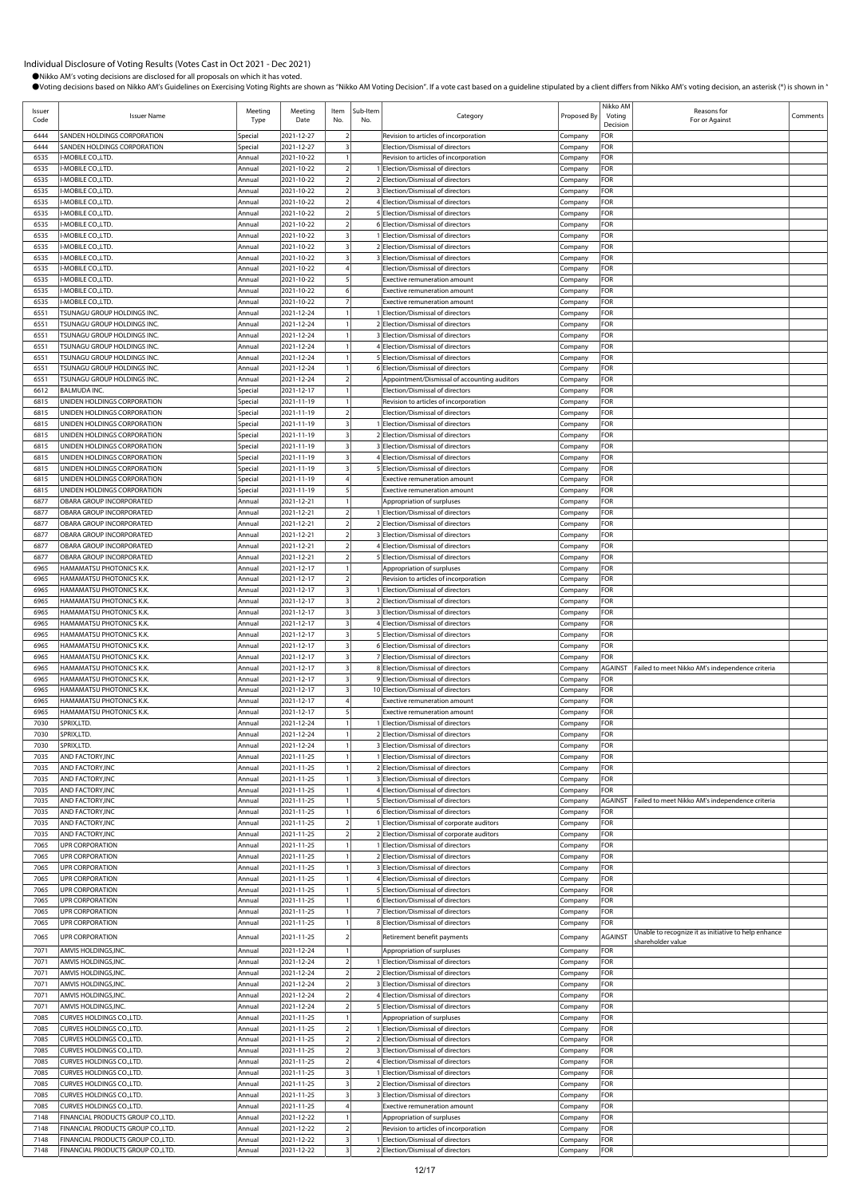Individual Disclosure of Voting Results (Votes Cast in Oct 2021 - Dec 2021)

●Nikko AM's voting decisions are disclosed for all proposals on which it has voted.

●Voting decisions based on Nikko AM's Guidelines on Exercising Voting Rights are shown as "Nikko AM Voting Decision". If a vote cast based on a guideline stipulated by a client differs from Nikko AM's voting decision, an asterisk (*) is shown in "

| Issuer Code | Issuer Name | Meeting Type | Meeting Date | Item No. | Sub-Item No. | Category | Proposed By | Nikko AM Voting Decision | Reasons for For or Against | Comments |
|---|---|---|---|---|---|---|---|---|---|---|
| 6444 | SANDEN HOLDINGS CORPORATION | Special | 2021-12-27 | 2 | | Revision to articles of incorporation | Company | FOR | | |
| 6444 | SANDEN HOLDINGS CORPORATION | Special | 2021-12-27 | 3 | | Election/Dismissal of directors | Company | FOR | | |
| 6535 | I-MOBILE CO.,LTD. | Annual | 2021-10-22 | 1 | | Revision to articles of incorporation | Company | FOR | | |
| 6535 | I-MOBILE CO.,LTD. | Annual | 2021-10-22 | 2 | 1 | Election/Dismissal of directors | Company | FOR | | |
| 6535 | I-MOBILE CO.,LTD. | Annual | 2021-10-22 | 2 | 2 | Election/Dismissal of directors | Company | FOR | | |
| 6535 | I-MOBILE CO.,LTD. | Annual | 2021-10-22 | 2 | 3 | Election/Dismissal of directors | Company | FOR | | |
| 6535 | I-MOBILE CO.,LTD. | Annual | 2021-10-22 | 2 | 4 | Election/Dismissal of directors | Company | FOR | | |
| 6535 | I-MOBILE CO.,LTD. | Annual | 2021-10-22 | 2 | 5 | Election/Dismissal of directors | Company | FOR | | |
| 6535 | I-MOBILE CO.,LTD. | Annual | 2021-10-22 | 2 | 6 | Election/Dismissal of directors | Company | FOR | | |
| 6535 | I-MOBILE CO.,LTD. | Annual | 2021-10-22 | 3 | 1 | Election/Dismissal of directors | Company | FOR | | |
| 6535 | I-MOBILE CO.,LTD. | Annual | 2021-10-22 | 3 | 2 | Election/Dismissal of directors | Company | FOR | | |
| 6535 | I-MOBILE CO.,LTD. | Annual | 2021-10-22 | 3 | 3 | Election/Dismissal of directors | Company | FOR | | |
| 6535 | I-MOBILE CO.,LTD. | Annual | 2021-10-22 | 4 | | Election/Dismissal of directors | Company | FOR | | |
| 6535 | I-MOBILE CO.,LTD. | Annual | 2021-10-22 | 5 | | Exective remuneration amount | Company | FOR | | |
| 6535 | I-MOBILE CO.,LTD. | Annual | 2021-10-22 | 6 | | Exective remuneration amount | Company | FOR | | |
| 6535 | I-MOBILE CO.,LTD. | Annual | 2021-10-22 | 7 | | Exective remuneration amount | Company | FOR | | |
| 6551 | TSUNAGU GROUP HOLDINGS INC. | Annual | 2021-12-24 | 1 | 1 | Election/Dismissal of directors | Company | FOR | | |
| 6551 | TSUNAGU GROUP HOLDINGS INC. | Annual | 2021-12-24 | 1 | 2 | Election/Dismissal of directors | Company | FOR | | |
| 6551 | TSUNAGU GROUP HOLDINGS INC. | Annual | 2021-12-24 | 1 | 3 | Election/Dismissal of directors | Company | FOR | | |
| 6551 | TSUNAGU GROUP HOLDINGS INC. | Annual | 2021-12-24 | 1 | 4 | Election/Dismissal of directors | Company | FOR | | |
| 6551 | TSUNAGU GROUP HOLDINGS INC. | Annual | 2021-12-24 | 1 | 5 | Election/Dismissal of directors | Company | FOR | | |
| 6551 | TSUNAGU GROUP HOLDINGS INC. | Annual | 2021-12-24 | 1 | 6 | Election/Dismissal of directors | Company | FOR | | |
| 6551 | TSUNAGU GROUP HOLDINGS INC. | Annual | 2021-12-24 | 2 | | Appointment/Dismissal of accounting auditors | Company | FOR | | |
| 6612 | BALMUDA INC. | Special | 2021-12-17 | 1 | | Election/Dismissal of directors | Company | FOR | | |
| 6815 | UNIDEN HOLDINGS CORPORATION | Special | 2021-11-19 | 1 | | Revision to articles of incorporation | Company | FOR | | |
| 6815 | UNIDEN HOLDINGS CORPORATION | Special | 2021-11-19 | 2 | | Election/Dismissal of directors | Company | FOR | | |
| 6815 | UNIDEN HOLDINGS CORPORATION | Special | 2021-11-19 | 3 | 1 | Election/Dismissal of directors | Company | FOR | | |
| 6815 | UNIDEN HOLDINGS CORPORATION | Special | 2021-11-19 | 3 | 2 | Election/Dismissal of directors | Company | FOR | | |
| 6815 | UNIDEN HOLDINGS CORPORATION | Special | 2021-11-19 | 3 | 3 | Election/Dismissal of directors | Company | FOR | | |
| 6815 | UNIDEN HOLDINGS CORPORATION | Special | 2021-11-19 | 3 | 4 | Election/Dismissal of directors | Company | FOR | | |
| 6815 | UNIDEN HOLDINGS CORPORATION | Special | 2021-11-19 | 3 | 5 | Election/Dismissal of directors | Company | FOR | | |
| 6815 | UNIDEN HOLDINGS CORPORATION | Special | 2021-11-19 | 4 | | Exective remuneration amount | Company | FOR | | |
| 6815 | UNIDEN HOLDINGS CORPORATION | Special | 2021-11-19 | 5 | | Exective remuneration amount | Company | FOR | | |
| 6877 | OBARA GROUP INCORPORATED | Annual | 2021-12-21 | 1 | | Appropriation of surpluses | Company | FOR | | |
| 6877 | OBARA GROUP INCORPORATED | Annual | 2021-12-21 | 2 | 1 | Election/Dismissal of directors | Company | FOR | | |
| 6877 | OBARA GROUP INCORPORATED | Annual | 2021-12-21 | 2 | 2 | Election/Dismissal of directors | Company | FOR | | |
| 6877 | OBARA GROUP INCORPORATED | Annual | 2021-12-21 | 2 | 3 | Election/Dismissal of directors | Company | FOR | | |
| 6877 | OBARA GROUP INCORPORATED | Annual | 2021-12-21 | 2 | 4 | Election/Dismissal of directors | Company | FOR | | |
| 6877 | OBARA GROUP INCORPORATED | Annual | 2021-12-21 | 2 | 5 | Election/Dismissal of directors | Company | FOR | | |
| 6965 | HAMAMATSU PHOTONICS K.K. | Annual | 2021-12-17 | 1 | | Appropriation of surpluses | Company | FOR | | |
| 6965 | HAMAMATSU PHOTONICS K.K. | Annual | 2021-12-17 | 2 | | Revision to articles of incorporation | Company | FOR | | |
| 6965 | HAMAMATSU PHOTONICS K.K. | Annual | 2021-12-17 | 3 | 1 | Election/Dismissal of directors | Company | FOR | | |
| 6965 | HAMAMATSU PHOTONICS K.K. | Annual | 2021-12-17 | 3 | 2 | Election/Dismissal of directors | Company | FOR | | |
| 6965 | HAMAMATSU PHOTONICS K.K. | Annual | 2021-12-17 | 3 | 3 | Election/Dismissal of directors | Company | FOR | | |
| 6965 | HAMAMATSU PHOTONICS K.K. | Annual | 2021-12-17 | 3 | 4 | Election/Dismissal of directors | Company | FOR | | |
| 6965 | HAMAMATSU PHOTONICS K.K. | Annual | 2021-12-17 | 3 | 5 | Election/Dismissal of directors | Company | FOR | | |
| 6965 | HAMAMATSU PHOTONICS K.K. | Annual | 2021-12-17 | 3 | 6 | Election/Dismissal of directors | Company | FOR | | |
| 6965 | HAMAMATSU PHOTONICS K.K. | Annual | 2021-12-17 | 3 | 7 | Election/Dismissal of directors | Company | FOR | | |
| 6965 | HAMAMATSU PHOTONICS K.K. | Annual | 2021-12-17 | 3 | 8 | Election/Dismissal of directors | Company | AGAINST | Failed to meet Nikko AM's independence criteria | |
| 6965 | HAMAMATSU PHOTONICS K.K. | Annual | 2021-12-17 | 3 | 9 | Election/Dismissal of directors | Company | FOR | | |
| 6965 | HAMAMATSU PHOTONICS K.K. | Annual | 2021-12-17 | 3 | 10 | Election/Dismissal of directors | Company | FOR | | |
| 6965 | HAMAMATSU PHOTONICS K.K. | Annual | 2021-12-17 | 4 | | Exective remuneration amount | Company | FOR | | |
| 6965 | HAMAMATSU PHOTONICS K.K. | Annual | 2021-12-17 | 5 | | Exective remuneration amount | Company | FOR | | |
| 7030 | SPRIX,LTD. | Annual | 2021-12-24 | 1 | 1 | Election/Dismissal of directors | Company | FOR | | |
| 7030 | SPRIX,LTD. | Annual | 2021-12-24 | 1 | 2 | Election/Dismissal of directors | Company | FOR | | |
| 7030 | SPRIX,LTD. | Annual | 2021-12-24 | 1 | 3 | Election/Dismissal of directors | Company | FOR | | |
| 7035 | AND FACTORY,INC | Annual | 2021-11-25 | 1 | 1 | Election/Dismissal of directors | Company | FOR | | |
| 7035 | AND FACTORY,INC | Annual | 2021-11-25 | 1 | 2 | Election/Dismissal of directors | Company | FOR | | |
| 7035 | AND FACTORY,INC | Annual | 2021-11-25 | 1 | 3 | Election/Dismissal of directors | Company | FOR | | |
| 7035 | AND FACTORY,INC | Annual | 2021-11-25 | 1 | 4 | Election/Dismissal of directors | Company | FOR | | |
| 7035 | AND FACTORY,INC | Annual | 2021-11-25 | 1 | 5 | Election/Dismissal of directors | Company | AGAINST | Failed to meet Nikko AM's independence criteria | |
| 7035 | AND FACTORY,INC | Annual | 2021-11-25 | 1 | 6 | Election/Dismissal of directors | Company | FOR | | |
| 7035 | AND FACTORY,INC | Annual | 2021-11-25 | 2 | 1 | Election/Dismissal of corporate auditors | Company | FOR | | |
| 7035 | AND FACTORY,INC | Annual | 2021-11-25 | 2 | 2 | Election/Dismissal of corporate auditors | Company | FOR | | |
| 7065 | UPR CORPORATION | Annual | 2021-11-25 | 1 | 1 | Election/Dismissal of directors | Company | FOR | | |
| 7065 | UPR CORPORATION | Annual | 2021-11-25 | 1 | 2 | Election/Dismissal of directors | Company | FOR | | |
| 7065 | UPR CORPORATION | Annual | 2021-11-25 | 1 | 3 | Election/Dismissal of directors | Company | FOR | | |
| 7065 | UPR CORPORATION | Annual | 2021-11-25 | 1 | 4 | Election/Dismissal of directors | Company | FOR | | |
| 7065 | UPR CORPORATION | Annual | 2021-11-25 | 1 | 5 | Election/Dismissal of directors | Company | FOR | | |
| 7065 | UPR CORPORATION | Annual | 2021-11-25 | 1 | 6 | Election/Dismissal of directors | Company | FOR | | |
| 7065 | UPR CORPORATION | Annual | 2021-11-25 | 1 | 7 | Election/Dismissal of directors | Company | FOR | | |
| 7065 | UPR CORPORATION | Annual | 2021-11-25 | 1 | 8 | Election/Dismissal of directors | Company | FOR | | |
| 7065 | UPR CORPORATION | Annual | 2021-11-25 | 2 | | Retirement benefit payments | Company | AGAINST | Unable to recognize it as initiative to help enhance shareholder value | |
| 7071 | AMVIS HOLDINGS,INC. | Annual | 2021-12-24 | 1 | | Appropriation of surpluses | Company | FOR | | |
| 7071 | AMVIS HOLDINGS,INC. | Annual | 2021-12-24 | 2 | 1 | Election/Dismissal of directors | Company | FOR | | |
| 7071 | AMVIS HOLDINGS,INC. | Annual | 2021-12-24 | 2 | 2 | Election/Dismissal of directors | Company | FOR | | |
| 7071 | AMVIS HOLDINGS,INC. | Annual | 2021-12-24 | 2 | 3 | Election/Dismissal of directors | Company | FOR | | |
| 7071 | AMVIS HOLDINGS,INC. | Annual | 2021-12-24 | 2 | 4 | Election/Dismissal of directors | Company | FOR | | |
| 7071 | AMVIS HOLDINGS,INC. | Annual | 2021-12-24 | 2 | 5 | Election/Dismissal of directors | Company | FOR | | |
| 7085 | CURVES HOLDINGS CO.,LTD. | Annual | 2021-11-25 | 1 | | Appropriation of surpluses | Company | FOR | | |
| 7085 | CURVES HOLDINGS CO.,LTD. | Annual | 2021-11-25 | 2 | 1 | Election/Dismissal of directors | Company | FOR | | |
| 7085 | CURVES HOLDINGS CO.,LTD. | Annual | 2021-11-25 | 2 | 2 | Election/Dismissal of directors | Company | FOR | | |
| 7085 | CURVES HOLDINGS CO.,LTD. | Annual | 2021-11-25 | 2 | 3 | Election/Dismissal of directors | Company | FOR | | |
| 7085 | CURVES HOLDINGS CO.,LTD. | Annual | 2021-11-25 | 2 | 4 | Election/Dismissal of directors | Company | FOR | | |
| 7085 | CURVES HOLDINGS CO.,LTD. | Annual | 2021-11-25 | 3 | 1 | Election/Dismissal of directors | Company | FOR | | |
| 7085 | CURVES HOLDINGS CO.,LTD. | Annual | 2021-11-25 | 3 | 2 | Election/Dismissal of directors | Company | FOR | | |
| 7085 | CURVES HOLDINGS CO.,LTD. | Annual | 2021-11-25 | 3 | 3 | Election/Dismissal of directors | Company | FOR | | |
| 7085 | CURVES HOLDINGS CO.,LTD. | Annual | 2021-11-25 | 4 | | Exective remuneration amount | Company | FOR | | |
| 7148 | FINANCIAL PRODUCTS GROUP CO.,LTD. | Annual | 2021-12-22 | 1 | | Appropriation of surpluses | Company | FOR | | |
| 7148 | FINANCIAL PRODUCTS GROUP CO.,LTD. | Annual | 2021-12-22 | 2 | | Revision to articles of incorporation | Company | FOR | | |
| 7148 | FINANCIAL PRODUCTS GROUP CO.,LTD. | Annual | 2021-12-22 | 3 | 1 | Election/Dismissal of directors | Company | FOR | | |
| 7148 | FINANCIAL PRODUCTS GROUP CO.,LTD. | Annual | 2021-12-22 | 3 | 2 | Election/Dismissal of directors | Company | FOR | | |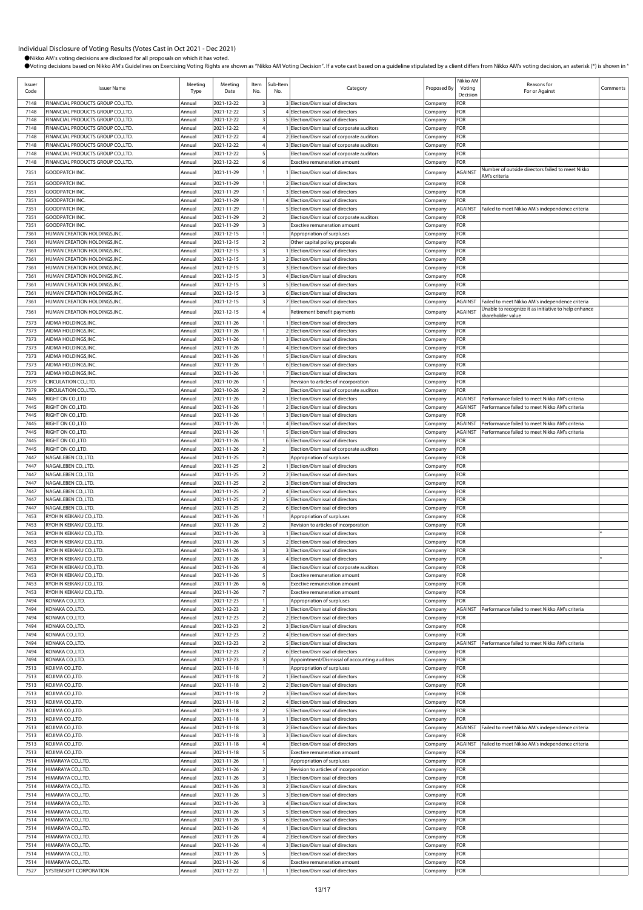Individual Disclosure of Voting Results (Votes Cast in Oct 2021 - Dec 2021)

●Nikko AM's voting decisions are disclosed for all proposals on which it has voted.

●Voting decisions based on Nikko AM's Guidelines on Exercising Voting Rights are shown as "Nikko AM Voting Decision". If a vote cast based on a guideline stipulated by a client differs from Nikko AM's voting decision, an asterisk (*) is shown in "

| Issuer Code | Issuer Name | Meeting Type | Meeting Date | Item No. | Sub-Item No. | Category | Proposed By | Nikko AM Voting Decision | Reasons for For or Against | Comments |
|---|---|---|---|---|---|---|---|---|---|---|
| 7148 | FINANCIAL PRODUCTS GROUP CO.,LTD. | Annual | 2021-12-22 | 3 | 3 | Election/Dismissal of directors | Company | FOR | | |
| 7148 | FINANCIAL PRODUCTS GROUP CO.,LTD. | Annual | 2021-12-22 | 3 | 4 | Election/Dismissal of directors | Company | FOR | | |
| 7148 | FINANCIAL PRODUCTS GROUP CO.,LTD. | Annual | 2021-12-22 | 3 | 5 | Election/Dismissal of directors | Company | FOR | | |
| 7148 | FINANCIAL PRODUCTS GROUP CO.,LTD. | Annual | 2021-12-22 | 4 | 1 | Election/Dismissal of corporate auditors | Company | FOR | | |
| 7148 | FINANCIAL PRODUCTS GROUP CO.,LTD. | Annual | 2021-12-22 | 4 | 2 | Election/Dismissal of corporate auditors | Company | FOR | | |
| 7148 | FINANCIAL PRODUCTS GROUP CO.,LTD. | Annual | 2021-12-22 | 4 | 3 | Election/Dismissal of corporate auditors | Company | FOR | | |
| 7148 | FINANCIAL PRODUCTS GROUP CO.,LTD. | Annual | 2021-12-22 | 5 | | Election/Dismissal of corporate auditors | Company | FOR | | |
| 7148 | FINANCIAL PRODUCTS GROUP CO.,LTD. | Annual | 2021-12-22 | 6 | | Exective remuneration amount | Company | FOR | | |
| 7351 | GOODPATCH INC. | Annual | 2021-11-29 | 1 | 1 | Election/Dismissal of directors | Company | AGAINST | Number of outside directors failed to meet Nikko AM's criteria | |
| 7351 | GOODPATCH INC. | Annual | 2021-11-29 | 1 | 2 | Election/Dismissal of directors | Company | FOR | | |
| 7351 | GOODPATCH INC. | Annual | 2021-11-29 | 1 | 3 | Election/Dismissal of directors | Company | FOR | | |
| 7351 | GOODPATCH INC. | Annual | 2021-11-29 | 1 | 4 | Election/Dismissal of directors | Company | FOR | | |
| 7351 | GOODPATCH INC. | Annual | 2021-11-29 | 1 | 5 | Election/Dismissal of directors | Company | AGAINST | Failed to meet Nikko AM's independence criteria | |
| 7351 | GOODPATCH INC. | Annual | 2021-11-29 | 2 | | Election/Dismissal of corporate auditors | Company | FOR | | |
| 7351 | GOODPATCH INC. | Annual | 2021-11-29 | 3 | | Exective remuneration amount | Company | FOR | | |
| 7361 | HUMAN CREATION HOLDINGS,INC. | Annual | 2021-12-15 | 1 | | Appropriation of surpluses | Company | FOR | | |
| 7361 | HUMAN CREATION HOLDINGS,INC. | Annual | 2021-12-15 | 2 | | Other capital policy proposals | Company | FOR | | |
| 7361 | HUMAN CREATION HOLDINGS,INC. | Annual | 2021-12-15 | 3 | 1 | Election/Dismissal of directors | Company | FOR | | |
| 7361 | HUMAN CREATION HOLDINGS,INC. | Annual | 2021-12-15 | 3 | 2 | Election/Dismissal of directors | Company | FOR | | |
| 7361 | HUMAN CREATION HOLDINGS,INC. | Annual | 2021-12-15 | 3 | 3 | Election/Dismissal of directors | Company | FOR | | |
| 7361 | HUMAN CREATION HOLDINGS,INC. | Annual | 2021-12-15 | 3 | 4 | Election/Dismissal of directors | Company | FOR | | |
| 7361 | HUMAN CREATION HOLDINGS,INC. | Annual | 2021-12-15 | 3 | 5 | Election/Dismissal of directors | Company | FOR | | |
| 7361 | HUMAN CREATION HOLDINGS,INC. | Annual | 2021-12-15 | 3 | 6 | Election/Dismissal of directors | Company | FOR | | |
| 7361 | HUMAN CREATION HOLDINGS,INC. | Annual | 2021-12-15 | 3 | 7 | Election/Dismissal of directors | Company | AGAINST | Failed to meet Nikko AM's independence criteria | |
| 7361 | HUMAN CREATION HOLDINGS,INC. | Annual | 2021-12-15 | 4 | | Retirement benefit payments | Company | AGAINST | Unable to recognize it as initiative to help enhance shareholder value | |
| 7373 | AIDMA HOLDINGS,INC. | Annual | 2021-11-26 | 1 | 1 | Election/Dismissal of directors | Company | FOR | | |
| 7373 | AIDMA HOLDINGS,INC. | Annual | 2021-11-26 | 1 | 2 | Election/Dismissal of directors | Company | FOR | | |
| 7373 | AIDMA HOLDINGS,INC. | Annual | 2021-11-26 | 1 | 3 | Election/Dismissal of directors | Company | FOR | | |
| 7373 | AIDMA HOLDINGS,INC. | Annual | 2021-11-26 | 1 | 4 | Election/Dismissal of directors | Company | FOR | | |
| 7373 | AIDMA HOLDINGS,INC. | Annual | 2021-11-26 | 1 | 5 | Election/Dismissal of directors | Company | FOR | | |
| 7373 | AIDMA HOLDINGS,INC. | Annual | 2021-11-26 | 1 | 6 | Election/Dismissal of directors | Company | FOR | | |
| 7373 | AIDMA HOLDINGS,INC. | Annual | 2021-11-26 | 1 | 7 | Election/Dismissal of directors | Company | FOR | | |
| 7379 | CIRCULATION CO.,LTD. | Annual | 2021-10-26 | 1 | | Revision to articles of incorporation | Company | FOR | | |
| 7379 | CIRCULATION CO.,LTD. | Annual | 2021-10-26 | 2 | | Election/Dismissal of corporate auditors | Company | FOR | | |
| 7445 | RIGHT ON CO.,LTD. | Annual | 2021-11-26 | 1 | 1 | Election/Dismissal of directors | Company | AGAINST | Performance failed to meet Nikko AM's criteria | |
| 7445 | RIGHT ON CO.,LTD. | Annual | 2021-11-26 | 1 | 2 | Election/Dismissal of directors | Company | AGAINST | Performance failed to meet Nikko AM's criteria | |
| 7445 | RIGHT ON CO.,LTD. | Annual | 2021-11-26 | 1 | 3 | Election/Dismissal of directors | Company | FOR | | |
| 7445 | RIGHT ON CO.,LTD. | Annual | 2021-11-26 | 1 | 4 | Election/Dismissal of directors | Company | AGAINST | Performance failed to meet Nikko AM's criteria | |
| 7445 | RIGHT ON CO.,LTD. | Annual | 2021-11-26 | 1 | 5 | Election/Dismissal of directors | Company | AGAINST | Performance failed to meet Nikko AM's criteria | |
| 7445 | RIGHT ON CO.,LTD. | Annual | 2021-11-26 | 1 | 6 | Election/Dismissal of directors | Company | FOR | | |
| 7445 | RIGHT ON CO.,LTD. | Annual | 2021-11-26 | 2 | | Election/Dismissal of corporate auditors | Company | FOR | | |
| 7447 | NAGAILEBEN CO.,LTD. | Annual | 2021-11-25 | 1 | | Appropriation of surpluses | Company | FOR | | |
| 7447 | NAGAILEBEN CO.,LTD. | Annual | 2021-11-25 | 2 | 1 | Election/Dismissal of directors | Company | FOR | | |
| 7447 | NAGAILEBEN CO.,LTD. | Annual | 2021-11-25 | 2 | 2 | Election/Dismissal of directors | Company | FOR | | |
| 7447 | NAGAILEBEN CO.,LTD. | Annual | 2021-11-25 | 2 | 3 | Election/Dismissal of directors | Company | FOR | | |
| 7447 | NAGAILEBEN CO.,LTD. | Annual | 2021-11-25 | 2 | 4 | Election/Dismissal of directors | Company | FOR | | |
| 7447 | NAGAILEBEN CO.,LTD. | Annual | 2021-11-25 | 2 | 5 | Election/Dismissal of directors | Company | FOR | | |
| 7447 | NAGAILEBEN CO.,LTD. | Annual | 2021-11-25 | 2 | 6 | Election/Dismissal of directors | Company | FOR | | |
| 7453 | RYOHIN KEIKAKU CO.,LTD. | Annual | 2021-11-26 | 1 | | Appropriation of surpluses | Company | FOR | | |
| 7453 | RYOHIN KEIKAKU CO.,LTD. | Annual | 2021-11-26 | 2 | | Revision to articles of incorporation | Company | FOR | | |
| 7453 | RYOHIN KEIKAKU CO.,LTD. | Annual | 2021-11-26 | 3 | 1 | Election/Dismissal of directors | Company | FOR | | * |
| 7453 | RYOHIN KEIKAKU CO.,LTD. | Annual | 2021-11-26 | 3 | 2 | Election/Dismissal of directors | Company | FOR | | |
| 7453 | RYOHIN KEIKAKU CO.,LTD. | Annual | 2021-11-26 | 3 | 3 | Election/Dismissal of directors | Company | FOR | | |
| 7453 | RYOHIN KEIKAKU CO.,LTD. | Annual | 2021-11-26 | 3 | 4 | Election/Dismissal of directors | Company | FOR | | * |
| 7453 | RYOHIN KEIKAKU CO.,LTD. | Annual | 2021-11-26 | 4 | | Election/Dismissal of corporate auditors | Company | FOR | | |
| 7453 | RYOHIN KEIKAKU CO.,LTD. | Annual | 2021-11-26 | 5 | | Exective remuneration amount | Company | FOR | | |
| 7453 | RYOHIN KEIKAKU CO.,LTD. | Annual | 2021-11-26 | 6 | | Exective remuneration amount | Company | FOR | | |
| 7453 | RYOHIN KEIKAKU CO.,LTD. | Annual | 2021-11-26 | 7 | | Exective remuneration amount | Company | FOR | | |
| 7494 | KONAKA CO.,LTD. | Annual | 2021-12-23 | 1 | | Appropriation of surpluses | Company | FOR | | |
| 7494 | KONAKA CO.,LTD. | Annual | 2021-12-23 | 2 | 1 | Election/Dismissal of directors | Company | AGAINST | Performance failed to meet Nikko AM's criteria | |
| 7494 | KONAKA CO.,LTD. | Annual | 2021-12-23 | 2 | 2 | Election/Dismissal of directors | Company | FOR | | |
| 7494 | KONAKA CO.,LTD. | Annual | 2021-12-23 | 2 | 3 | Election/Dismissal of directors | Company | FOR | | |
| 7494 | KONAKA CO.,LTD. | Annual | 2021-12-23 | 2 | 4 | Election/Dismissal of directors | Company | FOR | | |
| 7494 | KONAKA CO.,LTD. | Annual | 2021-12-23 | 2 | 5 | Election/Dismissal of directors | Company | AGAINST | Performance failed to meet Nikko AM's criteria | |
| 7494 | KONAKA CO.,LTD. | Annual | 2021-12-23 | 2 | 6 | Election/Dismissal of directors | Company | FOR | | |
| 7494 | KONAKA CO.,LTD. | Annual | 2021-12-23 | 3 | | Appointment/Dismissal of accounting auditors | Company | FOR | | |
| 7513 | KOJIMA CO.,LTD. | Annual | 2021-11-18 | 1 | | Appropriation of surpluses | Company | FOR | | |
| 7513 | KOJIMA CO.,LTD. | Annual | 2021-11-18 | 2 | 1 | Election/Dismissal of directors | Company | FOR | | |
| 7513 | KOJIMA CO.,LTD. | Annual | 2021-11-18 | 2 | 2 | Election/Dismissal of directors | Company | FOR | | |
| 7513 | KOJIMA CO.,LTD. | Annual | 2021-11-18 | 2 | 3 | Election/Dismissal of directors | Company | FOR | | |
| 7513 | KOJIMA CO.,LTD. | Annual | 2021-11-18 | 2 | 4 | Election/Dismissal of directors | Company | FOR | | |
| 7513 | KOJIMA CO.,LTD. | Annual | 2021-11-18 | 2 | 5 | Election/Dismissal of directors | Company | FOR | | |
| 7513 | KOJIMA CO.,LTD. | Annual | 2021-11-18 | 3 | 1 | Election/Dismissal of directors | Company | FOR | | |
| 7513 | KOJIMA CO.,LTD. | Annual | 2021-11-18 | 3 | 2 | Election/Dismissal of directors | Company | AGAINST | Failed to meet Nikko AM's independence criteria | |
| 7513 | KOJIMA CO.,LTD. | Annual | 2021-11-18 | 3 | 3 | Election/Dismissal of directors | Company | FOR | | |
| 7513 | KOJIMA CO.,LTD. | Annual | 2021-11-18 | 4 | | Election/Dismissal of directors | Company | AGAINST | Failed to meet Nikko AM's independence criteria | |
| 7513 | KOJIMA CO.,LTD. | Annual | 2021-11-18 | 5 | | Exective remuneration amount | Company | FOR | | |
| 7514 | HIMARAYA CO.,LTD. | Annual | 2021-11-26 | 1 | | Appropriation of surpluses | Company | FOR | | |
| 7514 | HIMARAYA CO.,LTD. | Annual | 2021-11-26 | 2 | | Revision to articles of incorporation | Company | FOR | | |
| 7514 | HIMARAYA CO.,LTD. | Annual | 2021-11-26 | 3 | 1 | Election/Dismissal of directors | Company | FOR | | |
| 7514 | HIMARAYA CO.,LTD. | Annual | 2021-11-26 | 3 | 2 | Election/Dismissal of directors | Company | FOR | | |
| 7514 | HIMARAYA CO.,LTD. | Annual | 2021-11-26 | 3 | 3 | Election/Dismissal of directors | Company | FOR | | |
| 7514 | HIMARAYA CO.,LTD. | Annual | 2021-11-26 | 3 | 4 | Election/Dismissal of directors | Company | FOR | | |
| 7514 | HIMARAYA CO.,LTD. | Annual | 2021-11-26 | 3 | 5 | Election/Dismissal of directors | Company | FOR | | |
| 7514 | HIMARAYA CO.,LTD. | Annual | 2021-11-26 | 3 | 6 | Election/Dismissal of directors | Company | FOR | | |
| 7514 | HIMARAYA CO.,LTD. | Annual | 2021-11-26 | 4 | 1 | Election/Dismissal of directors | Company | FOR | | |
| 7514 | HIMARAYA CO.,LTD. | Annual | 2021-11-26 | 4 | 2 | Election/Dismissal of directors | Company | FOR | | |
| 7514 | HIMARAYA CO.,LTD. | Annual | 2021-11-26 | 4 | 3 | Election/Dismissal of directors | Company | FOR | | |
| 7514 | HIMARAYA CO.,LTD. | Annual | 2021-11-26 | 5 | | Election/Dismissal of directors | Company | FOR | | |
| 7514 | HIMARAYA CO.,LTD. | Annual | 2021-11-26 | 6 | | Exective remuneration amount | Company | FOR | | |
| 7527 | SYSTEMSOFT CORPORATION | Annual | 2021-12-22 | 1 | 1 | Election/Dismissal of directors | Company | FOR | | |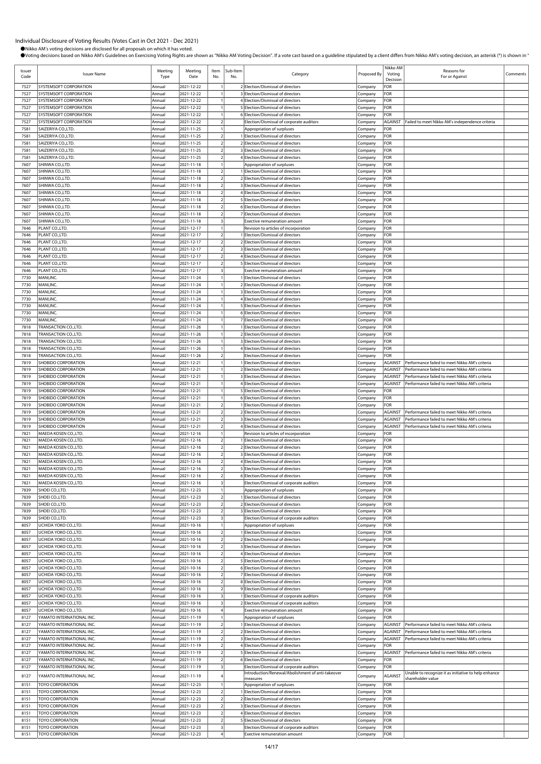# Individual Disclosure of Voting Results (Votes Cast in Oct 2021 - Dec 2021)

●Nikko AM's voting decisions are disclosed for all proposals on which it has voted.

●Voting decisions based on Nikko AM's Guidelines on Exercising Voting Rights are shown as "Nikko AM Voting Decision". If a vote cast based on a guideline stipulated by a client differs from Nikko AM's voting decision, an asterisk (*) is shown in "

| Issuer Code | Issuer Name | Meeting Type | Meeting Date | Item No. | Sub-Item No. | Category | Proposed By | Nikko AM Voting Decision | Reasons for For or Against | Comments |
|---|---|---|---|---|---|---|---|---|---|---|
| 7527 | SYSTEMSOFT CORPORATION | Annual | 2021-12-22 | 1 | 2 | Election/Dismissal of directors | Company | FOR | | |
| 7527 | SYSTEMSOFT CORPORATION | Annual | 2021-12-22 | 1 | 3 | Election/Dismissal of directors | Company | FOR | | |
| 7527 | SYSTEMSOFT CORPORATION | Annual | 2021-12-22 | 1 | 4 | Election/Dismissal of directors | Company | FOR | | |
| 7527 | SYSTEMSOFT CORPORATION | Annual | 2021-12-22 | 1 | 5 | Election/Dismissal of directors | Company | FOR | | |
| 7527 | SYSTEMSOFT CORPORATION | Annual | 2021-12-22 | 1 | 6 | Election/Dismissal of directors | Company | FOR | | |
| 7527 | SYSTEMSOFT CORPORATION | Annual | 2021-12-22 | 2 | | Election/Dismissal of corporate auditors | Company | AGAINST | Failed to meet Nikko AM's independence criteria | |
| 7581 | SAIZERIYA CO.,LTD. | Annual | 2021-11-25 | 1 | | Appropriation of surpluses | Company | FOR | | |
| 7581 | SAIZERIYA CO.,LTD. | Annual | 2021-11-25 | 2 | 1 | Election/Dismissal of directors | Company | FOR | | |
| 7581 | SAIZERIYA CO.,LTD. | Annual | 2021-11-25 | 2 | 2 | Election/Dismissal of directors | Company | FOR | | |
| 7581 | SAIZERIYA CO.,LTD. | Annual | 2021-11-25 | 2 | 3 | Election/Dismissal of directors | Company | FOR | | |
| 7581 | SAIZERIYA CO.,LTD. | Annual | 2021-11-25 | 2 | 4 | Election/Dismissal of directors | Company | FOR | | |
| 7607 | SHINWA CO.,LTD. | Annual | 2021-11-18 | 1 | | Appropriation of surpluses | Company | FOR | | |
| 7607 | SHINWA CO.,LTD. | Annual | 2021-11-18 | 2 | 1 | Election/Dismissal of directors | Company | FOR | | |
| 7607 | SHINWA CO.,LTD. | Annual | 2021-11-18 | 2 | 2 | Election/Dismissal of directors | Company | FOR | | |
| 7607 | SHINWA CO.,LTD. | Annual | 2021-11-18 | 2 | 3 | Election/Dismissal of directors | Company | FOR | | |
| 7607 | SHINWA CO.,LTD. | Annual | 2021-11-18 | 2 | 4 | Election/Dismissal of directors | Company | FOR | | |
| 7607 | SHINWA CO.,LTD. | Annual | 2021-11-18 | 2 | 5 | Election/Dismissal of directors | Company | FOR | | |
| 7607 | SHINWA CO.,LTD. | Annual | 2021-11-18 | 2 | 6 | Election/Dismissal of directors | Company | FOR | | |
| 7607 | SHINWA CO.,LTD. | Annual | 2021-11-18 | 2 | 7 | Election/Dismissal of directors | Company | FOR | | |
| 7607 | SHINWA CO.,LTD. | Annual | 2021-11-18 | 3 | | Exective remuneration amount | Company | FOR | | |
| 7646 | PLANT CO.,LTD. | Annual | 2021-12-17 | 1 | | Revision to articles of incorporation | Company | FOR | | |
| 7646 | PLANT CO.,LTD. | Annual | 2021-12-17 | 2 | 1 | Election/Dismissal of directors | Company | FOR | | |
| 7646 | PLANT CO.,LTD. | Annual | 2021-12-17 | 2 | 2 | Election/Dismissal of directors | Company | FOR | | |
| 7646 | PLANT CO.,LTD. | Annual | 2021-12-17 | 2 | 3 | Election/Dismissal of directors | Company | FOR | | |
| 7646 | PLANT CO.,LTD. | Annual | 2021-12-17 | 2 | 4 | Election/Dismissal of directors | Company | FOR | | |
| 7646 | PLANT CO.,LTD. | Annual | 2021-12-17 | 2 | 5 | Election/Dismissal of directors | Company | FOR | | |
| 7646 | PLANT CO.,LTD. | Annual | 2021-12-17 | 3 | | Exective remuneration amount | Company | FOR | | |
| 7730 | MANI,INC. | Annual | 2021-11-24 | 1 | 1 | Election/Dismissal of directors | Company | FOR | | |
| 7730 | MANI,INC. | Annual | 2021-11-24 | 1 | 2 | Election/Dismissal of directors | Company | FOR | | |
| 7730 | MANI,INC. | Annual | 2021-11-24 | 1 | 3 | Election/Dismissal of directors | Company | FOR | | |
| 7730 | MANI,INC. | Annual | 2021-11-24 | 1 | 4 | Election/Dismissal of directors | Company | FOR | | |
| 7730 | MANI,INC. | Annual | 2021-11-24 | 1 | 5 | Election/Dismissal of directors | Company | FOR | | |
| 7730 | MANI,INC. | Annual | 2021-11-24 | 1 | 6 | Election/Dismissal of directors | Company | FOR | | |
| 7730 | MANI,INC. | Annual | 2021-11-24 | 1 | 7 | Election/Dismissal of directors | Company | FOR | | |
| 7818 | TRANSACTION CO.,LTD. | Annual | 2021-11-26 | 1 | 1 | Election/Dismissal of directors | Company | FOR | | |
| 7818 | TRANSACTION CO.,LTD. | Annual | 2021-11-26 | 1 | 2 | Election/Dismissal of directors | Company | FOR | | |
| 7818 | TRANSACTION CO.,LTD. | Annual | 2021-11-26 | 1 | 3 | Election/Dismissal of directors | Company | FOR | | |
| 7818 | TRANSACTION CO.,LTD. | Annual | 2021-11-26 | 1 | 4 | Election/Dismissal of directors | Company | FOR | | |
| 7818 | TRANSACTION CO.,LTD. | Annual | 2021-11-26 | 2 | | Election/Dismissal of directors | Company | FOR | | |
| 7819 | SHOBIDO CORPORATION | Annual | 2021-12-21 | 1 | 1 | Election/Dismissal of directors | Company | AGAINST | Performance failed to meet Nikko AM's criteria | |
| 7819 | SHOBIDO CORPORATION | Annual | 2021-12-21 | 1 | 2 | Election/Dismissal of directors | Company | AGAINST | Performance failed to meet Nikko AM's criteria | |
| 7819 | SHOBIDO CORPORATION | Annual | 2021-12-21 | 1 | 3 | Election/Dismissal of directors | Company | AGAINST | Performance failed to meet Nikko AM's criteria | |
| 7819 | SHOBIDO CORPORATION | Annual | 2021-12-21 | 1 | 4 | Election/Dismissal of directors | Company | AGAINST | Performance failed to meet Nikko AM's criteria | |
| 7819 | SHOBIDO CORPORATION | Annual | 2021-12-21 | 1 | 5 | Election/Dismissal of directors | Company | FOR | | |
| 7819 | SHOBIDO CORPORATION | Annual | 2021-12-21 | 1 | 6 | Election/Dismissal of directors | Company | FOR | | |
| 7819 | SHOBIDO CORPORATION | Annual | 2021-12-21 | 2 | 1 | Election/Dismissal of directors | Company | FOR | | |
| 7819 | SHOBIDO CORPORATION | Annual | 2021-12-21 | 2 | 2 | Election/Dismissal of directors | Company | AGAINST | Performance failed to meet Nikko AM's criteria | |
| 7819 | SHOBIDO CORPORATION | Annual | 2021-12-21 | 2 | 3 | Election/Dismissal of directors | Company | AGAINST | Performance failed to meet Nikko AM's criteria | |
| 7819 | SHOBIDO CORPORATION | Annual | 2021-12-21 | 2 | 4 | Election/Dismissal of directors | Company | AGAINST | Performance failed to meet Nikko AM's criteria | |
| 7821 | MAEDA KOSEN CO.,LTD. | Annual | 2021-12-16 | 1 | | Revision to articles of incorporation | Company | FOR | | |
| 7821 | MAEDA KOSEN CO.,LTD. | Annual | 2021-12-16 | 2 | 1 | Election/Dismissal of directors | Company | FOR | | |
| 7821 | MAEDA KOSEN CO.,LTD. | Annual | 2021-12-16 | 2 | 2 | Election/Dismissal of directors | Company | FOR | | |
| 7821 | MAEDA KOSEN CO.,LTD. | Annual | 2021-12-16 | 2 | 3 | Election/Dismissal of directors | Company | FOR | | |
| 7821 | MAEDA KOSEN CO.,LTD. | Annual | 2021-12-16 | 2 | 4 | Election/Dismissal of directors | Company | FOR | | |
| 7821 | MAEDA KOSEN CO.,LTD. | Annual | 2021-12-16 | 2 | 5 | Election/Dismissal of directors | Company | FOR | | |
| 7821 | MAEDA KOSEN CO.,LTD. | Annual | 2021-12-16 | 2 | 6 | Election/Dismissal of directors | Company | FOR | | |
| 7821 | MAEDA KOSEN CO.,LTD. | Annual | 2021-12-16 | 3 | | Election/Dismissal of corporate auditors | Company | FOR | | |
| 7839 | SHOEI CO.,LTD. | Annual | 2021-12-23 | 1 | | Appropriation of surpluses | Company | FOR | | |
| 7839 | SHOEI CO.,LTD. | Annual | 2021-12-23 | 2 | 1 | Election/Dismissal of directors | Company | FOR | | |
| 7839 | SHOEI CO.,LTD. | Annual | 2021-12-23 | 2 | 2 | Election/Dismissal of directors | Company | FOR | | |
| 7839 | SHOEI CO.,LTD. | Annual | 2021-12-23 | 2 | 3 | Election/Dismissal of directors | Company | FOR | | |
| 7839 | SHOEI CO.,LTD. | Annual | 2021-12-23 | 3 | | Election/Dismissal of corporate auditors | Company | FOR | | |
| 8057 | UCHIDA YOKO CO.,LTD. | Annual | 2021-10-16 | 1 | | Appropriation of surpluses | Company | FOR | | |
| 8057 | UCHIDA YOKO CO.,LTD. | Annual | 2021-10-16 | 2 | 1 | Election/Dismissal of directors | Company | FOR | | |
| 8057 | UCHIDA YOKO CO.,LTD. | Annual | 2021-10-16 | 2 | 2 | Election/Dismissal of directors | Company | FOR | | |
| 8057 | UCHIDA YOKO CO.,LTD. | Annual | 2021-10-16 | 2 | 3 | Election/Dismissal of directors | Company | FOR | | |
| 8057 | UCHIDA YOKO CO.,LTD. | Annual | 2021-10-16 | 2 | 4 | Election/Dismissal of directors | Company | FOR | | |
| 8057 | UCHIDA YOKO CO.,LTD. | Annual | 2021-10-16 | 2 | 5 | Election/Dismissal of directors | Company | FOR | | |
| 8057 | UCHIDA YOKO CO.,LTD. | Annual | 2021-10-16 | 2 | 6 | Election/Dismissal of directors | Company | FOR | | |
| 8057 | UCHIDA YOKO CO.,LTD. | Annual | 2021-10-16 | 2 | 7 | Election/Dismissal of directors | Company | FOR | | |
| 8057 | UCHIDA YOKO CO.,LTD. | Annual | 2021-10-16 | 2 | 8 | Election/Dismissal of directors | Company | FOR | | |
| 8057 | UCHIDA YOKO CO.,LTD. | Annual | 2021-10-16 | 2 | 9 | Election/Dismissal of directors | Company | FOR | | |
| 8057 | UCHIDA YOKO CO.,LTD. | Annual | 2021-10-16 | 3 | 1 | Election/Dismissal of corporate auditors | Company | FOR | | |
| 8057 | UCHIDA YOKO CO.,LTD. | Annual | 2021-10-16 | 3 | 2 | Election/Dismissal of corporate auditors | Company | FOR | | |
| 8057 | UCHIDA YOKO CO.,LTD. | Annual | 2021-10-16 | 4 | | Exective remuneration amount | Company | FOR | | |
| 8127 | YAMATO INTERNATIONAL INC. | Annual | 2021-11-19 | 1 | | Appropriation of surpluses | Company | FOR | | |
| 8127 | YAMATO INTERNATIONAL INC. | Annual | 2021-11-19 | 2 | 1 | Election/Dismissal of directors | Company | AGAINST | Performance failed to meet Nikko AM's criteria | |
| 8127 | YAMATO INTERNATIONAL INC. | Annual | 2021-11-19 | 2 | 2 | Election/Dismissal of directors | Company | AGAINST | Performance failed to meet Nikko AM's criteria | |
| 8127 | YAMATO INTERNATIONAL INC. | Annual | 2021-11-19 | 2 | 3 | Election/Dismissal of directors | Company | AGAINST | Performance failed to meet Nikko AM's criteria | |
| 8127 | YAMATO INTERNATIONAL INC. | Annual | 2021-11-19 | 2 | 4 | Election/Dismissal of directors | Company | FOR | | |
| 8127 | YAMATO INTERNATIONAL INC. | Annual | 2021-11-19 | 2 | 5 | Election/Dismissal of directors | Company | AGAINST | Performance failed to meet Nikko AM's criteria | |
| 8127 | YAMATO INTERNATIONAL INC. | Annual | 2021-11-19 | 2 | 6 | Election/Dismissal of directors | Company | FOR | | |
| 8127 | YAMATO INTERNATIONAL INC. | Annual | 2021-11-19 | 3 | | Election/Dismissal of corporate auditors | Company | FOR | | |
| 8127 | YAMATO INTERNATIONAL INC. | Annual | 2021-11-19 | 4 | | Introduction/Renewal/Abolishment of anti-takeover measures | Company | AGAINST | Unable to recognize it as initiative to help enhance shareholder value | |
| 8151 | TOYO CORPORATION | Annual | 2021-12-23 | 1 | | Appropriation of surpluses | Company | FOR | | |
| 8151 | TOYO CORPORATION | Annual | 2021-12-23 | 2 | 1 | Election/Dismissal of directors | Company | FOR | | |
| 8151 | TOYO CORPORATION | Annual | 2021-12-23 | 2 | 2 | Election/Dismissal of directors | Company | FOR | | |
| 8151 | TOYO CORPORATION | Annual | 2021-12-23 | 2 | 3 | Election/Dismissal of directors | Company | FOR | | |
| 8151 | TOYO CORPORATION | Annual | 2021-12-23 | 2 | 4 | Election/Dismissal of directors | Company | FOR | | |
| 8151 | TOYO CORPORATION | Annual | 2021-12-23 | 2 | 5 | Election/Dismissal of directors | Company | FOR | | |
| 8151 | TOYO CORPORATION | Annual | 2021-12-23 | 3 | | Election/Dismissal of corporate auditors | Company | FOR | | |
| 8151 | TOYO CORPORATION | Annual | 2021-12-23 | 4 | | Exective remuneration amount | Company | FOR | | |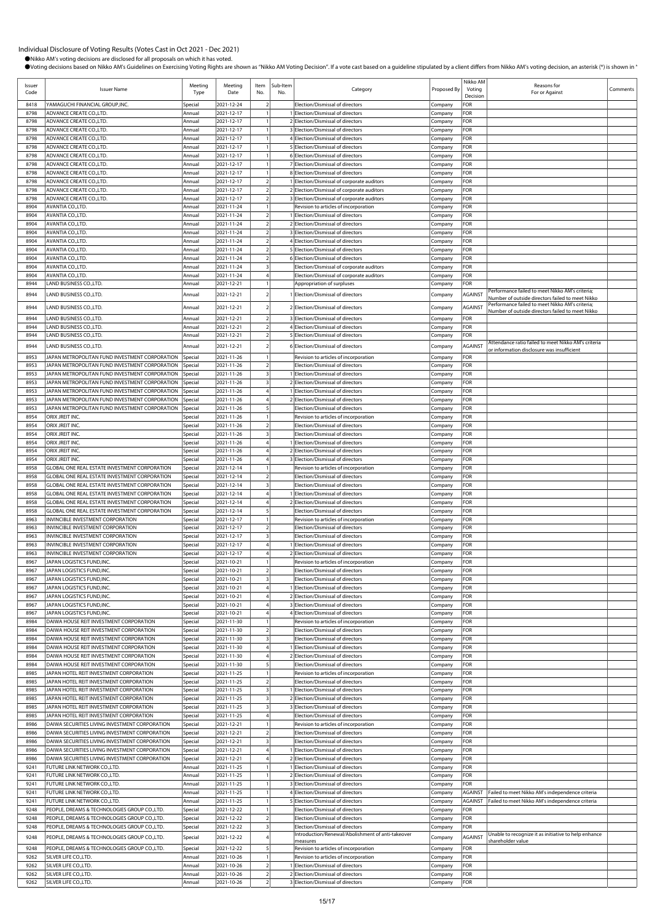Individual Disclosure of Voting Results (Votes Cast in Oct 2021 - Dec 2021)

●Nikko AM's voting decisions are disclosed for all proposals on which it has voted.

●Voting decisions based on Nikko AM's Guidelines on Exercising Voting Rights are shown as "Nikko AM Voting Decision". If a vote cast based on a guideline stipulated by a client differs from Nikko AM's voting decision, an asterisk (*) is shown in "

| Issuer Code | Issuer Name | Meeting Type | Meeting Date | Item No. | Sub-Item No. | Category | Proposed By | Nikko AM Voting Decision | Reasons for For or Against | Comments |
|---|---|---|---|---|---|---|---|---|---|---|
| 8418 | YAMAGUCHI FINANCIAL GROUP,INC. | Special | 2021-12-24 | 2 | | Election/Dismissal of directors | Company | FOR | | |
| 8798 | ADVANCE CREATE CO.,LTD. | Annual | 2021-12-17 | 1 | 1 | Election/Dismissal of directors | Company | FOR | | |
| 8798 | ADVANCE CREATE CO.,LTD. | Annual | 2021-12-17 | 1 | 2 | Election/Dismissal of directors | Company | FOR | | |
| 8798 | ADVANCE CREATE CO.,LTD. | Annual | 2021-12-17 | 1 | 3 | Election/Dismissal of directors | Company | FOR | | |
| 8798 | ADVANCE CREATE CO.,LTD. | Annual | 2021-12-17 | 1 | 4 | Election/Dismissal of directors | Company | FOR | | |
| 8798 | ADVANCE CREATE CO.,LTD. | Annual | 2021-12-17 | 1 | 5 | Election/Dismissal of directors | Company | FOR | | |
| 8798 | ADVANCE CREATE CO.,LTD. | Annual | 2021-12-17 | 1 | 6 | Election/Dismissal of directors | Company | FOR | | |
| 8798 | ADVANCE CREATE CO.,LTD. | Annual | 2021-12-17 | 1 | 7 | Election/Dismissal of directors | Company | FOR | | |
| 8798 | ADVANCE CREATE CO.,LTD. | Annual | 2021-12-17 | 1 | 8 | Election/Dismissal of directors | Company | FOR | | |
| 8798 | ADVANCE CREATE CO.,LTD. | Annual | 2021-12-17 | 2 | 1 | Election/Dismissal of corporate auditors | Company | FOR | | |
| 8798 | ADVANCE CREATE CO.,LTD. | Annual | 2021-12-17 | 2 | 2 | Election/Dismissal of corporate auditors | Company | FOR | | |
| 8798 | ADVANCE CREATE CO.,LTD. | Annual | 2021-12-17 | 2 | 3 | Election/Dismissal of corporate auditors | Company | FOR | | |
| 8904 | AVANTIA CO.,LTD. | Annual | 2021-11-24 | 1 | | Revision to articles of incorporation | Company | FOR | | |
| 8904 | AVANTIA CO.,LTD. | Annual | 2021-11-24 | 2 | 1 | Election/Dismissal of directors | Company | FOR | | |
| 8904 | AVANTIA CO.,LTD. | Annual | 2021-11-24 | 2 | 2 | Election/Dismissal of directors | Company | FOR | | |
| 8904 | AVANTIA CO.,LTD. | Annual | 2021-11-24 | 2 | 3 | Election/Dismissal of directors | Company | FOR | | |
| 8904 | AVANTIA CO.,LTD. | Annual | 2021-11-24 | 2 | 4 | Election/Dismissal of directors | Company | FOR | | |
| 8904 | AVANTIA CO.,LTD. | Annual | 2021-11-24 | 2 | 5 | Election/Dismissal of directors | Company | FOR | | |
| 8904 | AVANTIA CO.,LTD. | Annual | 2021-11-24 | 2 | 6 | Election/Dismissal of directors | Company | FOR | | |
| 8904 | AVANTIA CO.,LTD. | Annual | 2021-11-24 | 3 | | Election/Dismissal of corporate auditors | Company | FOR | | |
| 8904 | AVANTIA CO.,LTD. | Annual | 2021-11-24 | 4 | | Election/Dismissal of corporate auditors | Company | FOR | | |
| 8944 | LAND BUSINESS CO.,LTD. | Annual | 2021-12-21 | 1 | | Appropriation of surpluses | Company | FOR | | |
| 8944 | LAND BUSINESS CO.,LTD. | Annual | 2021-12-21 | 2 | 1 | Election/Dismissal of directors | Company | AGAINST | Performance failed to meet Nikko AM's criteria; Number of outside directors failed to meet Nikko | |
| 8944 | LAND BUSINESS CO.,LTD. | Annual | 2021-12-21 | 2 | 2 | Election/Dismissal of directors | Company | AGAINST | Performance failed to meet Nikko AM's criteria; Number of outside directors failed to meet Nikko | |
| 8944 | LAND BUSINESS CO.,LTD. | Annual | 2021-12-21 | 2 | 3 | Election/Dismissal of directors | Company | FOR | | |
| 8944 | LAND BUSINESS CO.,LTD. | Annual | 2021-12-21 | 2 | 4 | Election/Dismissal of directors | Company | FOR | | |
| 8944 | LAND BUSINESS CO.,LTD. | Annual | 2021-12-21 | 2 | 5 | Election/Dismissal of directors | Company | FOR | | |
| 8944 | LAND BUSINESS CO.,LTD. | Annual | 2021-12-21 | 2 | 6 | Election/Dismissal of directors | Company | AGAINST | Attendance ratio failed to meet Nikko AM's criteria or information disclosure was insufficient | |
| 8953 | JAPAN METROPOLITAN FUND INVESTMENT CORPORATION | Special | 2021-11-26 | 1 | | Revision to articles of incorporation | Company | FOR | | |
| 8953 | JAPAN METROPOLITAN FUND INVESTMENT CORPORATION | Special | 2021-11-26 | 2 | | Election/Dismissal of directors | Company | FOR | | |
| 8953 | JAPAN METROPOLITAN FUND INVESTMENT CORPORATION | Special | 2021-11-26 | 3 | 1 | Election/Dismissal of directors | Company | FOR | | |
| 8953 | JAPAN METROPOLITAN FUND INVESTMENT CORPORATION | Special | 2021-11-26 | 3 | 2 | Election/Dismissal of directors | Company | FOR | | |
| 8953 | JAPAN METROPOLITAN FUND INVESTMENT CORPORATION | Special | 2021-11-26 | 4 | 1 | Election/Dismissal of directors | Company | FOR | | |
| 8953 | JAPAN METROPOLITAN FUND INVESTMENT CORPORATION | Special | 2021-11-26 | 4 | 2 | Election/Dismissal of directors | Company | FOR | | |
| 8953 | JAPAN METROPOLITAN FUND INVESTMENT CORPORATION | Special | 2021-11-26 | 5 | | Election/Dismissal of directors | Company | FOR | | |
| 8954 | ORIX JREIT INC. | Special | 2021-11-26 | 1 | | Revision to articles of incorporation | Company | FOR | | |
| 8954 | ORIX JREIT INC. | Special | 2021-11-26 | 2 | | Election/Dismissal of directors | Company | FOR | | |
| 8954 | ORIX JREIT INC. | Special | 2021-11-26 | 3 | | Election/Dismissal of directors | Company | FOR | | |
| 8954 | ORIX JREIT INC. | Special | 2021-11-26 | 4 | 1 | Election/Dismissal of directors | Company | FOR | | |
| 8954 | ORIX JREIT INC. | Special | 2021-11-26 | 4 | 2 | Election/Dismissal of directors | Company | FOR | | |
| 8954 | ORIX JREIT INC. | Special | 2021-11-26 | 4 | 3 | Election/Dismissal of directors | Company | FOR | | |
| 8958 | GLOBAL ONE REAL ESTATE INVESTMENT CORPORATION | Special | 2021-12-14 | 1 | | Revision to articles of incorporation | Company | FOR | | |
| 8958 | GLOBAL ONE REAL ESTATE INVESTMENT CORPORATION | Special | 2021-12-14 | 2 | | Election/Dismissal of directors | Company | FOR | | |
| 8958 | GLOBAL ONE REAL ESTATE INVESTMENT CORPORATION | Special | 2021-12-14 | 3 | | Election/Dismissal of directors | Company | FOR | | |
| 8958 | GLOBAL ONE REAL ESTATE INVESTMENT CORPORATION | Special | 2021-12-14 | 4 | 1 | Election/Dismissal of directors | Company | FOR | | |
| 8958 | GLOBAL ONE REAL ESTATE INVESTMENT CORPORATION | Special | 2021-12-14 | 4 | 2 | Election/Dismissal of directors | Company | FOR | | |
| 8958 | GLOBAL ONE REAL ESTATE INVESTMENT CORPORATION | Special | 2021-12-14 | 5 | | Election/Dismissal of directors | Company | FOR | | |
| 8963 | INVINCIBLE INVESTMENT CORPORATION | Special | 2021-12-17 | 1 | | Revision to articles of incorporation | Company | FOR | | |
| 8963 | INVINCIBLE INVESTMENT CORPORATION | Special | 2021-12-17 | 2 | | Election/Dismissal of directors | Company | FOR | | |
| 8963 | INVINCIBLE INVESTMENT CORPORATION | Special | 2021-12-17 | 3 | | Election/Dismissal of directors | Company | FOR | | |
| 8963 | INVINCIBLE INVESTMENT CORPORATION | Special | 2021-12-17 | 4 | 1 | Election/Dismissal of directors | Company | FOR | | |
| 8963 | INVINCIBLE INVESTMENT CORPORATION | Special | 2021-12-17 | 4 | 2 | Election/Dismissal of directors | Company | FOR | | |
| 8967 | JAPAN LOGISTICS FUND,INC. | Special | 2021-10-21 | 1 | | Revision to articles of incorporation | Company | FOR | | |
| 8967 | JAPAN LOGISTICS FUND,INC. | Special | 2021-10-21 | 2 | | Election/Dismissal of directors | Company | FOR | | |
| 8967 | JAPAN LOGISTICS FUND,INC. | Special | 2021-10-21 | 3 | | Election/Dismissal of directors | Company | FOR | | |
| 8967 | JAPAN LOGISTICS FUND,INC. | Special | 2021-10-21 | 4 | 1 | Election/Dismissal of directors | Company | FOR | | |
| 8967 | JAPAN LOGISTICS FUND,INC. | Special | 2021-10-21 | 4 | 2 | Election/Dismissal of directors | Company | FOR | | |
| 8967 | JAPAN LOGISTICS FUND,INC. | Special | 2021-10-21 | 4 | 3 | Election/Dismissal of directors | Company | FOR | | |
| 8967 | JAPAN LOGISTICS FUND,INC. | Special | 2021-10-21 | 4 | 4 | Election/Dismissal of directors | Company | FOR | | |
| 8984 | DAIWA HOUSE REIT INVESTMENT CORPORATION | Special | 2021-11-30 | 1 | | Revision to articles of incorporation | Company | FOR | | |
| 8984 | DAIWA HOUSE REIT INVESTMENT CORPORATION | Special | 2021-11-30 | 2 | | Election/Dismissal of directors | Company | FOR | | |
| 8984 | DAIWA HOUSE REIT INVESTMENT CORPORATION | Special | 2021-11-30 | 3 | | Election/Dismissal of directors | Company | FOR | | |
| 8984 | DAIWA HOUSE REIT INVESTMENT CORPORATION | Special | 2021-11-30 | 4 | 1 | Election/Dismissal of directors | Company | FOR | | |
| 8984 | DAIWA HOUSE REIT INVESTMENT CORPORATION | Special | 2021-11-30 | 4 | 2 | Election/Dismissal of directors | Company | FOR | | |
| 8984 | DAIWA HOUSE REIT INVESTMENT CORPORATION | Special | 2021-11-30 | 5 | | Election/Dismissal of directors | Company | FOR | | |
| 8985 | JAPAN HOTEL REIT INVESTMENT CORPORATION | Special | 2021-11-25 | 1 | | Revision to articles of incorporation | Company | FOR | | |
| 8985 | JAPAN HOTEL REIT INVESTMENT CORPORATION | Special | 2021-11-25 | 2 | | Election/Dismissal of directors | Company | FOR | | |
| 8985 | JAPAN HOTEL REIT INVESTMENT CORPORATION | Special | 2021-11-25 | 3 | 1 | Election/Dismissal of directors | Company | FOR | | |
| 8985 | JAPAN HOTEL REIT INVESTMENT CORPORATION | Special | 2021-11-25 | 3 | 2 | Election/Dismissal of directors | Company | FOR | | |
| 8985 | JAPAN HOTEL REIT INVESTMENT CORPORATION | Special | 2021-11-25 | 3 | 3 | Election/Dismissal of directors | Company | FOR | | |
| 8985 | JAPAN HOTEL REIT INVESTMENT CORPORATION | Special | 2021-11-25 | 4 | | Election/Dismissal of directors | Company | FOR | | |
| 8986 | DAIWA SECURITIES LIVING INVESTMENT CORPORATION | Special | 2021-12-21 | 1 | | Revision to articles of incorporation | Company | FOR | | |
| 8986 | DAIWA SECURITIES LIVING INVESTMENT CORPORATION | Special | 2021-12-21 | 2 | | Election/Dismissal of directors | Company | FOR | | |
| 8986 | DAIWA SECURITIES LIVING INVESTMENT CORPORATION | Special | 2021-12-21 | 3 | | Election/Dismissal of directors | Company | FOR | | |
| 8986 | DAIWA SECURITIES LIVING INVESTMENT CORPORATION | Special | 2021-12-21 | 4 | 1 | Election/Dismissal of directors | Company | FOR | | |
| 8986 | DAIWA SECURITIES LIVING INVESTMENT CORPORATION | Special | 2021-12-21 | 4 | 2 | Election/Dismissal of directors | Company | FOR | | |
| 9241 | FUTURE LINK NETWORK CO.,LTD. | Annual | 2021-11-25 | 1 | 1 | Election/Dismissal of directors | Company | FOR | | |
| 9241 | FUTURE LINK NETWORK CO.,LTD. | Annual | 2021-11-25 | 1 | 2 | Election/Dismissal of directors | Company | FOR | | |
| 9241 | FUTURE LINK NETWORK CO.,LTD. | Annual | 2021-11-25 | 1 | 3 | Election/Dismissal of directors | Company | FOR | | |
| 9241 | FUTURE LINK NETWORK CO.,LTD. | Annual | 2021-11-25 | 1 | 4 | Election/Dismissal of directors | Company | AGAINST | Failed to meet Nikko AM's independence criteria | |
| 9241 | FUTURE LINK NETWORK CO.,LTD. | Annual | 2021-11-25 | 1 | 5 | Election/Dismissal of directors | Company | AGAINST | Failed to meet Nikko AM's independence criteria | |
| 9248 | PEOPLE, DREAMS & TECHNOLOGIES GROUP CO.,LTD. | Special | 2021-12-22 | 1 | | Election/Dismissal of directors | Company | FOR | | |
| 9248 | PEOPLE, DREAMS & TECHNOLOGIES GROUP CO.,LTD. | Special | 2021-12-22 | 2 | | Election/Dismissal of directors | Company | FOR | | |
| 9248 | PEOPLE, DREAMS & TECHNOLOGIES GROUP CO.,LTD. | Special | 2021-12-22 | 3 | | Election/Dismissal of directors | Company | FOR | | |
| 9248 | PEOPLE, DREAMS & TECHNOLOGIES GROUP CO.,LTD. | Special | 2021-12-22 | 4 | | Introduction/Renewal/Abolishment of anti-takeover measures | Company | AGAINST | Unable to recognize it as initiative to help enhance shareholder value | |
| 9248 | PEOPLE, DREAMS & TECHNOLOGIES GROUP CO.,LTD. | Special | 2021-12-22 | 5 | | Revision to articles of incorporation | Company | FOR | | |
| 9262 | SILVER LIFE CO.,LTD. | Annual | 2021-10-26 | 1 | | Revision to articles of incorporation | Company | FOR | | |
| 9262 | SILVER LIFE CO.,LTD. | Annual | 2021-10-26 | 2 | 1 | Election/Dismissal of directors | Company | FOR | | |
| 9262 | SILVER LIFE CO.,LTD. | Annual | 2021-10-26 | 2 | 2 | Election/Dismissal of directors | Company | FOR | | |
| 9262 | SILVER LIFE CO.,LTD. | Annual | 2021-10-26 | 2 | 3 | Election/Dismissal of directors | Company | FOR | | |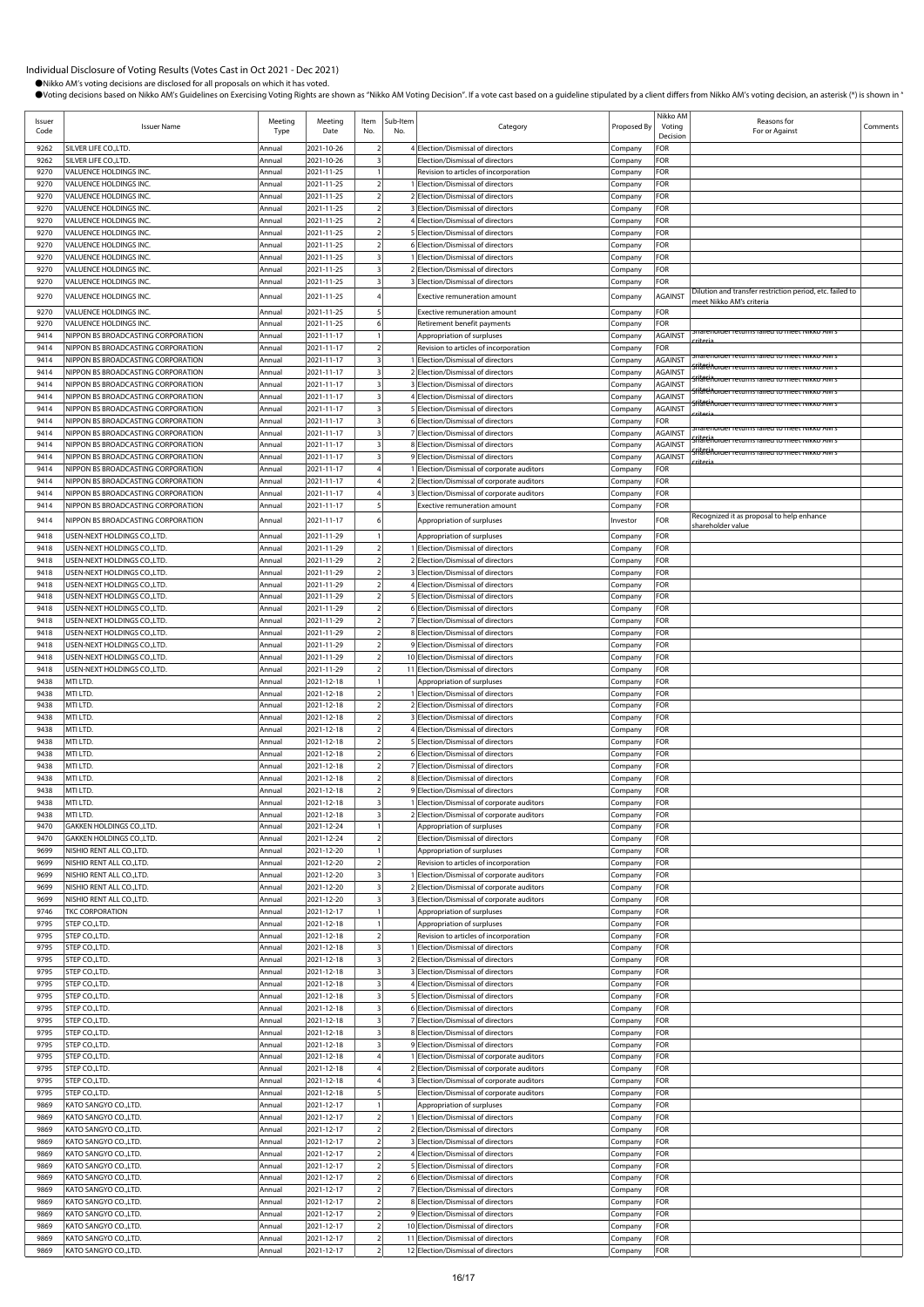Individual Disclosure of Voting Results (Votes Cast in Oct 2021 - Dec 2021)

●Nikko AM's voting decisions are disclosed for all proposals on which it has voted.

●Voting decisions based on Nikko AM's Guidelines on Exercising Voting Rights are shown as "Nikko AM Voting Decision". If a vote cast based on a guideline stipulated by a client differs from Nikko AM's voting decision, an asterisk (*) is shown in "

| Issuer Code | Issuer Name | Meeting Type | Meeting Date | Item No. | Sub-Item No. | Category | Proposed By | Nikko AM Voting Decision | Reasons for For or Against | Comments |
|---|---|---|---|---|---|---|---|---|---|---|
| 9262 | SILVER LIFE CO.,LTD. | Annual | 2021-10-26 | 2 | 4 | Election/Dismissal of directors | Company | FOR | | |
| 9262 | SILVER LIFE CO.,LTD. | Annual | 2021-10-26 | 3 | | Election/Dismissal of directors | Company | FOR | | |
| 9270 | VALUENCE HOLDINGS INC. | Annual | 2021-11-25 | 1 | | Revision to articles of incorporation | Company | FOR | | |
| 9270 | VALUENCE HOLDINGS INC. | Annual | 2021-11-25 | 2 | 1 | Election/Dismissal of directors | Company | FOR | | |
| 9270 | VALUENCE HOLDINGS INC. | Annual | 2021-11-25 | 2 | 2 | Election/Dismissal of directors | Company | FOR | | |
| 9270 | VALUENCE HOLDINGS INC. | Annual | 2021-11-25 | 2 | 3 | Election/Dismissal of directors | Company | FOR | | |
| 9270 | VALUENCE HOLDINGS INC. | Annual | 2021-11-25 | 2 | 4 | Election/Dismissal of directors | Company | FOR | | |
| 9270 | VALUENCE HOLDINGS INC. | Annual | 2021-11-25 | 2 | 5 | Election/Dismissal of directors | Company | FOR | | |
| 9270 | VALUENCE HOLDINGS INC. | Annual | 2021-11-25 | 2 | 6 | Election/Dismissal of directors | Company | FOR | | |
| 9270 | VALUENCE HOLDINGS INC. | Annual | 2021-11-25 | 3 | 1 | Election/Dismissal of directors | Company | FOR | | |
| 9270 | VALUENCE HOLDINGS INC. | Annual | 2021-11-25 | 3 | 2 | Election/Dismissal of directors | Company | FOR | | |
| 9270 | VALUENCE HOLDINGS INC. | Annual | 2021-11-25 | 3 | 3 | Election/Dismissal of directors | Company | FOR | | |
| 9270 | VALUENCE HOLDINGS INC. | Annual | 2021-11-25 | 4 | | Exective remuneration amount | Company | AGAINST | Dilution and transfer restriction period, etc. failed to meet Nikko AM's criteria | |
| 9270 | VALUENCE HOLDINGS INC. | Annual | 2021-11-25 | 5 | | Exective remuneration amount | Company | FOR | | |
| 9270 | VALUENCE HOLDINGS INC. | Annual | 2021-11-25 | 6 | | Retirement benefit payments | Company | FOR | | |
| 9414 | NIPPON BS BROADCASTING CORPORATION | Annual | 2021-11-17 | 1 | | Appropriation of surpluses | Company | AGAINST | Shareholder returns failed to meet Nikko AM's criteria | |
| 9414 | NIPPON BS BROADCASTING CORPORATION | Annual | 2021-11-17 | 2 | | Revision to articles of incorporation | Company | FOR | | |
| 9414 | NIPPON BS BROADCASTING CORPORATION | Annual | 2021-11-17 | 3 | 1 | Election/Dismissal of directors | Company | AGAINST | Shareholder returns failed to meet Nikko AM's criteria | |
| 9414 | NIPPON BS BROADCASTING CORPORATION | Annual | 2021-11-17 | 3 | 2 | Election/Dismissal of directors | Company | AGAINST | Shareholder returns failed to meet Nikko AM's criteria | |
| 9414 | NIPPON BS BROADCASTING CORPORATION | Annual | 2021-11-17 | 3 | 3 | Election/Dismissal of directors | Company | AGAINST | Shareholder returns failed to meet Nikko AM's criteria | |
| 9414 | NIPPON BS BROADCASTING CORPORATION | Annual | 2021-11-17 | 3 | 4 | Election/Dismissal of directors | Company | AGAINST | Shareholder returns failed to meet Nikko AM's criteria | |
| 9414 | NIPPON BS BROADCASTING CORPORATION | Annual | 2021-11-17 | 3 | 5 | Election/Dismissal of directors | Company | AGAINST | Shareholder returns failed to meet Nikko AM's criteria | |
| 9414 | NIPPON BS BROADCASTING CORPORATION | Annual | 2021-11-17 | 3 | 6 | Election/Dismissal of directors | Company | FOR | | |
| 9414 | NIPPON BS BROADCASTING CORPORATION | Annual | 2021-11-17 | 3 | 7 | Election/Dismissal of directors | Company | AGAINST | Shareholder returns failed to meet Nikko AM's criteria | |
| 9414 | NIPPON BS BROADCASTING CORPORATION | Annual | 2021-11-17 | 3 | 8 | Election/Dismissal of directors | Company | AGAINST | Shareholder returns failed to meet Nikko AM's criteria | |
| 9414 | NIPPON BS BROADCASTING CORPORATION | Annual | 2021-11-17 | 3 | 9 | Election/Dismissal of directors | Company | AGAINST | Shareholder returns failed to meet Nikko AM's criteria | |
| 9414 | NIPPON BS BROADCASTING CORPORATION | Annual | 2021-11-17 | 4 | 1 | Election/Dismissal of corporate auditors | Company | FOR | | |
| 9414 | NIPPON BS BROADCASTING CORPORATION | Annual | 2021-11-17 | 4 | 2 | Election/Dismissal of corporate auditors | Company | FOR | | |
| 9414 | NIPPON BS BROADCASTING CORPORATION | Annual | 2021-11-17 | 4 | 3 | Election/Dismissal of corporate auditors | Company | FOR | | |
| 9414 | NIPPON BS BROADCASTING CORPORATION | Annual | 2021-11-17 | 5 | | Exective remuneration amount | Company | FOR | | |
| 9414 | NIPPON BS BROADCASTING CORPORATION | Annual | 2021-11-17 | 6 | | Appropriation of surpluses | Investor | FOR | Recognized it as proposal to help enhance shareholder value | |
| 9418 | USEN-NEXT HOLDINGS CO.,LTD. | Annual | 2021-11-29 | 1 | | Appropriation of surpluses | Company | FOR | | |
| 9418 | USEN-NEXT HOLDINGS CO.,LTD. | Annual | 2021-11-29 | 2 | 1 | Election/Dismissal of directors | Company | FOR | | |
| 9418 | USEN-NEXT HOLDINGS CO.,LTD. | Annual | 2021-11-29 | 2 | 2 | Election/Dismissal of directors | Company | FOR | | |
| 9418 | USEN-NEXT HOLDINGS CO.,LTD. | Annual | 2021-11-29 | 2 | 3 | Election/Dismissal of directors | Company | FOR | | |
| 9418 | USEN-NEXT HOLDINGS CO.,LTD. | Annual | 2021-11-29 | 2 | 4 | Election/Dismissal of directors | Company | FOR | | |
| 9418 | USEN-NEXT HOLDINGS CO.,LTD. | Annual | 2021-11-29 | 2 | 5 | Election/Dismissal of directors | Company | FOR | | |
| 9418 | USEN-NEXT HOLDINGS CO.,LTD. | Annual | 2021-11-29 | 2 | 6 | Election/Dismissal of directors | Company | FOR | | |
| 9418 | USEN-NEXT HOLDINGS CO.,LTD. | Annual | 2021-11-29 | 2 | 7 | Election/Dismissal of directors | Company | FOR | | |
| 9418 | USEN-NEXT HOLDINGS CO.,LTD. | Annual | 2021-11-29 | 2 | 8 | Election/Dismissal of directors | Company | FOR | | |
| 9418 | USEN-NEXT HOLDINGS CO.,LTD. | Annual | 2021-11-29 | 2 | 9 | Election/Dismissal of directors | Company | FOR | | |
| 9418 | USEN-NEXT HOLDINGS CO.,LTD. | Annual | 2021-11-29 | 2 | 10 | Election/Dismissal of directors | Company | FOR | | |
| 9418 | USEN-NEXT HOLDINGS CO.,LTD. | Annual | 2021-11-29 | 2 | 11 | Election/Dismissal of directors | Company | FOR | | |
| 9438 | MTI LTD. | Annual | 2021-12-18 | 1 | | Appropriation of surpluses | Company | FOR | | |
| 9438 | MTI LTD. | Annual | 2021-12-18 | 2 | 1 | Election/Dismissal of directors | Company | FOR | | |
| 9438 | MTI LTD. | Annual | 2021-12-18 | 2 | 2 | Election/Dismissal of directors | Company | FOR | | |
| 9438 | MTI LTD. | Annual | 2021-12-18 | 2 | 3 | Election/Dismissal of directors | Company | FOR | | |
| 9438 | MTI LTD. | Annual | 2021-12-18 | 2 | 4 | Election/Dismissal of directors | Company | FOR | | |
| 9438 | MTI LTD. | Annual | 2021-12-18 | 2 | 5 | Election/Dismissal of directors | Company | FOR | | |
| 9438 | MTI LTD. | Annual | 2021-12-18 | 2 | 6 | Election/Dismissal of directors | Company | FOR | | |
| 9438 | MTI LTD. | Annual | 2021-12-18 | 2 | 7 | Election/Dismissal of directors | Company | FOR | | |
| 9438 | MTI LTD. | Annual | 2021-12-18 | 2 | 8 | Election/Dismissal of directors | Company | FOR | | |
| 9438 | MTI LTD. | Annual | 2021-12-18 | 2 | 9 | Election/Dismissal of directors | Company | FOR | | |
| 9438 | MTI LTD. | Annual | 2021-12-18 | 3 | 1 | Election/Dismissal of corporate auditors | Company | FOR | | |
| 9438 | MTI LTD. | Annual | 2021-12-18 | 3 | 2 | Election/Dismissal of corporate auditors | Company | FOR | | |
| 9470 | GAKKEN HOLDINGS CO.,LTD. | Annual | 2021-12-24 | 1 | | Appropriation of surpluses | Company | FOR | | |
| 9470 | GAKKEN HOLDINGS CO.,LTD. | Annual | 2021-12-24 | 2 | | Election/Dismissal of directors | Company | FOR | | |
| 9699 | NISHIO RENT ALL CO.,LTD. | Annual | 2021-12-20 | 1 | | Appropriation of surpluses | Company | FOR | | |
| 9699 | NISHIO RENT ALL CO.,LTD. | Annual | 2021-12-20 | 2 | | Revision to articles of incorporation | Company | FOR | | |
| 9699 | NISHIO RENT ALL CO.,LTD. | Annual | 2021-12-20 | 3 | 1 | Election/Dismissal of corporate auditors | Company | FOR | | |
| 9699 | NISHIO RENT ALL CO.,LTD. | Annual | 2021-12-20 | 3 | 2 | Election/Dismissal of corporate auditors | Company | FOR | | |
| 9699 | NISHIO RENT ALL CO.,LTD. | Annual | 2021-12-20 | 3 | 3 | Election/Dismissal of corporate auditors | Company | FOR | | |
| 9746 | TKC CORPORATION | Annual | 2021-12-17 | 1 | | Appropriation of surpluses | Company | FOR | | |
| 9795 | STEP CO.,LTD. | Annual | 2021-12-18 | 1 | | Appropriation of surpluses | Company | FOR | | |
| 9795 | STEP CO.,LTD. | Annual | 2021-12-18 | 2 | | Revision to articles of incorporation | Company | FOR | | |
| 9795 | STEP CO.,LTD. | Annual | 2021-12-18 | 3 | 1 | Election/Dismissal of directors | Company | FOR | | |
| 9795 | STEP CO.,LTD. | Annual | 2021-12-18 | 3 | 2 | Election/Dismissal of directors | Company | FOR | | |
| 9795 | STEP CO.,LTD. | Annual | 2021-12-18 | 3 | 3 | Election/Dismissal of directors | Company | FOR | | |
| 9795 | STEP CO.,LTD. | Annual | 2021-12-18 | 3 | 4 | Election/Dismissal of directors | Company | FOR | | |
| 9795 | STEP CO.,LTD. | Annual | 2021-12-18 | 3 | 5 | Election/Dismissal of directors | Company | FOR | | |
| 9795 | STEP CO.,LTD. | Annual | 2021-12-18 | 3 | 6 | Election/Dismissal of directors | Company | FOR | | |
| 9795 | STEP CO.,LTD. | Annual | 2021-12-18 | 3 | 7 | Election/Dismissal of directors | Company | FOR | | |
| 9795 | STEP CO.,LTD. | Annual | 2021-12-18 | 3 | 8 | Election/Dismissal of directors | Company | FOR | | |
| 9795 | STEP CO.,LTD. | Annual | 2021-12-18 | 3 | 9 | Election/Dismissal of directors | Company | FOR | | |
| 9795 | STEP CO.,LTD. | Annual | 2021-12-18 | 4 | 1 | Election/Dismissal of corporate auditors | Company | FOR | | |
| 9795 | STEP CO.,LTD. | Annual | 2021-12-18 | 4 | 2 | Election/Dismissal of corporate auditors | Company | FOR | | |
| 9795 | STEP CO.,LTD. | Annual | 2021-12-18 | 4 | 3 | Election/Dismissal of corporate auditors | Company | FOR | | |
| 9795 | STEP CO.,LTD. | Annual | 2021-12-18 | 5 | | Election/Dismissal of corporate auditors | Company | FOR | | |
| 9869 | KATO SANGYO CO.,LTD. | Annual | 2021-12-17 | 1 | | Appropriation of surpluses | Company | FOR | | |
| 9869 | KATO SANGYO CO.,LTD. | Annual | 2021-12-17 | 2 | 1 | Election/Dismissal of directors | Company | FOR | | |
| 9869 | KATO SANGYO CO.,LTD. | Annual | 2021-12-17 | 2 | 2 | Election/Dismissal of directors | Company | FOR | | |
| 9869 | KATO SANGYO CO.,LTD. | Annual | 2021-12-17 | 2 | 3 | Election/Dismissal of directors | Company | FOR | | |
| 9869 | KATO SANGYO CO.,LTD. | Annual | 2021-12-17 | 2 | 4 | Election/Dismissal of directors | Company | FOR | | |
| 9869 | KATO SANGYO CO.,LTD. | Annual | 2021-12-17 | 2 | 5 | Election/Dismissal of directors | Company | FOR | | |
| 9869 | KATO SANGYO CO.,LTD. | Annual | 2021-12-17 | 2 | 6 | Election/Dismissal of directors | Company | FOR | | |
| 9869 | KATO SANGYO CO.,LTD. | Annual | 2021-12-17 | 2 | 7 | Election/Dismissal of directors | Company | FOR | | |
| 9869 | KATO SANGYO CO.,LTD. | Annual | 2021-12-17 | 2 | 8 | Election/Dismissal of directors | Company | FOR | | |
| 9869 | KATO SANGYO CO.,LTD. | Annual | 2021-12-17 | 2 | 9 | Election/Dismissal of directors | Company | FOR | | |
| 9869 | KATO SANGYO CO.,LTD. | Annual | 2021-12-17 | 2 | 10 | Election/Dismissal of directors | Company | FOR | | |
| 9869 | KATO SANGYO CO.,LTD. | Annual | 2021-12-17 | 2 | 11 | Election/Dismissal of directors | Company | FOR | | |
| 9869 | KATO SANGYO CO.,LTD. | Annual | 2021-12-17 | 2 | 12 | Election/Dismissal of directors | Company | FOR | | |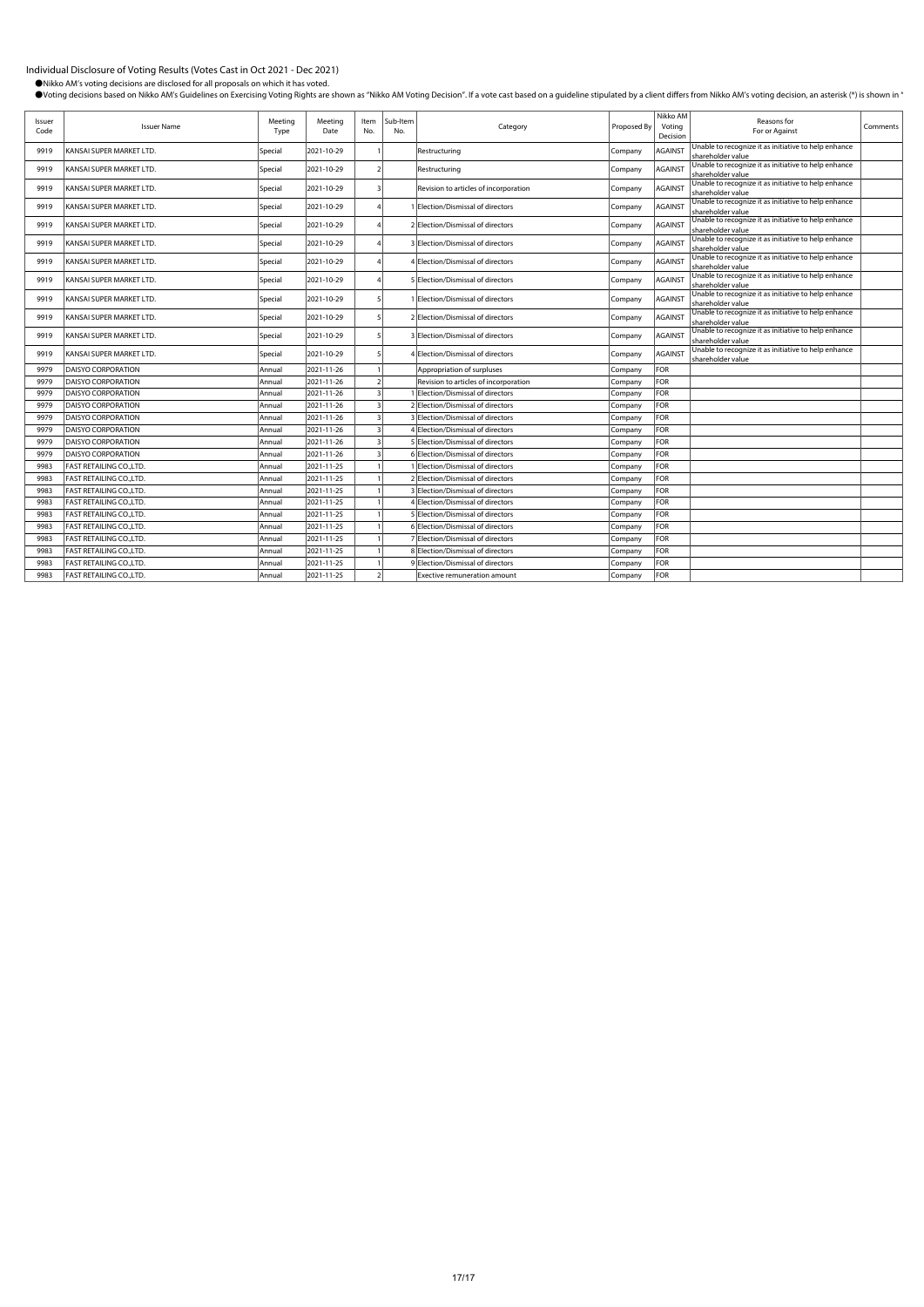Individual Disclosure of Voting Results (Votes Cast in Oct 2021 - Dec 2021)

●Nikko AM's voting decisions are disclosed for all proposals on which it has voted.

●Voting decisions based on Nikko AM's Guidelines on Exercising Voting Rights are shown as "Nikko AM Voting Decision". If a vote cast based on a guideline stipulated by a client differs from Nikko AM's voting decision, an asterisk (*) is shown in "

| Issuer Code | Issuer Name | Meeting Type | Meeting Date | Item No. | Sub-Item No. | Category | Proposed By | Nikko AM Voting Decision | Reasons for For or Against | Comments |
|---|---|---|---|---|---|---|---|---|---|---|
| 9919 | KANSAI SUPER MARKET LTD. | Special | 2021-10-29 | 1 | | Restructuring | Company | AGAINST | Unable to recognize it as initiative to help enhance shareholder value | |
| 9919 | KANSAI SUPER MARKET LTD. | Special | 2021-10-29 | 2 | | Restructuring | Company | AGAINST | Unable to recognize it as initiative to help enhance shareholder value | |
| 9919 | KANSAI SUPER MARKET LTD. | Special | 2021-10-29 | 3 | | Revision to articles of incorporation | Company | AGAINST | Unable to recognize it as initiative to help enhance shareholder value | |
| 9919 | KANSAI SUPER MARKET LTD. | Special | 2021-10-29 | 4 | 1 | Election/Dismissal of directors | Company | AGAINST | Unable to recognize it as initiative to help enhance shareholder value | |
| 9919 | KANSAI SUPER MARKET LTD. | Special | 2021-10-29 | 4 | 2 | Election/Dismissal of directors | Company | AGAINST | Unable to recognize it as initiative to help enhance shareholder value | |
| 9919 | KANSAI SUPER MARKET LTD. | Special | 2021-10-29 | 4 | 3 | Election/Dismissal of directors | Company | AGAINST | Unable to recognize it as initiative to help enhance shareholder value | |
| 9919 | KANSAI SUPER MARKET LTD. | Special | 2021-10-29 | 4 | 4 | Election/Dismissal of directors | Company | AGAINST | Unable to recognize it as initiative to help enhance shareholder value | |
| 9919 | KANSAI SUPER MARKET LTD. | Special | 2021-10-29 | 4 | 5 | Election/Dismissal of directors | Company | AGAINST | Unable to recognize it as initiative to help enhance shareholder value | |
| 9919 | KANSAI SUPER MARKET LTD. | Special | 2021-10-29 | 5 | 1 | Election/Dismissal of directors | Company | AGAINST | Unable to recognize it as initiative to help enhance shareholder value | |
| 9919 | KANSAI SUPER MARKET LTD. | Special | 2021-10-29 | 5 | 2 | Election/Dismissal of directors | Company | AGAINST | Unable to recognize it as initiative to help enhance shareholder value | |
| 9919 | KANSAI SUPER MARKET LTD. | Special | 2021-10-29 | 5 | 3 | Election/Dismissal of directors | Company | AGAINST | Unable to recognize it as initiative to help enhance shareholder value | |
| 9919 | KANSAI SUPER MARKET LTD. | Special | 2021-10-29 | 5 | 4 | Election/Dismissal of directors | Company | AGAINST | Unable to recognize it as initiative to help enhance shareholder value | |
| 9979 | DAISYO CORPORATION | Annual | 2021-11-26 | 1 | | Appropriation of surpluses | Company | FOR | | |
| 9979 | DAISYO CORPORATION | Annual | 2021-11-26 | 2 | | Revision to articles of incorporation | Company | FOR | | |
| 9979 | DAISYO CORPORATION | Annual | 2021-11-26 | 3 | 1 | Election/Dismissal of directors | Company | FOR | | |
| 9979 | DAISYO CORPORATION | Annual | 2021-11-26 | 3 | 2 | Election/Dismissal of directors | Company | FOR | | |
| 9979 | DAISYO CORPORATION | Annual | 2021-11-26 | 3 | 3 | Election/Dismissal of directors | Company | FOR | | |
| 9979 | DAISYO CORPORATION | Annual | 2021-11-26 | 3 | 4 | Election/Dismissal of directors | Company | FOR | | |
| 9979 | DAISYO CORPORATION | Annual | 2021-11-26 | 3 | 5 | Election/Dismissal of directors | Company | FOR | | |
| 9979 | DAISYO CORPORATION | Annual | 2021-11-26 | 3 | 6 | Election/Dismissal of directors | Company | FOR | | |
| 9983 | FAST RETAILING CO.,LTD. | Annual | 2021-11-25 | 1 | 1 | Election/Dismissal of directors | Company | FOR | | |
| 9983 | FAST RETAILING CO.,LTD. | Annual | 2021-11-25 | 1 | 2 | Election/Dismissal of directors | Company | FOR | | |
| 9983 | FAST RETAILING CO.,LTD. | Annual | 2021-11-25 | 1 | 3 | Election/Dismissal of directors | Company | FOR | | |
| 9983 | FAST RETAILING CO.,LTD. | Annual | 2021-11-25 | 1 | 4 | Election/Dismissal of directors | Company | FOR | | |
| 9983 | FAST RETAILING CO.,LTD. | Annual | 2021-11-25 | 1 | 5 | Election/Dismissal of directors | Company | FOR | | |
| 9983 | FAST RETAILING CO.,LTD. | Annual | 2021-11-25 | 1 | 6 | Election/Dismissal of directors | Company | FOR | | |
| 9983 | FAST RETAILING CO.,LTD. | Annual | 2021-11-25 | 1 | 7 | Election/Dismissal of directors | Company | FOR | | |
| 9983 | FAST RETAILING CO.,LTD. | Annual | 2021-11-25 | 1 | 8 | Election/Dismissal of directors | Company | FOR | | |
| 9983 | FAST RETAILING CO.,LTD. | Annual | 2021-11-25 | 1 | 9 | Election/Dismissal of directors | Company | FOR | | |
| 9983 | FAST RETAILING CO.,LTD. | Annual | 2021-11-25 | 2 | | Exective remuneration amount | Company | FOR | | |